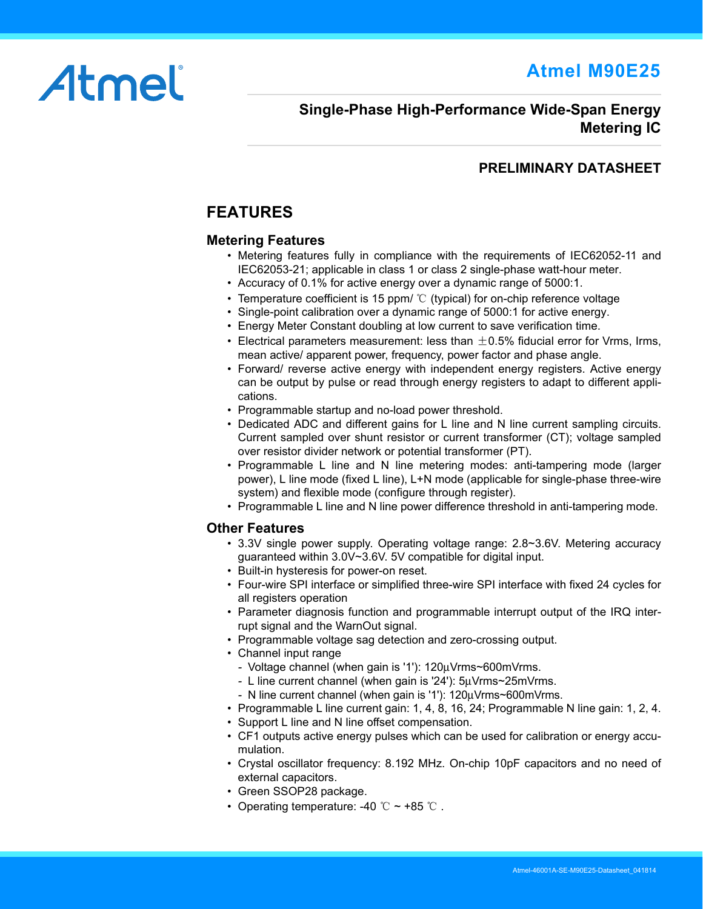Atmel

# Atmel M90E25

## Single-Phase High-Performance Wide-Span Energy Metering IC

**PRELIMINARY DATASHEET**

## FEATURES

### Metering Features

- Metering features fully in compliance with the requirements of IEC62052-11 and IEC62053-21; applicable in class 1 or class 2 single-phase watt-hour meter.
- Accuracy of 0.1% for active energy over a dynamic range of 5000:1.
- Temperature coefficient is 15 ppm/ ℃ (typical) for on-chip reference voltage
- Single-point calibration over a dynamic range of 5000:1 for active energy.
- Energy Meter Constant doubling at low current to save verification time.
- Electrical parameters measurement: less than ±0.5% fiducial error for Vrms, Irms, mean active/ apparent power, frequency, power factor and phase angle.
- Forward/ reverse active energy with independent energy registers. Active energy can be output by pulse or read through energy registers to adapt to different applications.
- Programmable startup and no-load power threshold.
- Dedicated ADC and different gains for L line and N line current sampling circuits. Current sampled over shunt resistor or current transformer (CT); voltage sampled over resistor divider network or potential transformer (PT).
- Programmable L line and N line metering modes: anti-tampering mode (larger power), L line mode (fixed L line), L+N mode (applicable for single-phase three-wire system) and flexible mode (configure through register).
- Programmable L line and N line power difference threshold in anti-tampering mode.

### Other Features

- 3.3V single power supply. Operating voltage range: 2.8~3.6V. Metering accuracy guaranteed within 3.0V~3.6V. 5V compatible for digital input.
- Built-in hysteresis for power-on reset.
- Four-wire SPI interface or simplified three-wire SPI interface with fixed 24 cycles for all registers operation
- Parameter diagnosis function and programmable interrupt output of the IRQ interrupt signal and the WarnOut signal.
- Programmable voltage sag detection and zero-crossing output.
- Channel input range
  - Voltage channel (when gain is '1'): 120μVrms~600mVrms.
  - L line current channel (when gain is '24'): 5μVrms~25mVrms.
  - N line current channel (when gain is '1'): 120μVrms~600mVrms.
- Programmable L line current gain: 1, 4, 8, 16, 24; Programmable N line gain: 1, 2, 4.
- Support L line and N line offset compensation.
- CF1 outputs active energy pulses which can be used for calibration or energy accumulation.
- Crystal oscillator frequency: 8.192 MHz. On-chip 10pF capacitors and no need of external capacitors.
- Green SSOP28 package.
- Operating temperature: -40 ℃ ~ +85 ℃ .

Atmel-46001A-SE-M90E25-Datasheet_041814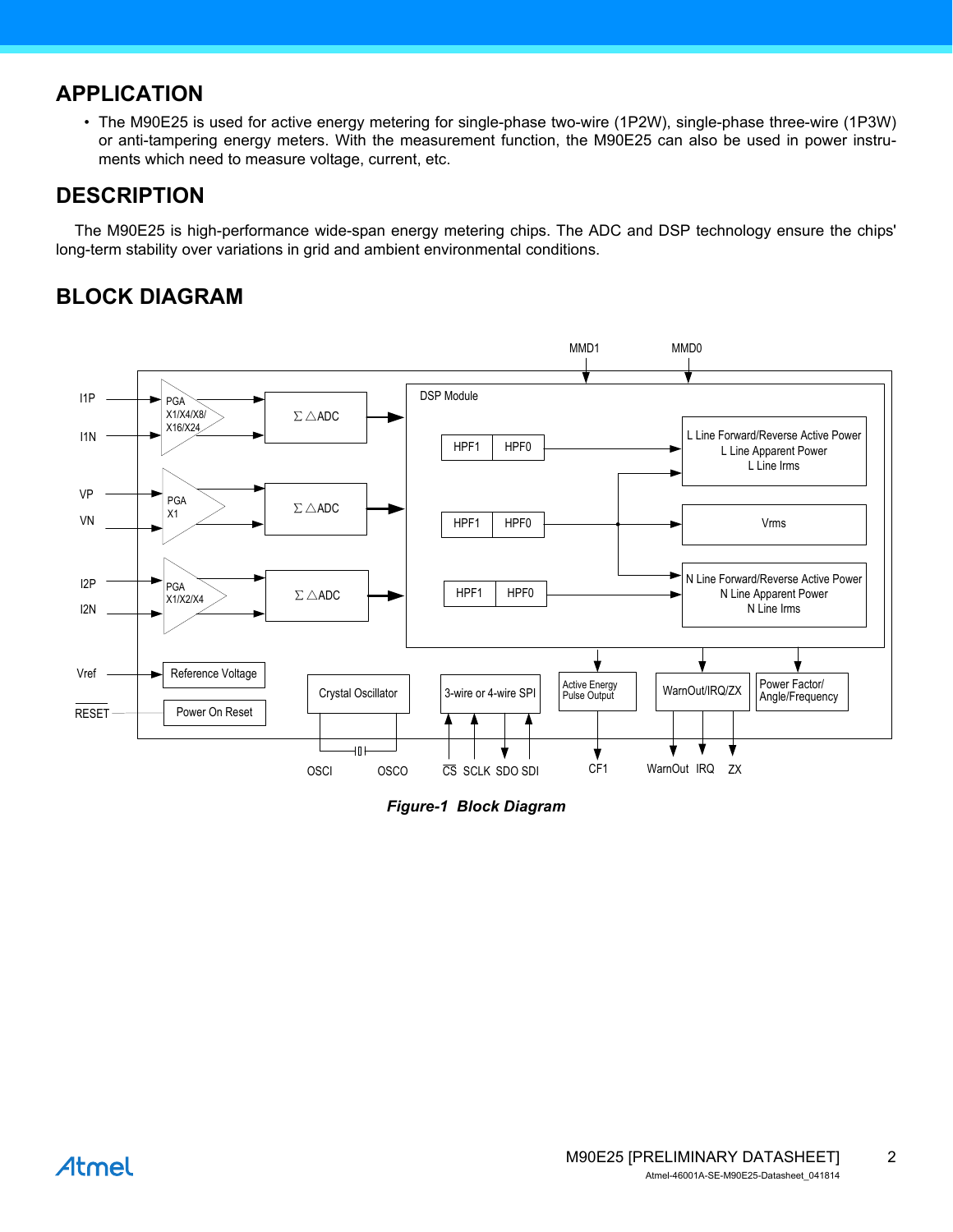## APPLICATION

- The M90E25 is used for active energy metering for single-phase two-wire (1P2W), single-phase three-wire (1P3W) or anti-tampering energy meters. With the measurement function, the M90E25 can also be used in power instruments which need to measure voltage, current, etc.

## DESCRIPTION

The M90E25 is high-performance wide-span energy metering chips. The ADC and DSP technology ensure the chips' long-term stability over variations in grid and ambient environmental conditions.

## BLOCK DIAGRAM

***Figure-1 Block Diagram***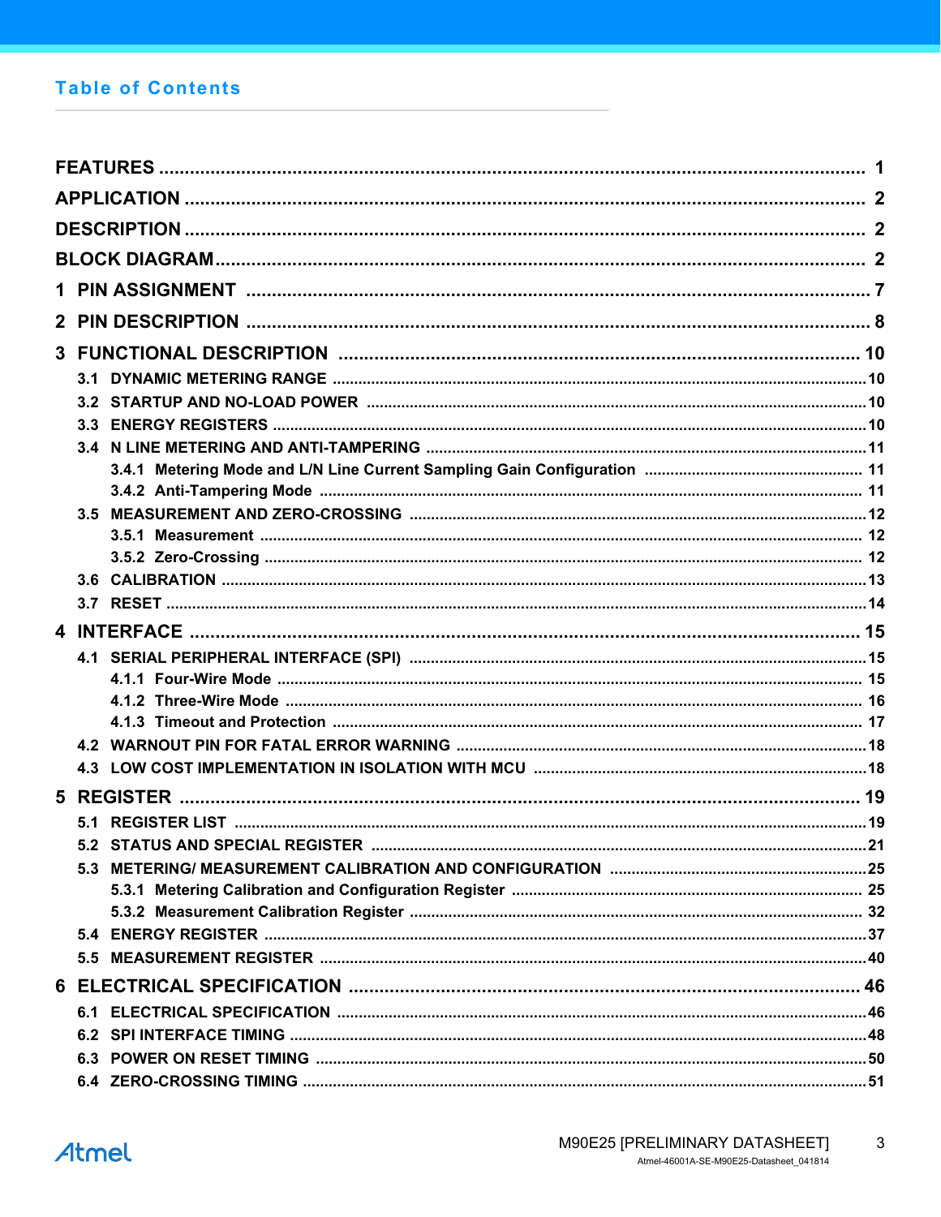## Table of Contents

- FEATURES ... 1
- APPLICATION ... 2
- DESCRIPTION ... 2
- BLOCK DIAGRAM ... 2
- 1 PIN ASSIGNMENT ... 7
- 2 PIN DESCRIPTION ... 8
- 3 FUNCTIONAL DESCRIPTION ... 10
  - 3.1 DYNAMIC METERING RANGE ... 10
  - 3.2 STARTUP AND NO-LOAD POWER ... 10
  - 3.3 ENERGY REGISTERS ... 10
  - 3.4 N LINE METERING AND ANTI-TAMPERING ... 11
    - 3.4.1 Metering Mode and L/N Line Current Sampling Gain Configuration ... 11
    - 3.4.2 Anti-Tampering Mode ... 11
  - 3.5 MEASUREMENT AND ZERO-CROSSING ... 12
    - 3.5.1 Measurement ... 12
    - 3.5.2 Zero-Crossing ... 12
  - 3.6 CALIBRATION ... 13
  - 3.7 RESET ... 14
- 4 INTERFACE ... 15
  - 4.1 SERIAL PERIPHERAL INTERFACE (SPI) ... 15
    - 4.1.1 Four-Wire Mode ... 15
    - 4.1.2 Three-Wire Mode ... 16
    - 4.1.3 Timeout and Protection ... 17
  - 4.2 WARNOUT PIN FOR FATAL ERROR WARNING ... 18
  - 4.3 LOW COST IMPLEMENTATION IN ISOLATION WITH MCU ... 18
- 5 REGISTER ... 19
  - 5.1 REGISTER LIST ... 19
  - 5.2 STATUS AND SPECIAL REGISTER ... 21
  - 5.3 METERING/ MEASUREMENT CALIBRATION AND CONFIGURATION ... 25
    - 5.3.1 Metering Calibration and Configuration Register ... 25
    - 5.3.2 Measurement Calibration Register ... 32
  - 5.4 ENERGY REGISTER ... 37
  - 5.5 MEASUREMENT REGISTER ... 40
- 6 ELECTRICAL SPECIFICATION ... 46
  - 6.1 ELECTRICAL SPECIFICATION ... 46
  - 6.2 SPI INTERFACE TIMING ... 48
  - 6.3 POWER ON RESET TIMING ... 50
  - 6.4 ZERO-CROSSING TIMING ... 51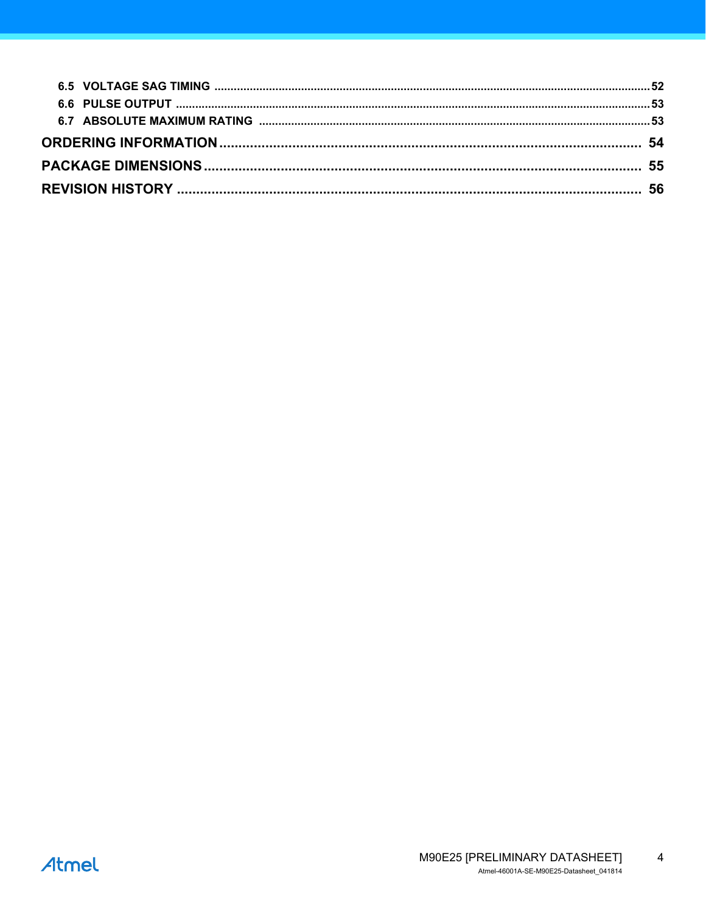6.5 VOLTAGE SAG TIMING ..........52
6.6 PULSE OUTPUT ..........53
6.7 ABSOLUTE MAXIMUM RATING ..........53

**ORDERING INFORMATION .......... 54**

**PACKAGE DIMENSIONS .......... 55**

**REVISION HISTORY .......... 56**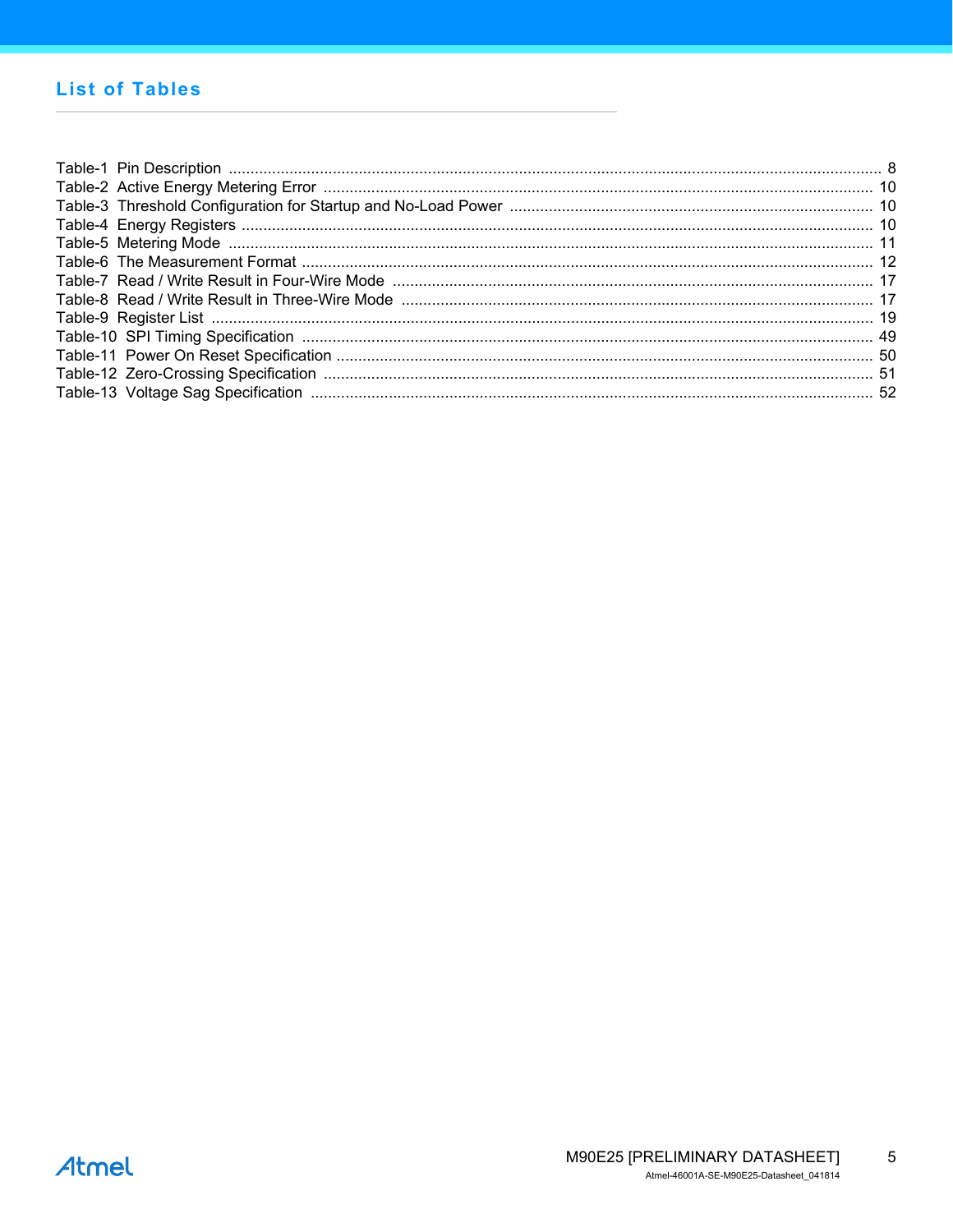## List of Tables

Table-1 Pin Description ........................................................ 8
Table-2 Active Energy Metering Error ........................................................ 10
Table-3 Threshold Configuration for Startup and No-Load Power ........................................................ 10
Table-4 Energy Registers ........................................................ 10
Table-5 Metering Mode ........................................................ 11
Table-6 The Measurement Format ........................................................ 12
Table-7 Read / Write Result in Four-Wire Mode ........................................................ 17
Table-8 Read / Write Result in Three-Wire Mode ........................................................ 17
Table-9 Register List ........................................................ 19
Table-10 SPI Timing Specification ........................................................ 49
Table-11 Power On Reset Specification ........................................................ 50
Table-12 Zero-Crossing Specification ........................................................ 51
Table-13 Voltage Sag Specification ........................................................ 52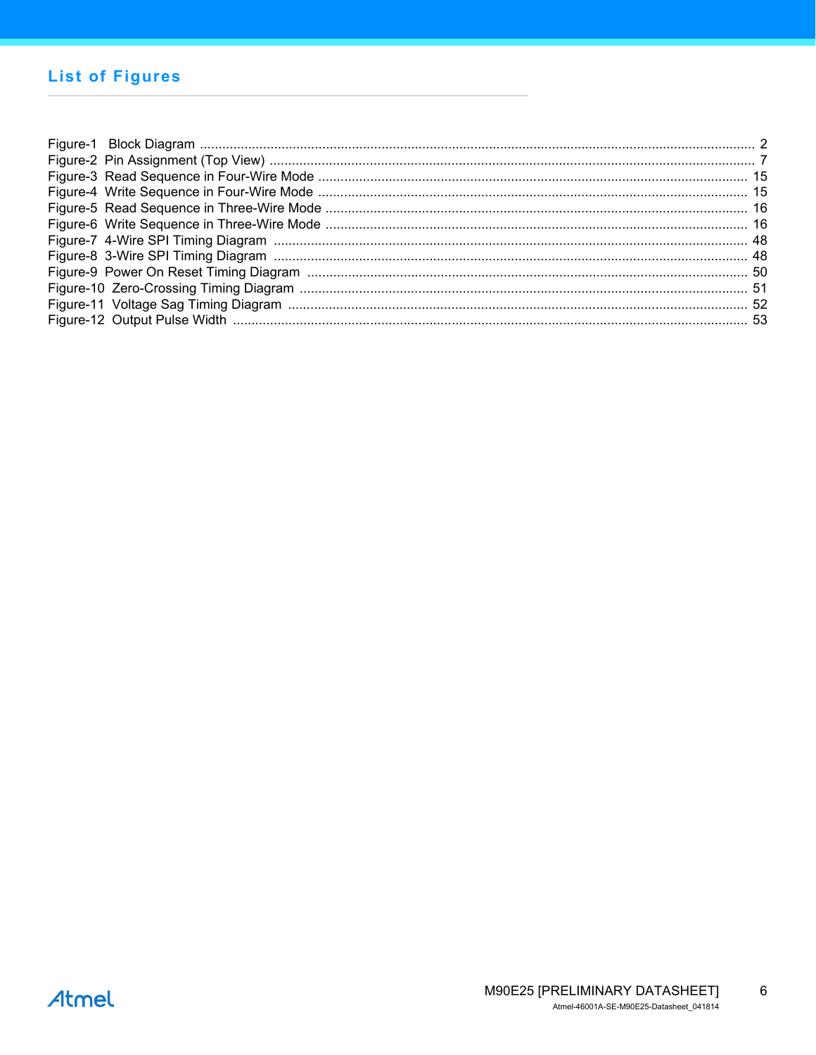## List of Figures

Figure-1 Block Diagram ........................................................................................................................................... 2
Figure-2 Pin Assignment (Top View) ....................................................................................................................... 7
Figure-3 Read Sequence in Four-Wire Mode ......................................................................................................... 15
Figure-4 Write Sequence in Four-Wire Mode ......................................................................................................... 15
Figure-5 Read Sequence in Three-Wire Mode ....................................................................................................... 16
Figure-6 Write Sequence in Three-Wire Mode ....................................................................................................... 16
Figure-7 4-Wire SPI Timing Diagram ..................................................................................................................... 48
Figure-8 3-Wire SPI Timing Diagram ..................................................................................................................... 48
Figure-9 Power On Reset Timing Diagram ............................................................................................................ 50
Figure-10 Zero-Crossing Timing Diagram .............................................................................................................. 51
Figure-11 Voltage Sag Timing Diagram ................................................................................................................. 52
Figure-12 Output Pulse Width ................................................................................................................................ 53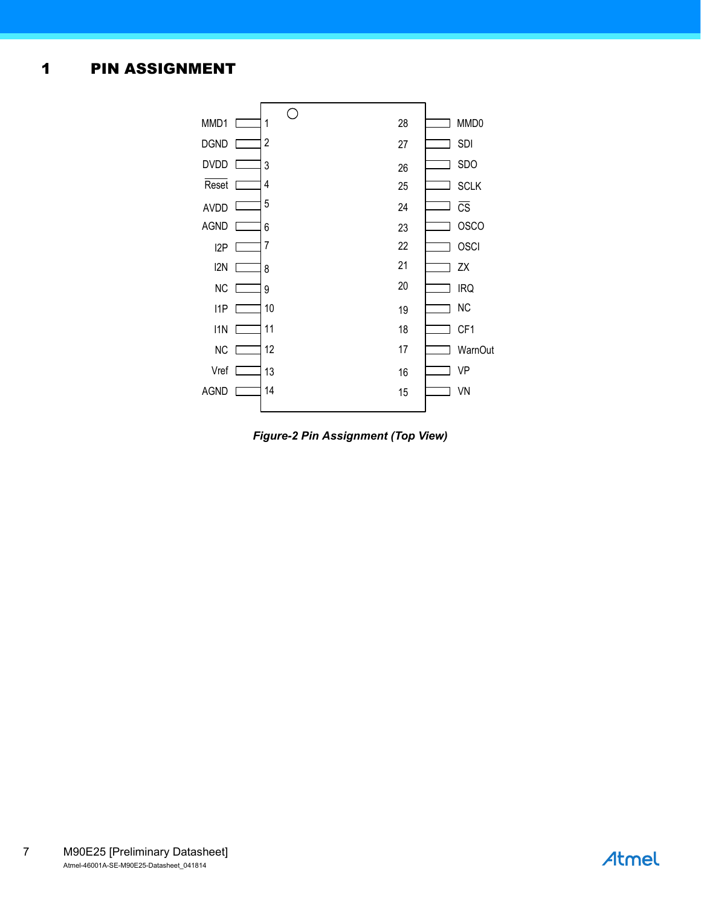# 1 PIN ASSIGNMENT

| Pin Name | Pin No. | Pin No. | Pin Name |
|---|---|---|---|
| MMD1 | 1 | 28 | MMD0 |
| DGND | 2 | 27 | SDI |
| DVDD | 3 | 26 | SDO |
| $\overline{\text{Reset}}$ | 4 | 25 | SCLK |
| AVDD | 5 | 24 | $\overline{\text{CS}}$ |
| AGND | 6 | 23 | OSCO |
| I2P | 7 | 22 | OSCI |
| I2N | 8 | 21 | ZX |
| NC | 9 | 20 | IRQ |
| I1P | 10 | 19 | NC |
| I1N | 11 | 18 | CF1 |
| NC | 12 | 17 | WarnOut |
| Vref | 13 | 16 | VP |
| AGND | 14 | 15 | VN |

*Figure-2 Pin Assignment (Top View)*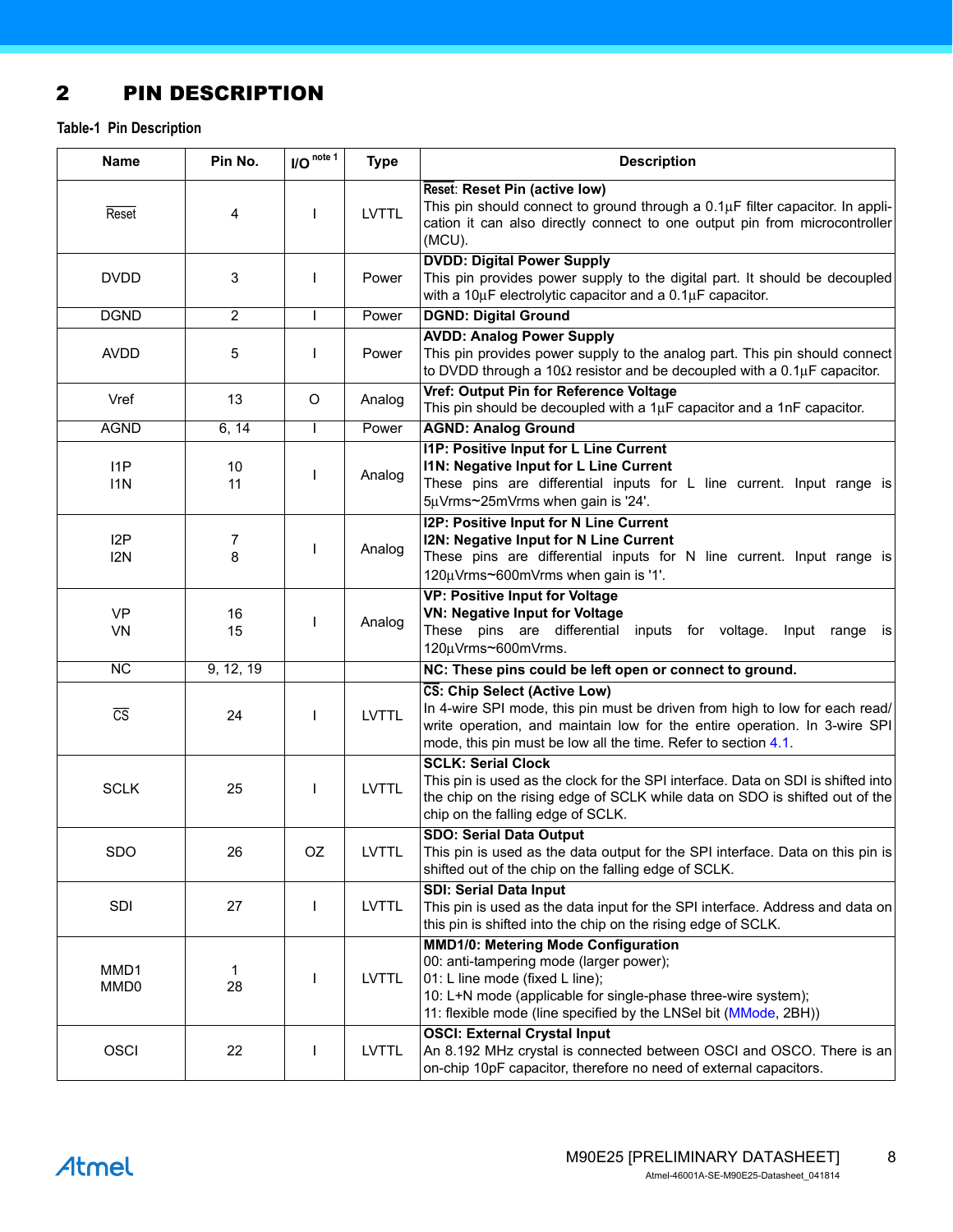# 2 PIN DESCRIPTION

**Table-1 Pin Description**

| Name | Pin No. | I/O note 1 | Type | Description |
|---|---|---|---|---|
| $\overline{Reset}$ | 4 | I | LVTTL | **$\overline{Reset}$: Reset Pin (active low)** This pin should connect to ground through a 0.1µF filter capacitor. In application it can also directly connect to one output pin from microcontroller (MCU). |
| DVDD | 3 | I | Power | **DVDD: Digital Power Supply** This pin provides power supply to the digital part. It should be decoupled with a 10µF electrolytic capacitor and a 0.1µF capacitor. |
| DGND | 2 | I | Power | **DGND: Digital Ground** |
| AVDD | 5 | I | Power | **AVDD: Analog Power Supply** This pin provides power supply to the analog part. This pin should connect to DVDD through a 10Ω resistor and be decoupled with a 0.1µF capacitor. |
| Vref | 13 | O | Analog | **Vref: Output Pin for Reference Voltage** This pin should be decoupled with a 1µF capacitor and a 1nF capacitor. |
| AGND | 6, 14 | I | Power | **AGND: Analog Ground** |
| I1P<br>I1N | 10<br>11 | I | Analog | **I1P: Positive Input for L Line Current**<br>**I1N: Negative Input for L Line Current**<br>These pins are differential inputs for L line current. Input range is 5µVrms~25mVrms when gain is '24'. |
| I2P<br>I2N | 7<br>8 | I | Analog | **I2P: Positive Input for N Line Current**<br>**I2N: Negative Input for N Line Current**<br>These pins are differential inputs for N line current. Input range is 120µVrms~600mVrms when gain is '1'. |
| VP<br>VN | 16<br>15 | I | Analog | **VP: Positive Input for Voltage**<br>**VN: Negative Input for Voltage**<br>These pins are differential inputs for voltage. Input range is 120µVrms~600mVrms. |
| NC | 9, 12, 19 | | | **NC: These pins could be left open or connect to ground.** |
| $\overline{CS}$ | 24 | I | LVTTL | **$\overline{CS}$: Chip Select (Active Low)** In 4-wire SPI mode, this pin must be driven from high to low for each read/write operation, and maintain low for the entire operation. In 3-wire SPI mode, this pin must be low all the time. Refer to section 4.1. |
| SCLK | 25 | I | LVTTL | **SCLK: Serial Clock** This pin is used as the clock for the SPI interface. Data on SDI is shifted into the chip on the rising edge of SCLK while data on SDO is shifted out of the chip on the falling edge of SCLK. |
| SDO | 26 | OZ | LVTTL | **SDO: Serial Data Output** This pin is used as the data output for the SPI interface. Data on this pin is shifted out of the chip on the falling edge of SCLK. |
| SDI | 27 | I | LVTTL | **SDI: Serial Data Input** This pin is used as the data input for the SPI interface. Address and data on this pin is shifted into the chip on the rising edge of SCLK. |
| MMD1<br>MMD0 | 1<br>28 | I | LVTTL | **MMD1/0: Metering Mode Configuration**<br>00: anti-tampering mode (larger power);<br>01: L line mode (fixed L line);<br>10: L+N mode (applicable for single-phase three-wire system);<br>11: flexible mode (line specified by the LNSel bit (MMode, 2BH)) |
| OSCI | 22 | I | LVTTL | **OSCI: External Crystal Input** An 8.192 MHz crystal is connected between OSCI and OSCO. There is an on-chip 10pF capacitor, therefore no need of external capacitors. |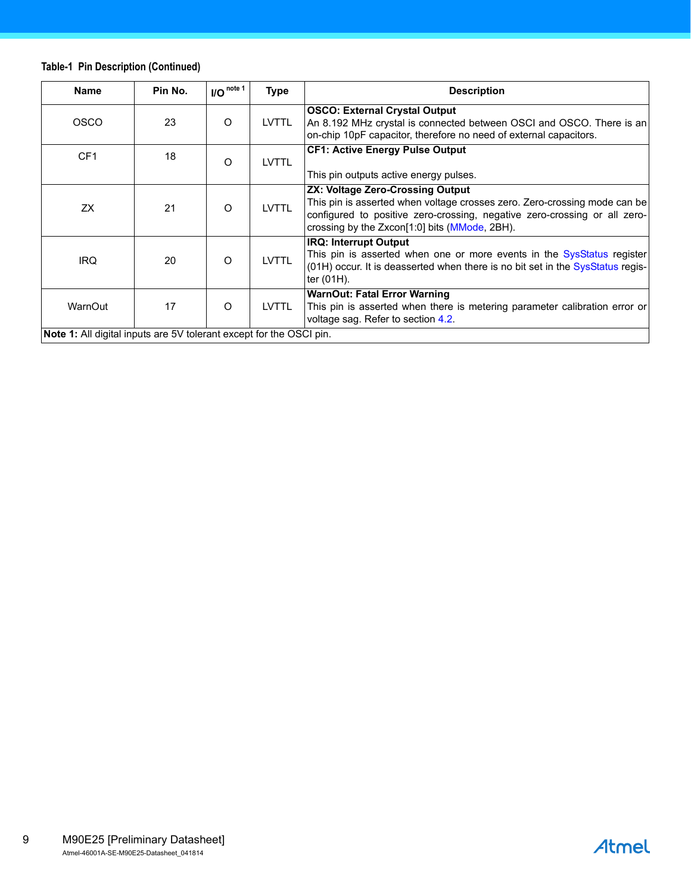**Table-1 Pin Description (Continued)**

| Name | Pin No. | I/O [note 1] | Type | Description |
|---|---|---|---|---|
| OSCO | 23 | O | LVTTL | **OSCO: External Crystal Output**<br>An 8.192 MHz crystal is connected between OSCI and OSCO. There is an on-chip 10pF capacitor, therefore no need of external capacitors. |
| CF1 | 18 | O | LVTTL | **CF1: Active Energy Pulse Output**<br><br>This pin outputs active energy pulses. |
| ZX | 21 | O | LVTTL | **ZX: Voltage Zero-Crossing Output**<br>This pin is asserted when voltage crosses zero. Zero-crossing mode can be configured to positive zero-crossing, negative zero-crossing or all zero-crossing by the Zxcon[1:0] bits (MMode, 2BH). |
| IRQ | 20 | O | LVTTL | **IRQ: Interrupt Output**<br>This pin is asserted when one or more events in the SysStatus register (01H) occur. It is deasserted when there is no bit set in the SysStatus register (01H). |
| WarnOut | 17 | O | LVTTL | **WarnOut: Fatal Error Warning**<br>This pin is asserted when there is metering parameter calibration error or voltage sag. Refer to section 4.2. |

**Note 1:** All digital inputs are 5V tolerant except for the OSCI pin.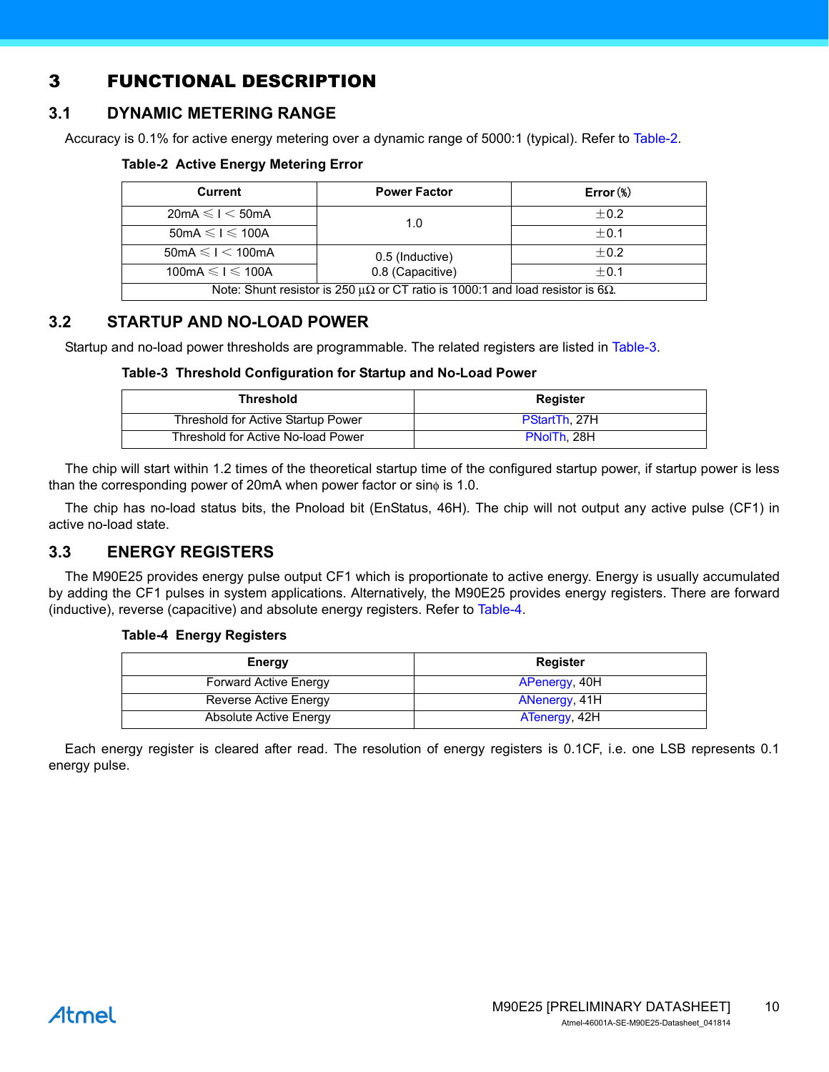# 3 FUNCTIONAL DESCRIPTION

## 3.1 DYNAMIC METERING RANGE

Accuracy is 0.1% for active energy metering over a dynamic range of 5000:1 (typical). Refer to Table-2.

**Table-2 Active Energy Metering Error**

| Current | Power Factor | Error (%) |
|---|---|---|
| 20mA ≤ I < 50mA | 1.0 | ±0.2 |
| 50mA ≤ I ≤ 100A | | ±0.1 |
| 50mA ≤ I < 100mA | 0.5 (Inductive)<br>0.8 (Capacitive) | ±0.2 |
| 100mA ≤ I ≤ 100A | | ±0.1 |
| Note: Shunt resistor is 250 μΩ or CT ratio is 1000:1 and load resistor is 6Ω. | | |

## 3.2 STARTUP AND NO-LOAD POWER

Startup and no-load power thresholds are programmable. The related registers are listed in Table-3.

**Table-3 Threshold Configuration for Startup and No-Load Power**

| Threshold | Register |
|---|---|
| Threshold for Active Startup Power | PStartTh, 27H |
| Threshold for Active No-load Power | PNolTh, 28H |

The chip will start within 1.2 times of the theoretical startup time of the configured startup power, if startup power is less than the corresponding power of 20mA when power factor or sinϕ is 1.0.

The chip has no-load status bits, the Pnoload bit (EnStatus, 46H). The chip will not output any active pulse (CF1) in active no-load state.

## 3.3 ENERGY REGISTERS

The M90E25 provides energy pulse output CF1 which is proportionate to active energy. Energy is usually accumulated by adding the CF1 pulses in system applications. Alternatively, the M90E25 provides energy registers. There are forward (inductive), reverse (capacitive) and absolute energy registers. Refer to Table-4.

**Table-4 Energy Registers**

| Energy | Register |
|---|---|
| Forward Active Energy | APenergy, 40H |
| Reverse Active Energy | ANenergy, 41H |
| Absolute Active Energy | ATenergy, 42H |

Each energy register is cleared after read. The resolution of energy registers is 0.1CF, i.e. one LSB represents 0.1 energy pulse.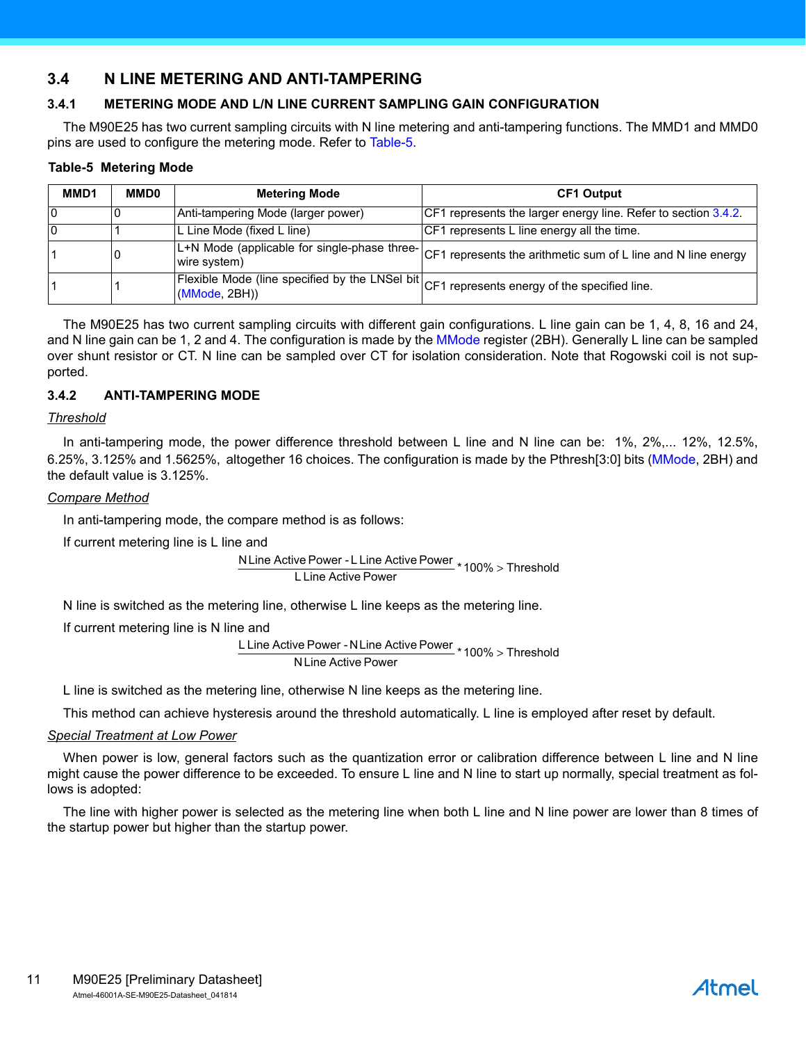## 3.4 N LINE METERING AND ANTI-TAMPERING

### 3.4.1 METERING MODE AND L/N LINE CURRENT SAMPLING GAIN CONFIGURATION

The M90E25 has two current sampling circuits with N line metering and anti-tampering functions. The MMD1 and MMD0 pins are used to configure the metering mode. Refer to Table-5.

**Table-5 Metering Mode**

| MMD1 | MMD0 | Metering Mode | CF1 Output |
|---|---|---|---|
| 0 | 0 | Anti-tampering Mode (larger power) | CF1 represents the larger energy line. Refer to section 3.4.2. |
| 0 | 1 | L Line Mode (fixed L line) | CF1 represents L line energy all the time. |
| 1 | 0 | L+N Mode (applicable for single-phase three-wire system) | CF1 represents the arithmetic sum of L line and N line energy |
| 1 | 1 | Flexible Mode (line specified by the LNSel bit (MMode, 2BH)) | CF1 represents energy of the specified line. |

The M90E25 has two current sampling circuits with different gain configurations. L line gain can be 1, 4, 8, 16 and 24, and N line gain can be 1, 2 and 4. The configuration is made by the MMode register (2BH). Generally L line can be sampled over shunt resistor or CT. N line can be sampled over CT for isolation consideration. Note that Rogowski coil is not supported.

### 3.4.2 ANTI-TAMPERING MODE

*Threshold*

In anti-tampering mode, the power difference threshold between L line and N line can be: 1%, 2%,... 12%, 12.5%, 6.25%, 3.125% and 1.5625%, altogether 16 choices. The configuration is made by the Pthresh[3:0] bits (MMode, 2BH) and the default value is 3.125%.

*Compare Method*

In anti-tampering mode, the compare method is as follows:

If current metering line is L line and

$$\frac{\text{N Line Active Power - L Line Active Power}}{\text{L Line Active Power}} * 100\% > \text{Threshold}$$

N line is switched as the metering line, otherwise L line keeps as the metering line.

If current metering line is N line and

$$\frac{\text{L Line Active Power - N Line Active Power}}{\text{N Line Active Power}} * 100\% > \text{Threshold}$$

L line is switched as the metering line, otherwise N line keeps as the metering line.

This method can achieve hysteresis around the threshold automatically. L line is employed after reset by default.

*Special Treatment at Low Power*

When power is low, general factors such as the quantization error or calibration difference between L line and N line might cause the power difference to be exceeded. To ensure L line and N line to start up normally, special treatment as follows is adopted:

The line with higher power is selected as the metering line when both L line and N line power are lower than 8 times of the startup power but higher than the startup power.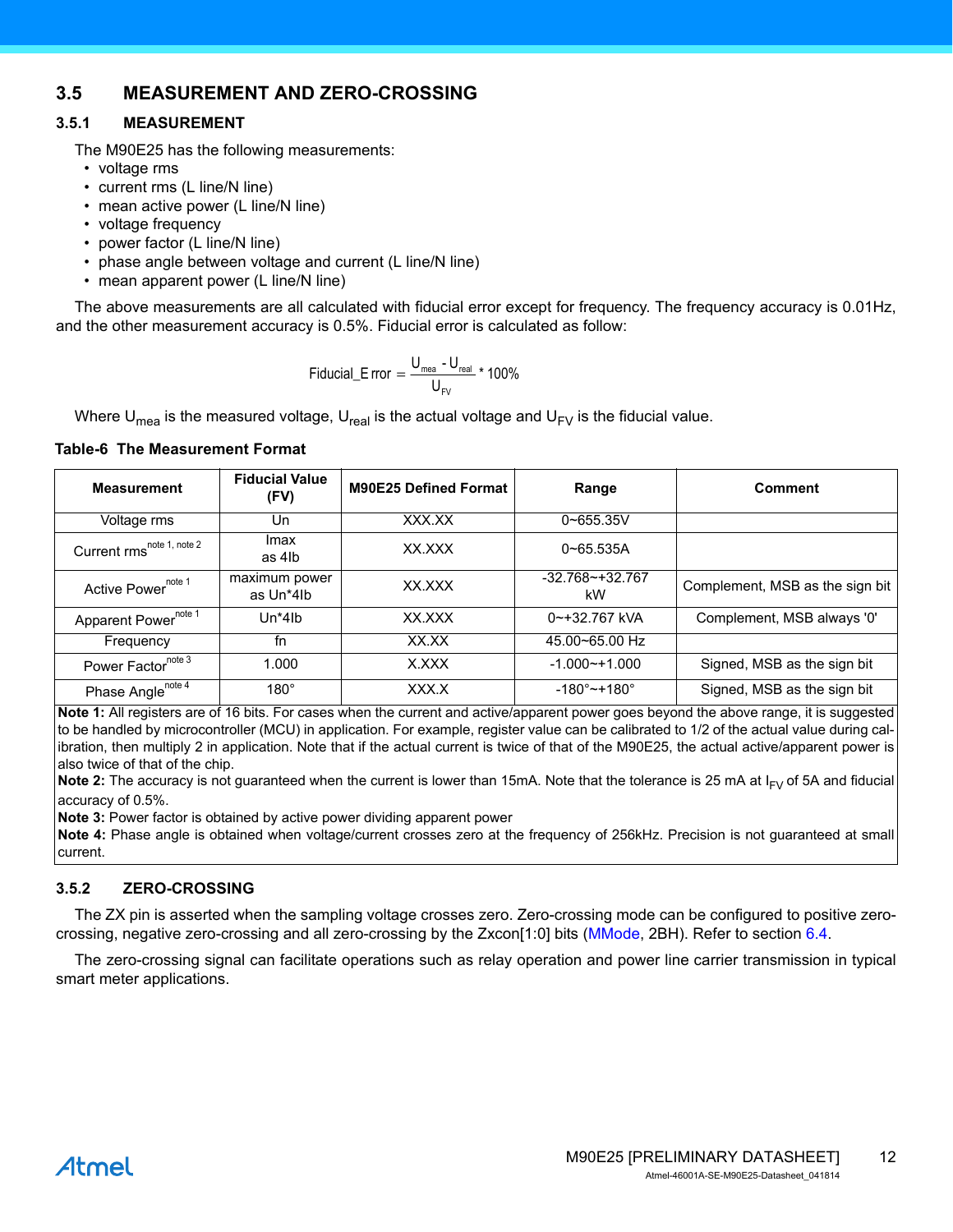## 3.5 MEASUREMENT AND ZERO-CROSSING

### 3.5.1 MEASUREMENT

The M90E25 has the following measurements:

- voltage rms
- current rms (L line/N line)
- mean active power (L line/N line)
- voltage frequency
- power factor (L line/N line)
- phase angle between voltage and current (L line/N line)
- mean apparent power (L line/N line)

The above measurements are all calculated with fiducial error except for frequency. The frequency accuracy is 0.01Hz, and the other measurement accuracy is 0.5%. Fiducial error is calculated as follow:

$$Fiducial\_Error = \frac{U_{mea} - U_{real}}{U_{FV}} * 100\%$$

Where $U_{mea}$ is the measured voltage, $U_{real}$ is the actual voltage and $U_{FV}$ is the fiducial value.

**Table-6 The Measurement Format**

| Measurement | Fiducial Value (FV) | M90E25 Defined Format | Range | Comment |
|---|---|---|---|---|
| Voltage rms | Un | XXX.XX | 0~655.35V | |
| Current rms[note 1, note 2] | Imax as 4Ib | XX.XXX | 0~65.535A | |
| Active Power[note 1] | maximum power as Un*4Ib | XX.XXX | -32.768~+32.767 kW | Complement, MSB as the sign bit |
| Apparent Power[note 1] | Un*4Ib | XX.XXX | 0~+32.767 kVA | Complement, MSB always '0' |
| Frequency | fn | XX.XX | 45.00~65.00 Hz | |
| Power Factor[note 3] | 1.000 | X.XXX | -1.000~+1.000 | Signed, MSB as the sign bit |
| Phase Angle[note 4] | 180° | XXX.X | -180°~+180° | Signed, MSB as the sign bit |

**Note 1:** All registers are of 16 bits. For cases when the current and active/apparent power goes beyond the above range, it is suggested to be handled by microcontroller (MCU) in application. For example, register value can be calibrated to 1/2 of the actual value during calibration, then multiply 2 in application. Note that if the actual current is twice of that of the M90E25, the actual active/apparent power is also twice of that of the chip.
**Note 2:** The accuracy is not guaranteed when the current is lower than 15mA. Note that the tolerance is 25 mA at $I_{FV}$ of 5A and fiducial accuracy of 0.5%.
**Note 3:** Power factor is obtained by active power dividing apparent power
**Note 4:** Phase angle is obtained when voltage/current crosses zero at the frequency of 256kHz. Precision is not guaranteed at small current.

### 3.5.2 ZERO-CROSSING

The ZX pin is asserted when the sampling voltage crosses zero. Zero-crossing mode can be configured to positive zero-crossing, negative zero-crossing and all zero-crossing by the Zxcon[1:0] bits (MMode, 2BH). Refer to section 6.4.

The zero-crossing signal can facilitate operations such as relay operation and power line carrier transmission in typical smart meter applications.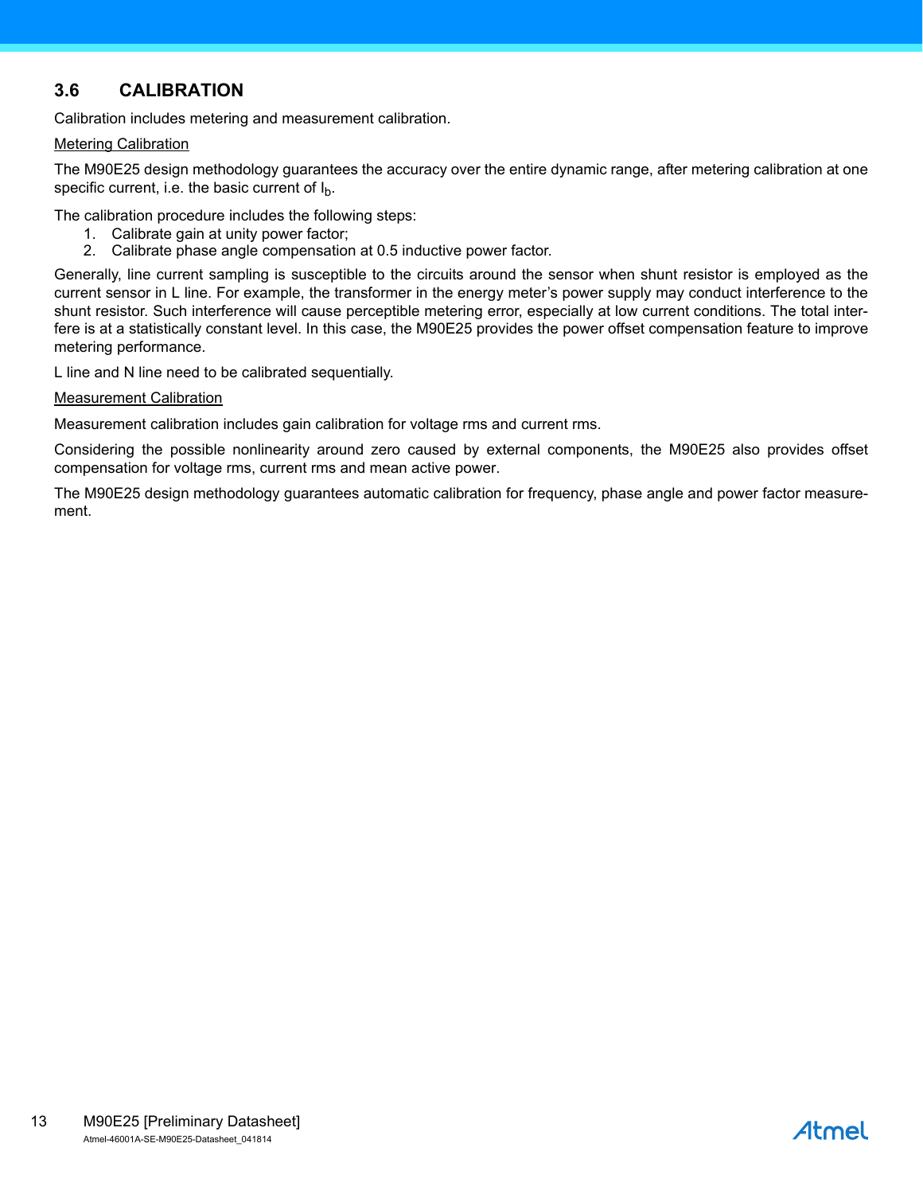## 3.6 CALIBRATION

Calibration includes metering and measurement calibration.

Metering Calibration

The M90E25 design methodology guarantees the accuracy over the entire dynamic range, after metering calibration at one specific current, i.e. the basic current of $I_b$.

The calibration procedure includes the following steps:

1. Calibrate gain at unity power factor;
2. Calibrate phase angle compensation at 0.5 inductive power factor.

Generally, line current sampling is susceptible to the circuits around the sensor when shunt resistor is employed as the current sensor in L line. For example, the transformer in the energy meter's power supply may conduct interference to the shunt resistor. Such interference will cause perceptible metering error, especially at low current conditions. The total interfere is at a statistically constant level. In this case, the M90E25 provides the power offset compensation feature to improve metering performance.

L line and N line need to be calibrated sequentially.

Measurement Calibration

Measurement calibration includes gain calibration for voltage rms and current rms.

Considering the possible nonlinearity around zero caused by external components, the M90E25 also provides offset compensation for voltage rms, current rms and mean active power.

The M90E25 design methodology guarantees automatic calibration for frequency, phase angle and power factor measurement.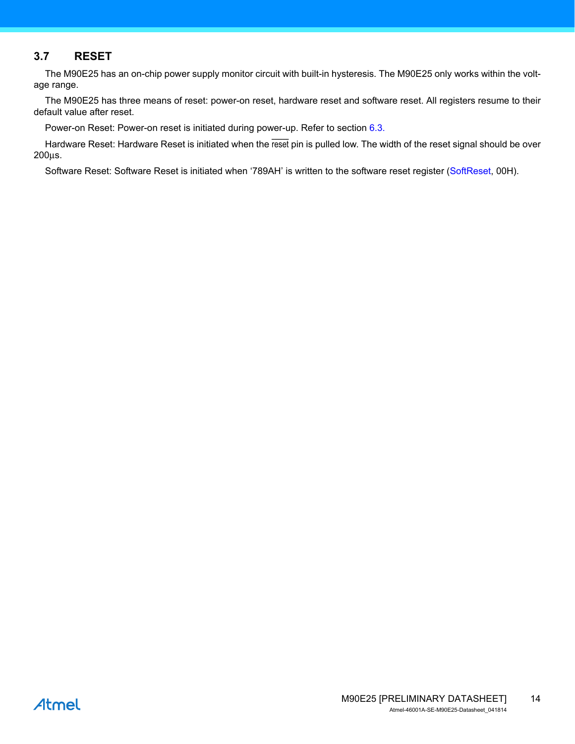## 3.7 RESET

The M90E25 has an on-chip power supply monitor circuit with built-in hysteresis. The M90E25 only works within the voltage range.

The M90E25 has three means of reset: power-on reset, hardware reset and software reset. All registers resume to their default value after reset.

Power-on Reset: Power-on reset is initiated during power-up. Refer to section 6.3.

Hardware Reset: Hardware Reset is initiated when the $\overline{\text{reset}}$ pin is pulled low. The width of the reset signal should be over 200μs.

Software Reset: Software Reset is initiated when '789AH' is written to the software reset register (SoftReset, 00H).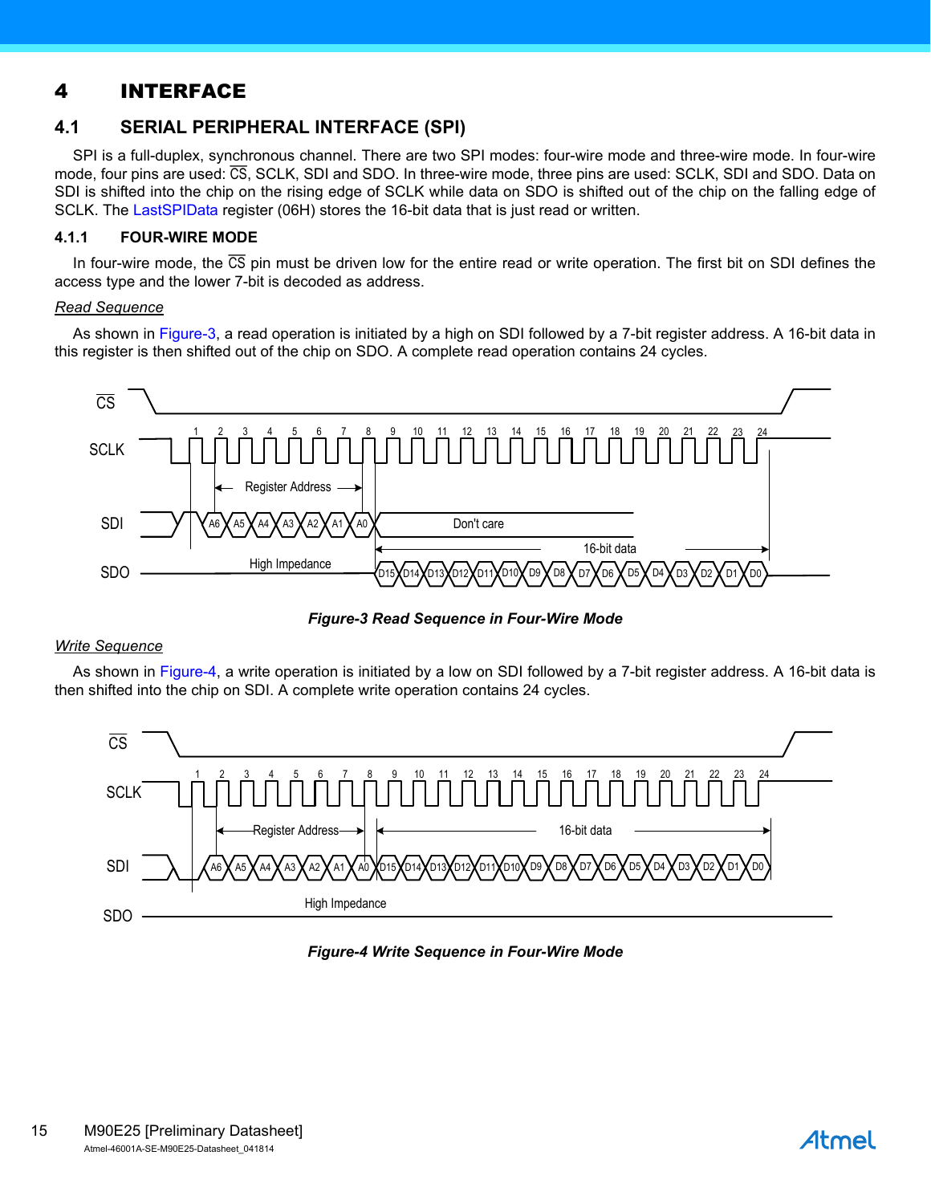# 4 INTERFACE

## 4.1 SERIAL PERIPHERAL INTERFACE (SPI)

SPI is a full-duplex, synchronous channel. There are two SPI modes: four-wire mode and three-wire mode. In four-wire mode, four pins are used: $\overline{CS}$, SCLK, SDI and SDO. In three-wire mode, three pins are used: SCLK, SDI and SDO. Data on SDI is shifted into the chip on the rising edge of SCLK while data on SDO is shifted out of the chip on the falling edge of SCLK. The LastSPIData register (06H) stores the 16-bit data that is just read or written.

### 4.1.1 FOUR-WIRE MODE

In four-wire mode, the $\overline{CS}$ pin must be driven low for the entire read or write operation. The first bit on SDI defines the access type and the lower 7-bit is decoded as address.

*Read Sequence*

As shown in Figure-3, a read operation is initiated by a high on SDI followed by a 7-bit register address. A 16-bit data in this register is then shifted out of the chip on SDO. A complete read operation contains 24 cycles.

***Figure-3 Read Sequence in Four-Wire Mode***

*Write Sequence*

As shown in Figure-4, a write operation is initiated by a low on SDI followed by a 7-bit register address. A 16-bit data is then shifted into the chip on SDI. A complete write operation contains 24 cycles.

***Figure-4 Write Sequence in Four-Wire Mode***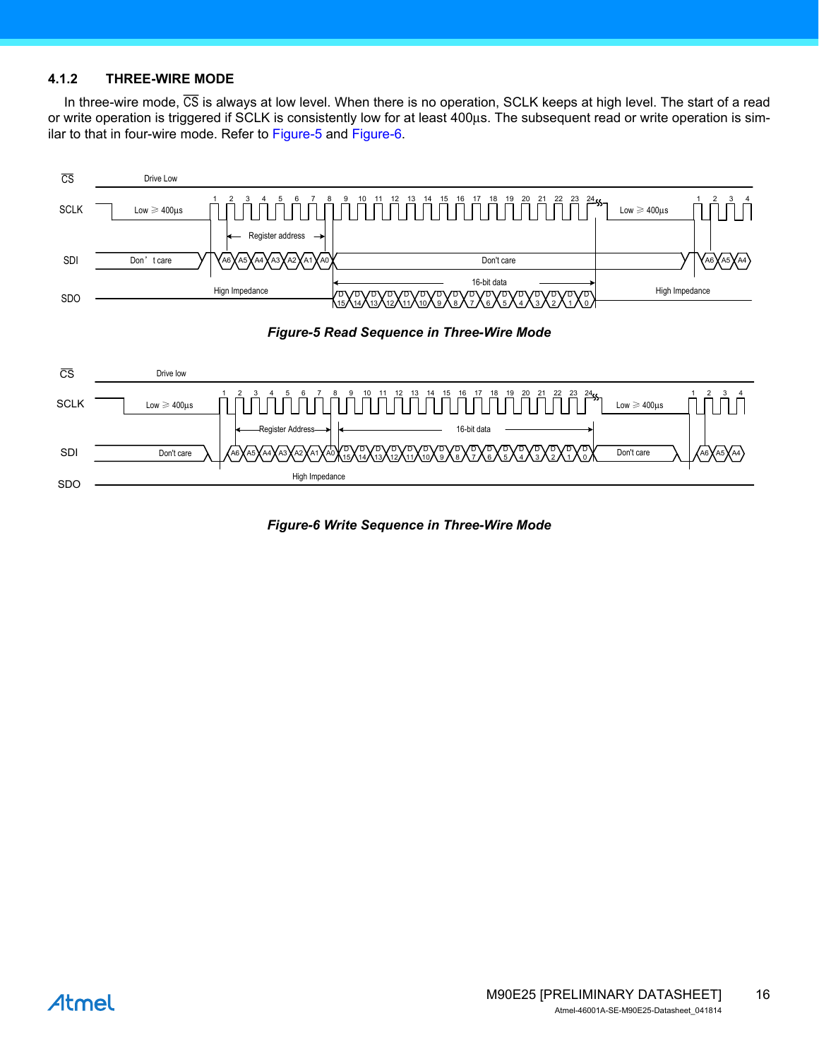### 4.1.2 THREE-WIRE MODE

In three-wire mode, $\overline{CS}$ is always at low level. When there is no operation, SCLK keeps at high level. The start of a read or write operation is triggered if SCLK is consistently low for at least 400µs. The subsequent read or write operation is similar to that in four-wire mode. Refer to Figure-5 and Figure-6.

*Figure-5 Read Sequence in Three-Wire Mode*

*Figure-6 Write Sequence in Three-Wire Mode*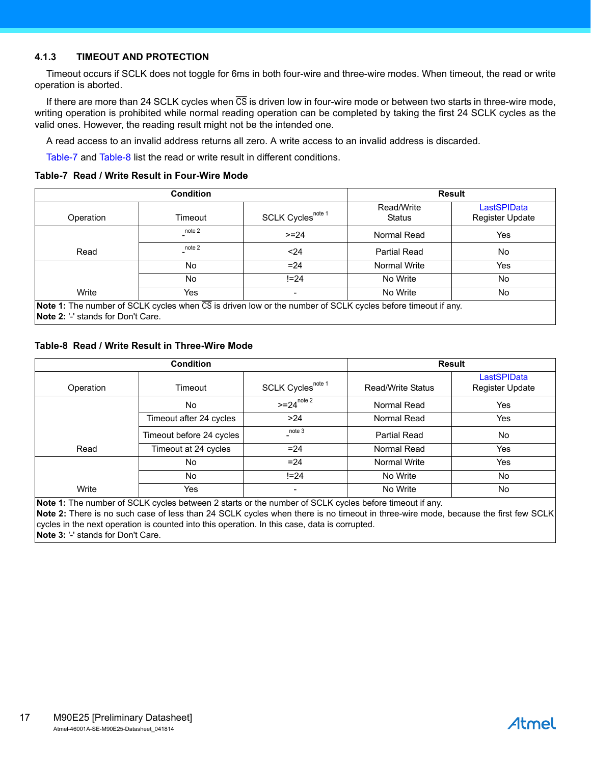### 4.1.3 TIMEOUT AND PROTECTION

Timeout occurs if SCLK does not toggle for 6ms in both four-wire and three-wire modes. When timeout, the read or write operation is aborted.

If there are more than 24 SCLK cycles when $\overline{CS}$ is driven low in four-wire mode or between two starts in three-wire mode, writing operation is prohibited while normal reading operation can be completed by taking the first 24 SCLK cycles as the valid ones. However, the reading result might not be the intended one.

A read access to an invalid address returns all zero. A write access to an invalid address is discarded.

Table-7 and Table-8 list the read or write result in different conditions.

**Table-7 Read / Write Result in Four-Wire Mode**

| Condition | | | Result | |
|---|---|---|---|---|
| Operation | Timeout | SCLK Cycles[note 1] | Read/Write Status | LastSPIData Register Update |
| Read | -[note 2] | >=24 | Normal Read | Yes |
| | -[note 2] | <24 | Partial Read | No |
| Write | No | =24 | Normal Write | Yes |
| | No | !=24 | No Write | No |
| | Yes | - | No Write | No |

**Note 1:** The number of SCLK cycles when $\overline{CS}$ is driven low or the number of SCLK cycles before timeout if any.
**Note 2:** '-' stands for Don't Care.

**Table-8 Read / Write Result in Three-Wire Mode**

| Condition | | | Result | |
|---|---|---|---|---|
| Operation | Timeout | SCLK Cycles[note 1] | Read/Write Status | LastSPIData Register Update |
| Read | No | >=24[note 2] | Normal Read | Yes |
| | Timeout after 24 cycles | >24 | Normal Read | Yes |
| | Timeout before 24 cycles | -[note 3] | Partial Read | No |
| | Timeout at 24 cycles | =24 | Normal Read | Yes |
| Write | No | =24 | Normal Write | Yes |
| | No | !=24 | No Write | No |
| | Yes | - | No Write | No |

**Note 1:** The number of SCLK cycles between 2 starts or the number of SCLK cycles before timeout if any.
**Note 2:** There is no such case of less than 24 SCLK cycles when there is no timeout in three-wire mode, because the first few SCLK cycles in the next operation is counted into this operation. In this case, data is corrupted.
**Note 3:** '-' stands for Don't Care.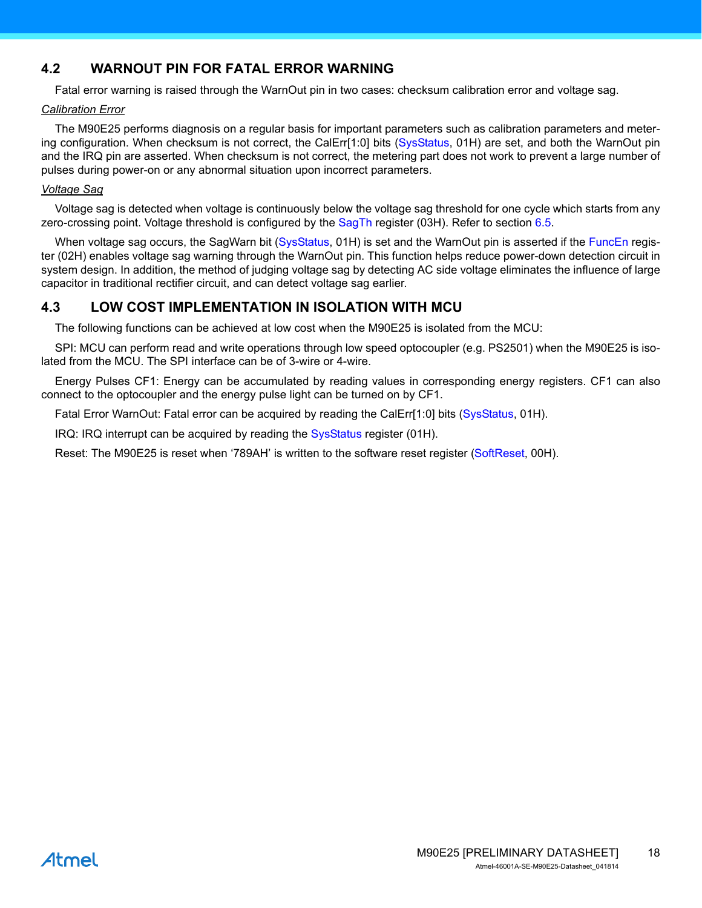## 4.2 WARNOUT PIN FOR FATAL ERROR WARNING

Fatal error warning is raised through the WarnOut pin in two cases: checksum calibration error and voltage sag.

*Calibration Error*

The M90E25 performs diagnosis on a regular basis for important parameters such as calibration parameters and metering configuration. When checksum is not correct, the CalErr[1:0] bits (SysStatus, 01H) are set, and both the WarnOut pin and the IRQ pin are asserted. When checksum is not correct, the metering part does not work to prevent a large number of pulses during power-on or any abnormal situation upon incorrect parameters.

*Voltage Sag*

Voltage sag is detected when voltage is continuously below the voltage sag threshold for one cycle which starts from any zero-crossing point. Voltage threshold is configured by the SagTh register (03H). Refer to section 6.5.

When voltage sag occurs, the SagWarn bit (SysStatus, 01H) is set and the WarnOut pin is asserted if the FuncEn register (02H) enables voltage sag warning through the WarnOut pin. This function helps reduce power-down detection circuit in system design. In addition, the method of judging voltage sag by detecting AC side voltage eliminates the influence of large capacitor in traditional rectifier circuit, and can detect voltage sag earlier.

## 4.3 LOW COST IMPLEMENTATION IN ISOLATION WITH MCU

The following functions can be achieved at low cost when the M90E25 is isolated from the MCU:

SPI: MCU can perform read and write operations through low speed optocoupler (e.g. PS2501) when the M90E25 is isolated from the MCU. The SPI interface can be of 3-wire or 4-wire.

Energy Pulses CF1: Energy can be accumulated by reading values in corresponding energy registers. CF1 can also connect to the optocoupler and the energy pulse light can be turned on by CF1.

Fatal Error WarnOut: Fatal error can be acquired by reading the CalErr[1:0] bits (SysStatus, 01H).

IRQ: IRQ interrupt can be acquired by reading the SysStatus register (01H).

Reset: The M90E25 is reset when '789AH' is written to the software reset register (SoftReset, 00H).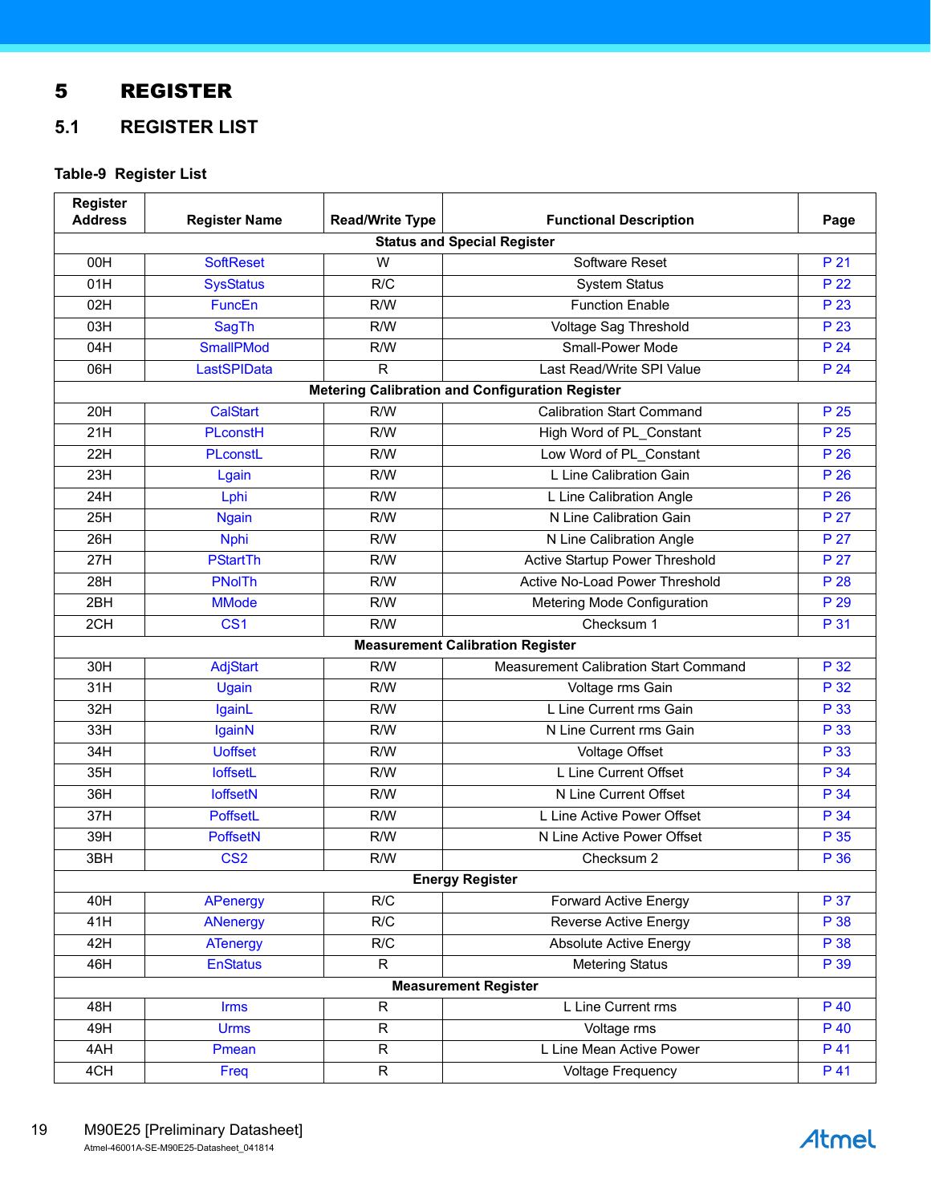# 5 REGISTER

## 5.1 REGISTER LIST

**Table-9 Register List**

| Register Address | Register Name | Read/Write Type | Functional Description | Page |
|---|---|---|---|---|
| **Status and Special Register** | | | | |
| 00H | SoftReset | W | Software Reset | P 21 |
| 01H | SysStatus | R/C | System Status | P 22 |
| 02H | FuncEn | R/W | Function Enable | P 23 |
| 03H | SagTh | R/W | Voltage Sag Threshold | P 23 |
| 04H | SmallPMod | R/W | Small-Power Mode | P 24 |
| 06H | LastSPIData | R | Last Read/Write SPI Value | P 24 |
| **Metering Calibration and Configuration Register** | | | | |
| 20H | CalStart | R/W | Calibration Start Command | P 25 |
| 21H | PLconstH | R/W | High Word of PL_Constant | P 25 |
| 22H | PLconstL | R/W | Low Word of PL_Constant | P 26 |
| 23H | Lgain | R/W | L Line Calibration Gain | P 26 |
| 24H | Lphi | R/W | L Line Calibration Angle | P 26 |
| 25H | Ngain | R/W | N Line Calibration Gain | P 27 |
| 26H | Nphi | R/W | N Line Calibration Angle | P 27 |
| 27H | PStartTh | R/W | Active Startup Power Threshold | P 27 |
| 28H | PNolTh | R/W | Active No-Load Power Threshold | P 28 |
| 2BH | MMode | R/W | Metering Mode Configuration | P 29 |
| 2CH | CS1 | R/W | Checksum 1 | P 31 |
| **Measurement Calibration Register** | | | | |
| 30H | AdjStart | R/W | Measurement Calibration Start Command | P 32 |
| 31H | Ugain | R/W | Voltage rms Gain | P 32 |
| 32H | IgainL | R/W | L Line Current rms Gain | P 33 |
| 33H | IgainN | R/W | N Line Current rms Gain | P 33 |
| 34H | Uoffset | R/W | Voltage Offset | P 33 |
| 35H | IoffsetL | R/W | L Line Current Offset | P 34 |
| 36H | IoffsetN | R/W | N Line Current Offset | P 34 |
| 37H | PoffsetL | R/W | L Line Active Power Offset | P 34 |
| 39H | PoffsetN | R/W | N Line Active Power Offset | P 35 |
| 3BH | CS2 | R/W | Checksum 2 | P 36 |
| **Energy Register** | | | | |
| 40H | APenergy | R/C | Forward Active Energy | P 37 |
| 41H | ANenergy | R/C | Reverse Active Energy | P 38 |
| 42H | ATenergy | R/C | Absolute Active Energy | P 38 |
| 46H | EnStatus | R | Metering Status | P 39 |
| **Measurement Register** | | | | |
| 48H | Irms | R | L Line Current rms | P 40 |
| 49H | Urms | R | Voltage rms | P 40 |
| 4AH | Pmean | R | L Line Mean Active Power | P 41 |
| 4CH | Freq | R | Voltage Frequency | P 41 |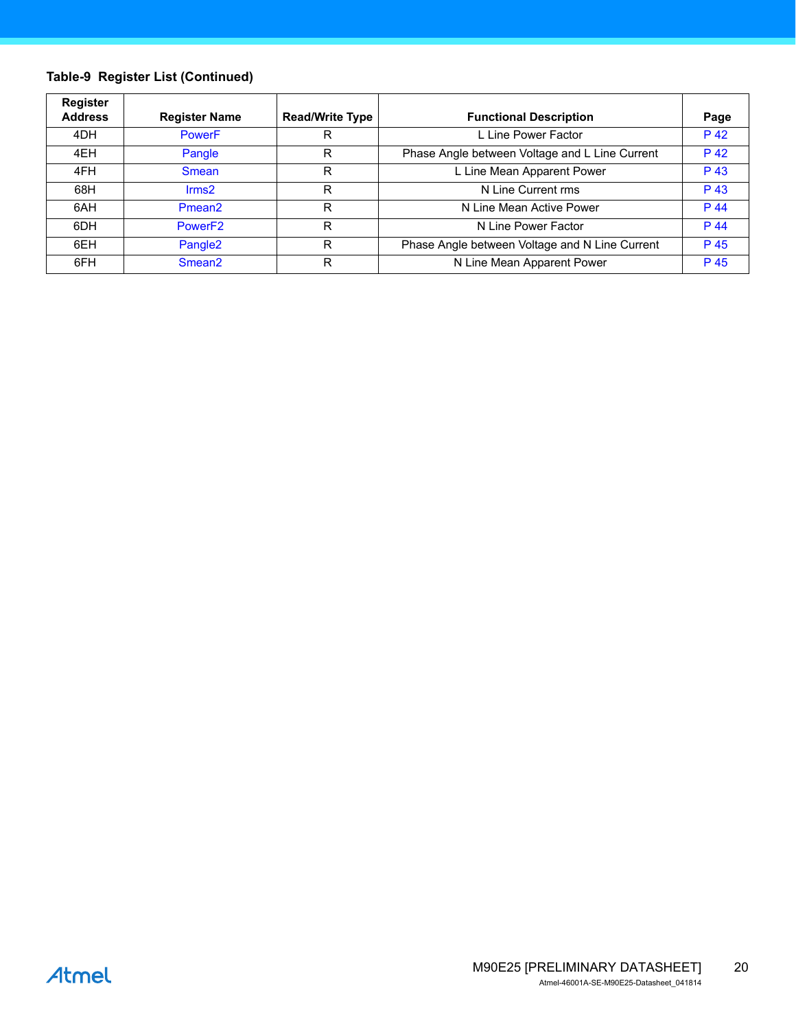**Table-9 Register List (Continued)**

| Register Address | Register Name | Read/Write Type | Functional Description | Page |
|---|---|---|---|---|
| 4DH | PowerF | R | L Line Power Factor | P 42 |
| 4EH | Pangle | R | Phase Angle between Voltage and L Line Current | P 42 |
| 4FH | Smean | R | L Line Mean Apparent Power | P 43 |
| 68H | Irms2 | R | N Line Current rms | P 43 |
| 6AH | Pmean2 | R | N Line Mean Active Power | P 44 |
| 6DH | PowerF2 | R | N Line Power Factor | P 44 |
| 6EH | Pangle2 | R | Phase Angle between Voltage and N Line Current | P 45 |
| 6FH | Smean2 | R | N Line Mean Apparent Power | P 45 |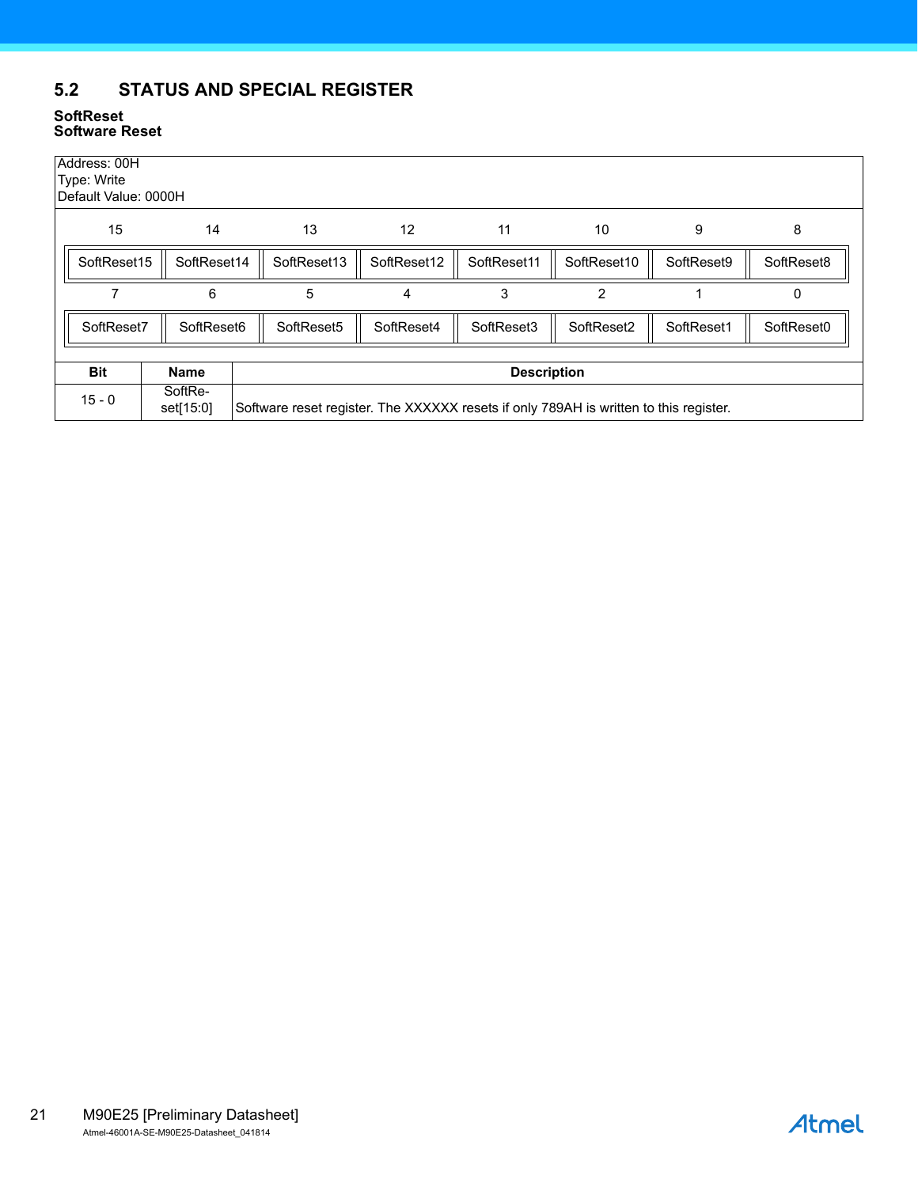## 5.2 STATUS AND SPECIAL REGISTER

**SoftReset**
**Software Reset**

Address: 00H
Type: Write
Default Value: 0000H

| 15 | 14 | 13 | 12 | 11 | 10 | 9 | 8 |
|---|---|---|---|---|---|---|---|
| SoftReset15 | SoftReset14 | SoftReset13 | SoftReset12 | SoftReset11 | SoftReset10 | SoftReset9 | SoftReset8 |

| 7 | 6 | 5 | 4 | 3 | 2 | 1 | 0 |
|---|---|---|---|---|---|---|---|
| SoftReset7 | SoftReset6 | SoftReset5 | SoftReset4 | SoftReset3 | SoftReset2 | SoftReset1 | SoftReset0 |

| Bit | Name | Description |
|---|---|---|
| 15 - 0 | SoftReset[15:0] | Software reset register. The XXXXXX resets if only 789AH is written to this register. |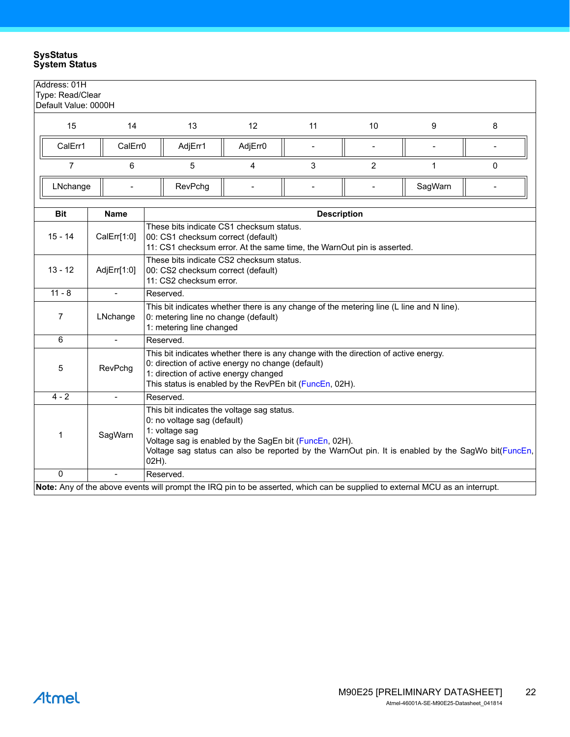### SysStatus
### System Status

Address: 01H
Type: Read/Clear
Default Value: 0000H

| 15 | 14 | 13 | 12 | 11 | 10 | 9 | 8 |
|---|---|---|---|---|---|---|---|
| CalErr1 | CalErr0 | AdjErr1 | AdjErr0 | - | - | - | - |
| **7** | **6** | **5** | **4** | **3** | **2** | **1** | **0** |
| LNchange | - | RevPchg | - | - | - | SagWarn | - |

| Bit | Name | Description |
|---|---|---|
| 15 - 14 | CalErr[1:0] | These bits indicate CS1 checksum status.<br>00: CS1 checksum correct (default)<br>11: CS1 checksum error. At the same time, the WarnOut pin is asserted. |
| 13 - 12 | AdjErr[1:0] | These bits indicate CS2 checksum status.<br>00: CS2 checksum correct (default)<br>11: CS2 checksum error. |
| 11 - 8 | - | Reserved. |
| 7 | LNchange | This bit indicates whether there is any change of the metering line (L line and N line).<br>0: metering line no change (default)<br>1: metering line changed |
| 6 | - | Reserved. |
| 5 | RevPchg | This bit indicates whether there is any change with the direction of active energy.<br>0: direction of active energy no change (default)<br>1: direction of active energy changed<br>This status is enabled by the RevPEn bit (FuncEn, 02H). |
| 4 - 2 | - | Reserved. |
| 1 | SagWarn | This bit indicates the voltage sag status.<br>0: no voltage sag (default)<br>1: voltage sag<br>Voltage sag is enabled by the SagEn bit (FuncEn, 02H).<br>Voltage sag status can also be reported by the WarnOut pin. It is enabled by the SagWo bit(FuncEn, 02H). |
| 0 | - | Reserved. |

**Note:** Any of the above events will prompt the IRQ pin to be asserted, which can be supplied to external MCU as an interrupt.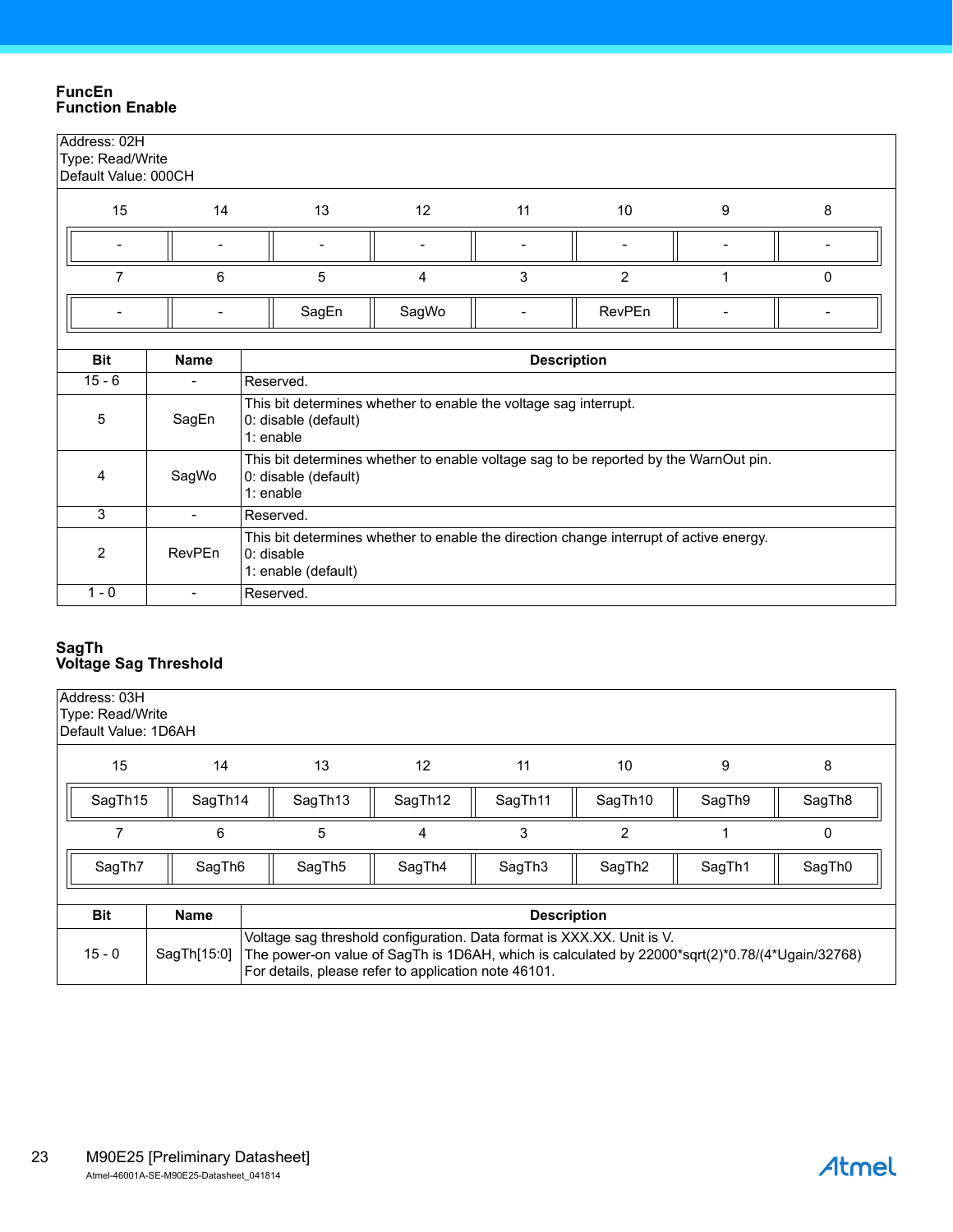### FuncEn
### Function Enable

Address: 02H
Type: Read/Write
Default Value: 000CH

| 15 | 14 | 13 | 12 | 11 | 10 | 9 | 8 |
|---|---|---|---|---|---|---|---|
| - | - | - | - | - | - | - | - |
| **7** | **6** | **5** | **4** | **3** | **2** | **1** | **0** |
| - | - | SagEn | SagWo | - | RevPEn | - | - |

| Bit | Name | Description |
|---|---|---|
| 15 - 6 | - | Reserved. |
| 5 | SagEn | This bit determines whether to enable the voltage sag interrupt.<br>0: disable (default)<br>1: enable |
| 4 | SagWo | This bit determines whether to enable voltage sag to be reported by the WarnOut pin.<br>0: disable (default)<br>1: enable |
| 3 | - | Reserved. |
| 2 | RevPEn | This bit determines whether to enable the direction change interrupt of active energy.<br>0: disable<br>1: enable (default) |
| 1 - 0 | - | Reserved. |

### SagTh
### Voltage Sag Threshold

Address: 03H
Type: Read/Write
Default Value: 1D6AH

| 15 | 14 | 13 | 12 | 11 | 10 | 9 | 8 |
|---|---|---|---|---|---|---|---|
| SagTh15 | SagTh14 | SagTh13 | SagTh12 | SagTh11 | SagTh10 | SagTh9 | SagTh8 |
| **7** | **6** | **5** | **4** | **3** | **2** | **1** | **0** |
| SagTh7 | SagTh6 | SagTh5 | SagTh4 | SagTh3 | SagTh2 | SagTh1 | SagTh0 |

| Bit | Name | Description |
|---|---|---|
| 15 - 0 | SagTh[15:0] | Voltage sag threshold configuration. Data format is XXX.XX. Unit is V.<br>The power-on value of SagTh is 1D6AH, which is calculated by 22000*sqrt(2)*0.78/(4*Ugain/32768)<br>For details, please refer to application note 46101. |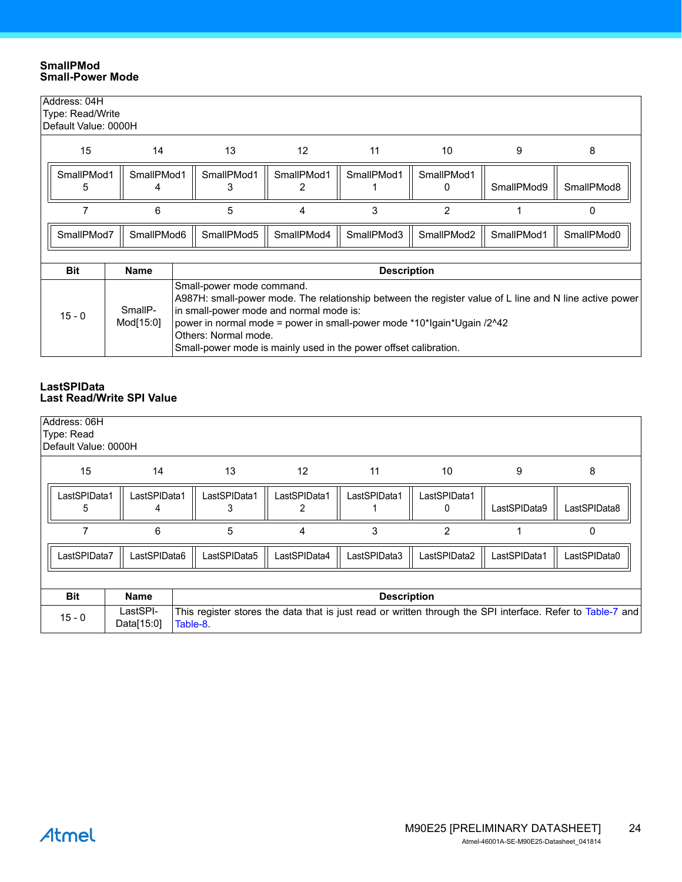**SmallPMod**
**Small-Power Mode**

Address: 04H
Type: Read/Write
Default Value: 0000H

| 15 | 14 | 13 | 12 | 11 | 10 | 9 | 8 |
|---|---|---|---|---|---|---|---|
| SmallPMod15 | SmallPMod14 | SmallPMod13 | SmallPMod12 | SmallPMod11 | SmallPMod10 | SmallPMod9 | SmallPMod8 |
| **7** | **6** | **5** | **4** | **3** | **2** | **1** | **0** |
| SmallPMod7 | SmallPMod6 | SmallPMod5 | SmallPMod4 | SmallPMod3 | SmallPMod2 | SmallPMod1 | SmallPMod0 |

| Bit | Name | Description |
|---|---|---|
| 15 - 0 | SmallPMod[15:0] | Small-power mode command.<br>A987H: small-power mode. The relationship between the register value of L line and N line active power in small-power mode and normal mode is:<br>power in normal mode = power in small-power mode *10*Igain*Ugain /2^42<br>Others: Normal mode.<br>Small-power mode is mainly used in the power offset calibration. |

**LastSPIData**
**Last Read/Write SPI Value**

Address: 06H
Type: Read
Default Value: 0000H

| 15 | 14 | 13 | 12 | 11 | 10 | 9 | 8 |
|---|---|---|---|---|---|---|---|
| LastSPIData15 | LastSPIData14 | LastSPIData13 | LastSPIData12 | LastSPIData11 | LastSPIData10 | LastSPIData9 | LastSPIData8 |
| **7** | **6** | **5** | **4** | **3** | **2** | **1** | **0** |
| LastSPIData7 | LastSPIData6 | LastSPIData5 | LastSPIData4 | LastSPIData3 | LastSPIData2 | LastSPIData1 | LastSPIData0 |

| Bit | Name | Description |
|---|---|---|
| 15 - 0 | LastSPIData[15:0] | This register stores the data that is just read or written through the SPI interface. Refer to Table-7 and Table-8. |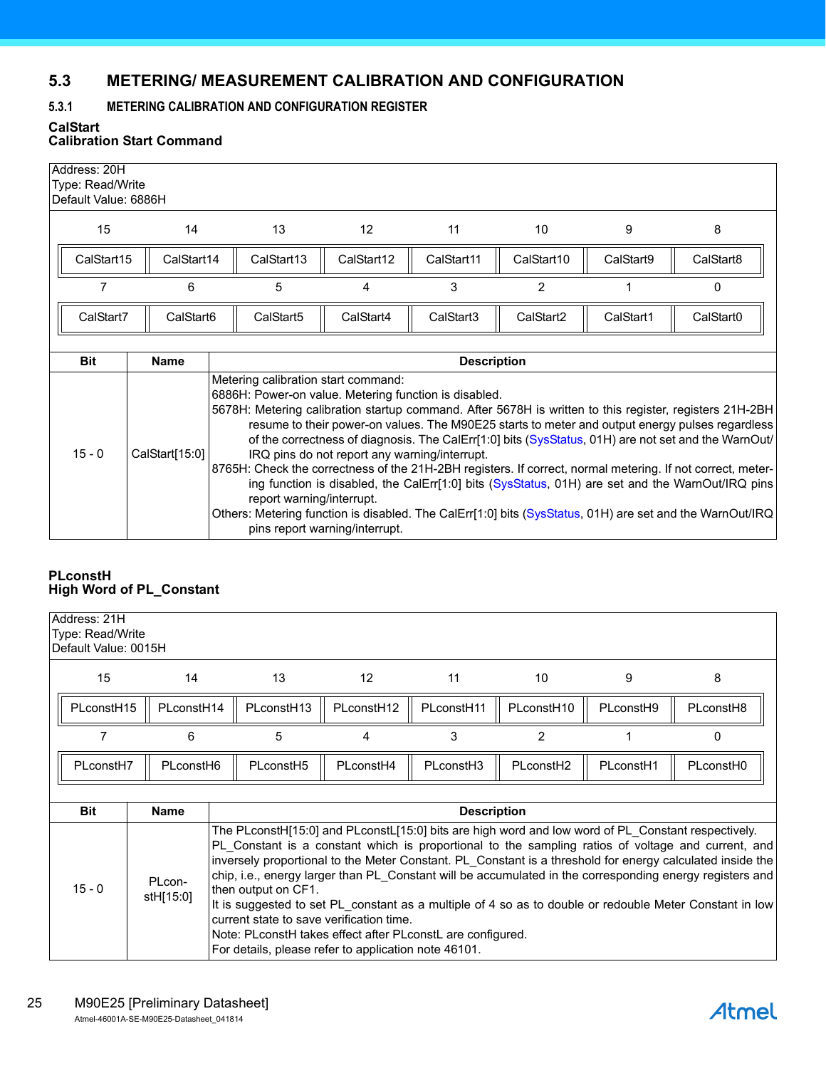## 5.3 METERING/ MEASUREMENT CALIBRATION AND CONFIGURATION

### 5.3.1 METERING CALIBRATION AND CONFIGURATION REGISTER

**CalStart**
**Calibration Start Command**

Address: 20H
Type: Read/Write
Default Value: 6886H

| 15 | 14 | 13 | 12 | 11 | 10 | 9 | 8 |
|---|---|---|---|---|---|---|---|
| CalStart15 | CalStart14 | CalStart13 | CalStart12 | CalStart11 | CalStart10 | CalStart9 | CalStart8 |
| **7** | **6** | **5** | **4** | **3** | **2** | **1** | **0** |
| CalStart7 | CalStart6 | CalStart5 | CalStart4 | CalStart3 | CalStart2 | CalStart1 | CalStart0 |

| Bit | Name | Description |
|---|---|---|
| 15 - 0 | CalStart[15:0] | Metering calibration start command:<br>6886H: Power-on value. Metering function is disabled.<br>5678H: Metering calibration startup command. After 5678H is written to this register, registers 21H-2BH resume to their power-on values. The M90E25 starts to meter and output energy pulses regardless of the correctness of diagnosis. The CalErr[1:0] bits (SysStatus, 01H) are not set and the WarnOut/IRQ pins do not report any warning/interrupt.<br>8765H: Check the correctness of the 21H-2BH registers. If correct, normal metering. If not correct, metering function is disabled, the CalErr[1:0] bits (SysStatus, 01H) are set and the WarnOut/IRQ pins report warning/interrupt.<br>Others: Metering function is disabled. The CalErr[1:0] bits (SysStatus, 01H) are set and the WarnOut/IRQ pins report warning/interrupt. |

**PLconstH**
**High Word of PL_Constant**

Address: 21H
Type: Read/Write
Default Value: 0015H

| 15 | 14 | 13 | 12 | 11 | 10 | 9 | 8 |
|---|---|---|---|---|---|---|---|
| PLconstH15 | PLconstH14 | PLconstH13 | PLconstH12 | PLconstH11 | PLconstH10 | PLconstH9 | PLconstH8 |
| **7** | **6** | **5** | **4** | **3** | **2** | **1** | **0** |
| PLconstH7 | PLconstH6 | PLconstH5 | PLconstH4 | PLconstH3 | PLconstH2 | PLconstH1 | PLconstH0 |

| Bit | Name | Description |
|---|---|---|
| 15 - 0 | PLconstH[15:0] | The PLconstH[15:0] and PLconstL[15:0] bits are high word and low word of PL_Constant respectively. PL_Constant is a constant which is proportional to the sampling ratios of voltage and current, and inversely proportional to the Meter Constant. PL_Constant is a threshold for energy calculated inside the chip, i.e., energy larger than PL_Constant will be accumulated in the corresponding energy registers and then output on CF1.<br>It is suggested to set PL_constant as a multiple of 4 so as to double or redouble Meter Constant in low current state to save verification time.<br>Note: PLconstH takes effect after PLconstL are configured.<br>For details, please refer to application note 46101. |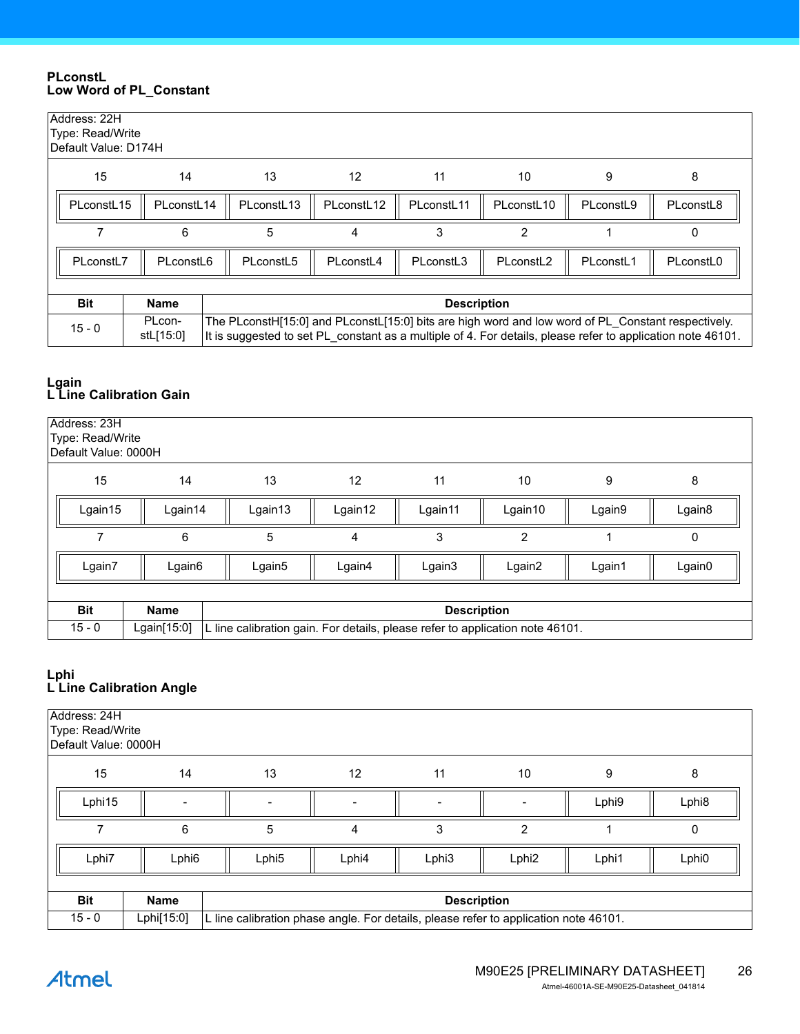### PLconstL
### Low Word of PL_Constant

Address: 22H
Type: Read/Write
Default Value: D174H

| 15 | 14 | 13 | 12 | 11 | 10 | 9 | 8 |
|---|---|---|---|---|---|---|---|
| PLconstL15 | PLconstL14 | PLconstL13 | PLconstL12 | PLconstL11 | PLconstL10 | PLconstL9 | PLconstL8 |
| **7** | **6** | **5** | **4** | **3** | **2** | **1** | **0** |
| PLconstL7 | PLconstL6 | PLconstL5 | PLconstL4 | PLconstL3 | PLconstL2 | PLconstL1 | PLconstL0 |

| Bit | Name | Description |
|---|---|---|
| 15 - 0 | PLconstL[15:0] | The PLconstH[15:0] and PLconstL[15:0] bits are high word and low word of PL_Constant respectively. It is suggested to set PL_constant as a multiple of 4. For details, please refer to application note 46101. |

### Lgain
### L Line Calibration Gain

Address: 23H
Type: Read/Write
Default Value: 0000H

| 15 | 14 | 13 | 12 | 11 | 10 | 9 | 8 |
|---|---|---|---|---|---|---|---|
| Lgain15 | Lgain14 | Lgain13 | Lgain12 | Lgain11 | Lgain10 | Lgain9 | Lgain8 |
| **7** | **6** | **5** | **4** | **3** | **2** | **1** | **0** |
| Lgain7 | Lgain6 | Lgain5 | Lgain4 | Lgain3 | Lgain2 | Lgain1 | Lgain0 |

| Bit | Name | Description |
|---|---|---|
| 15 - 0 | Lgain[15:0] | L line calibration gain. For details, please refer to application note 46101. |

### Lphi
### L Line Calibration Angle

Address: 24H
Type: Read/Write
Default Value: 0000H

| 15 | 14 | 13 | 12 | 11 | 10 | 9 | 8 |
|---|---|---|---|---|---|---|---|
| Lphi15 | - | - | - | - | - | Lphi9 | Lphi8 |
| **7** | **6** | **5** | **4** | **3** | **2** | **1** | **0** |
| Lphi7 | Lphi6 | Lphi5 | Lphi4 | Lphi3 | Lphi2 | Lphi1 | Lphi0 |

| Bit | Name | Description |
|---|---|---|
| 15 - 0 | Lphi[15:0] | L line calibration phase angle. For details, please refer to application note 46101. |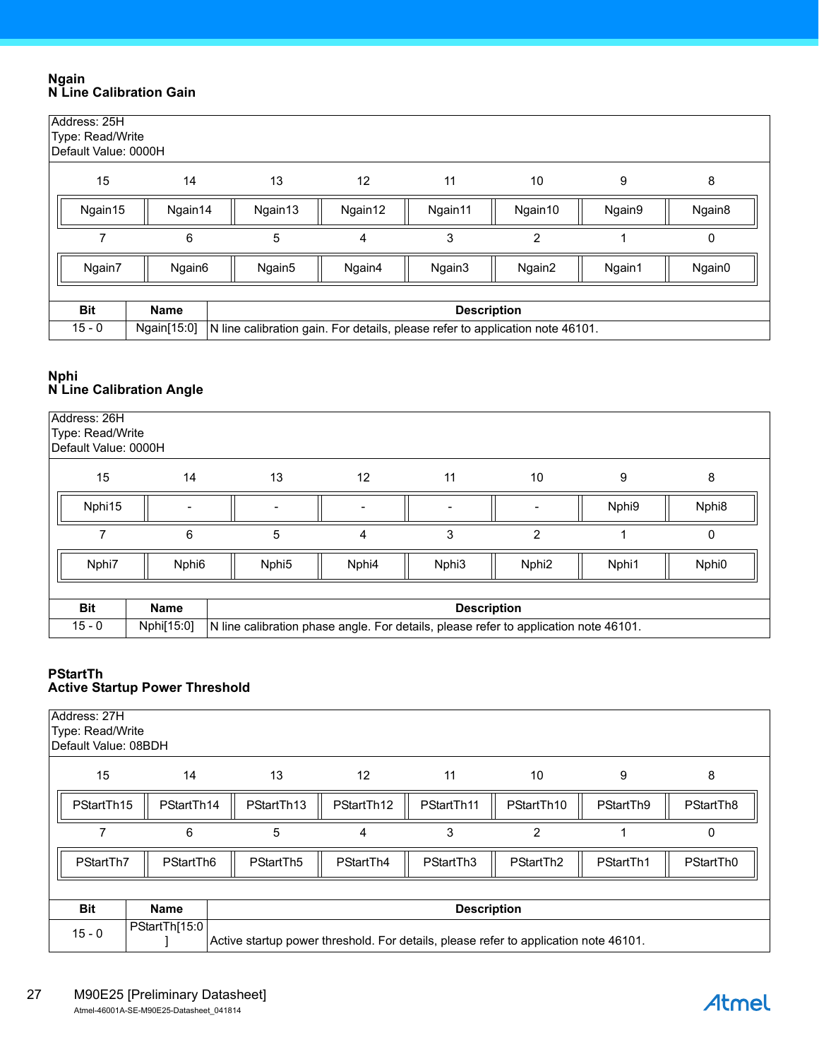### Ngain
### N Line Calibration Gain

Address: 25H
Type: Read/Write
Default Value: 0000H

| 15 | 14 | 13 | 12 | 11 | 10 | 9 | 8 |
|---|---|---|---|---|---|---|---|
| Ngain15 | Ngain14 | Ngain13 | Ngain12 | Ngain11 | Ngain10 | Ngain9 | Ngain8 |

| 7 | 6 | 5 | 4 | 3 | 2 | 1 | 0 |
|---|---|---|---|---|---|---|---|
| Ngain7 | Ngain6 | Ngain5 | Ngain4 | Ngain3 | Ngain2 | Ngain1 | Ngain0 |

| Bit | Name | Description |
|---|---|---|
| 15 - 0 | Ngain[15:0] | N line calibration gain. For details, please refer to application note 46101. |

### Nphi
### N Line Calibration Angle

Address: 26H
Type: Read/Write
Default Value: 0000H

| 15 | 14 | 13 | 12 | 11 | 10 | 9 | 8 |
|---|---|---|---|---|---|---|---|
| Nphi15 | - | - | - | - | - | Nphi9 | Nphi8 |

| 7 | 6 | 5 | 4 | 3 | 2 | 1 | 0 |
|---|---|---|---|---|---|---|---|
| Nphi7 | Nphi6 | Nphi5 | Nphi4 | Nphi3 | Nphi2 | Nphi1 | Nphi0 |

| Bit | Name | Description |
|---|---|---|
| 15 - 0 | Nphi[15:0] | N line calibration phase angle. For details, please refer to application note 46101. |

### PStartTh
### Active Startup Power Threshold

Address: 27H
Type: Read/Write
Default Value: 08BDH

| 15 | 14 | 13 | 12 | 11 | 10 | 9 | 8 |
|---|---|---|---|---|---|---|---|
| PStartTh15 | PStartTh14 | PStartTh13 | PStartTh12 | PStartTh11 | PStartTh10 | PStartTh9 | PStartTh8 |

| 7 | 6 | 5 | 4 | 3 | 2 | 1 | 0 |
|---|---|---|---|---|---|---|---|
| PStartTh7 | PStartTh6 | PStartTh5 | PStartTh4 | PStartTh3 | PStartTh2 | PStartTh1 | PStartTh0 |

| Bit | Name | Description |
|---|---|---|
| 15 - 0 | PStartTh[15:0] | Active startup power threshold. For details, please refer to application note 46101. |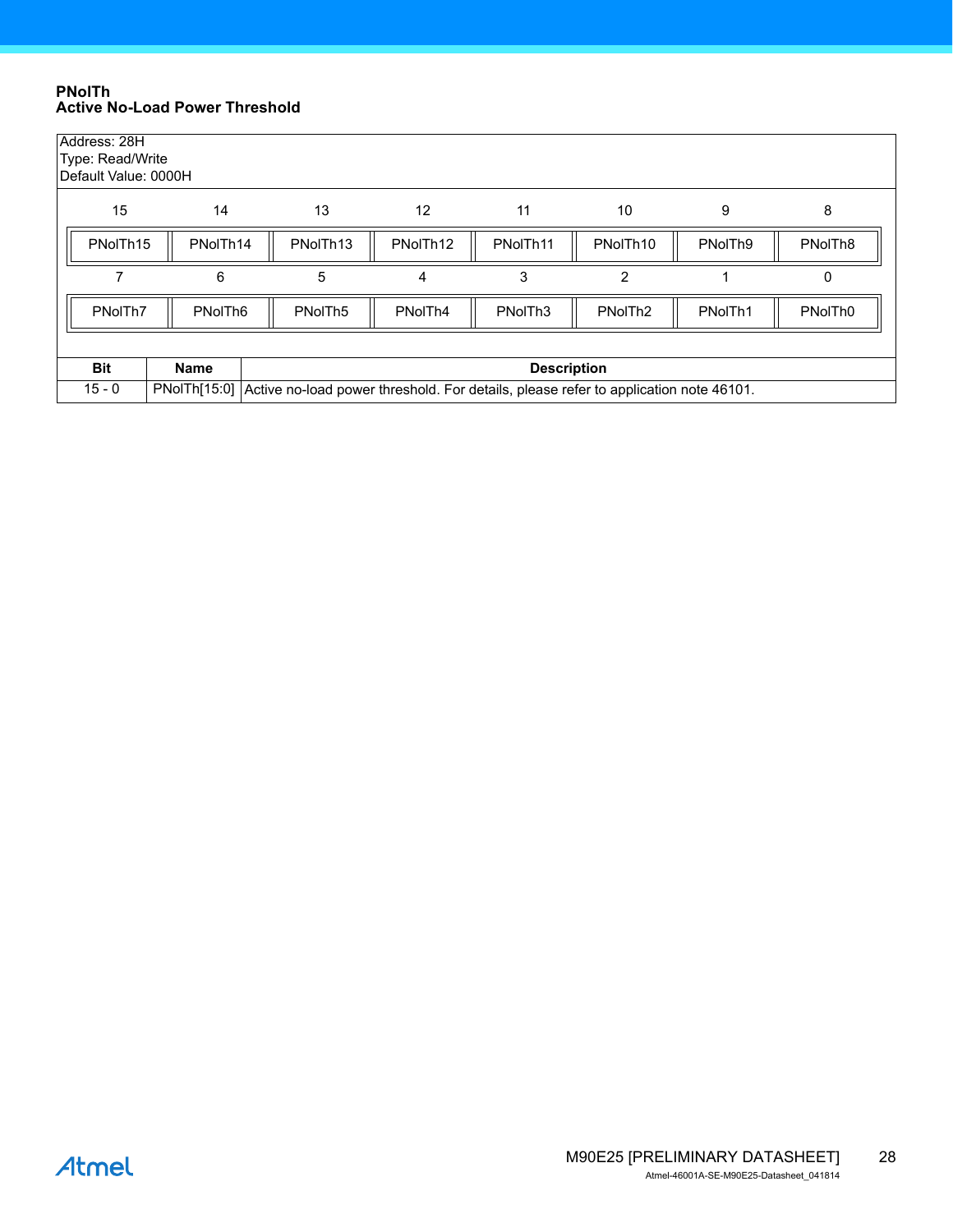**PNolTh**
**Active No-Load Power Threshold**

Address: 28H
Type: Read/Write
Default Value: 0000H

| 15 | 14 | 13 | 12 | 11 | 10 | 9 | 8 |
|---|---|---|---|---|---|---|---|
| PNolTh15 | PNolTh14 | PNolTh13 | PNolTh12 | PNolTh11 | PNolTh10 | PNolTh9 | PNolTh8 |

| 7 | 6 | 5 | 4 | 3 | 2 | 1 | 0 |
|---|---|---|---|---|---|---|---|
| PNolTh7 | PNolTh6 | PNolTh5 | PNolTh4 | PNolTh3 | PNolTh2 | PNolTh1 | PNolTh0 |

| Bit | Name | Description |
|---|---|---|
| 15 - 0 | PNolTh[15:0] | Active no-load power threshold. For details, please refer to application note 46101. |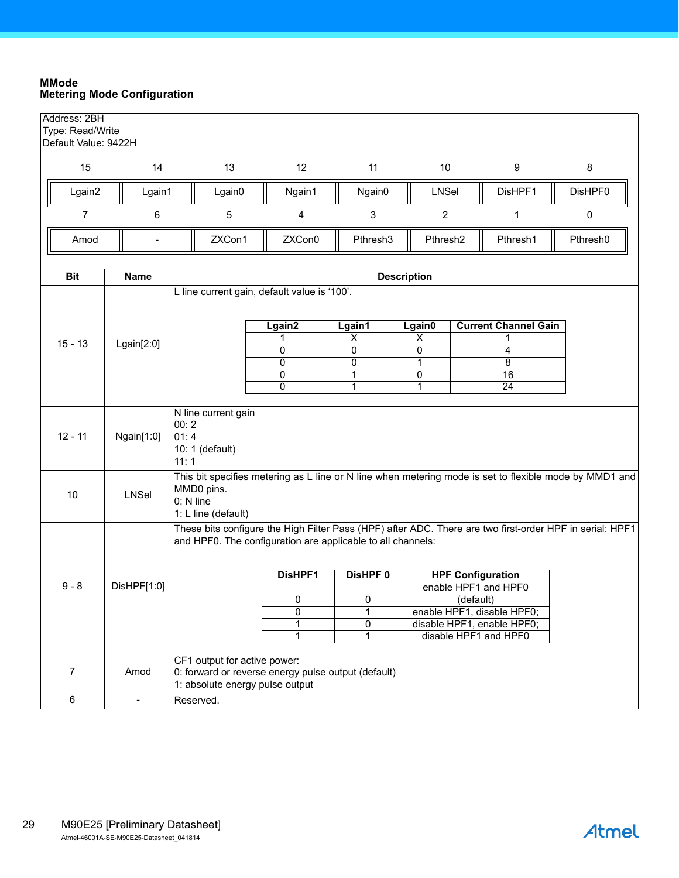### MMode
### Metering Mode Configuration

Address: 2BH
Type: Read/Write
Default Value: 9422H

| 15 | 14 | 13 | 12 | 11 | 10 | 9 | 8 |
|---|---|---|---|---|---|---|---|
| Lgain2 | Lgain1 | Lgain0 | Ngain1 | Ngain0 | LNSel | DisHPF1 | DisHPF0 |
| **7** | **6** | **5** | **4** | **3** | **2** | **1** | **0** |
| Amod | - | ZXCon1 | ZXCon0 | Pthresh3 | Pthresh2 | Pthresh1 | Pthresh0 |

| Bit | Name | Description |
|---|---|---|
| 15 - 13 | Lgain[2:0] | L line current gain, default value is '100'. |
| 12 - 11 | Ngain[1:0] | N line current gain<br>00: 2<br>01: 4<br>10: 1 (default)<br>11: 1 |
| 10 | LNSel | This bit specifies metering as L line or N line when metering mode is set to flexible mode by MMD1 and MMD0 pins.<br>0: N line<br>1: L line (default) |
| 9 - 8 | DisHPF[1:0] | These bits configure the High Filter Pass (HPF) after ADC. There are two first-order HPF in serial: HPF1 and HPF0. The configuration are applicable to all channels: |
| 7 | Amod | CF1 output for active power:<br>0: forward or reverse energy pulse output (default)<br>1: absolute energy pulse output |
| 6 | - | Reserved. |

Lgain[2:0]:

| Lgain2 | Lgain1 | Lgain0 | Current Channel Gain |
|---|---|---|---|
| 1 | X | X | 1 |
| 0 | 0 | 0 | 4 |
| 0 | 0 | 1 | 8 |
| 0 | 1 | 0 | 16 |
| 0 | 1 | 1 | 24 |

DisHPF[1:0]:

| DisHPF1 | DisHPF 0 | HPF Configuration |
|---|---|---|
| 0 | 0 | enable HPF1 and HPF0 (default) |
| 0 | 1 | enable HPF1, disable HPF0; |
| 1 | 0 | disable HPF1, enable HPF0; |
| 1 | 1 | disable HPF1 and HPF0 |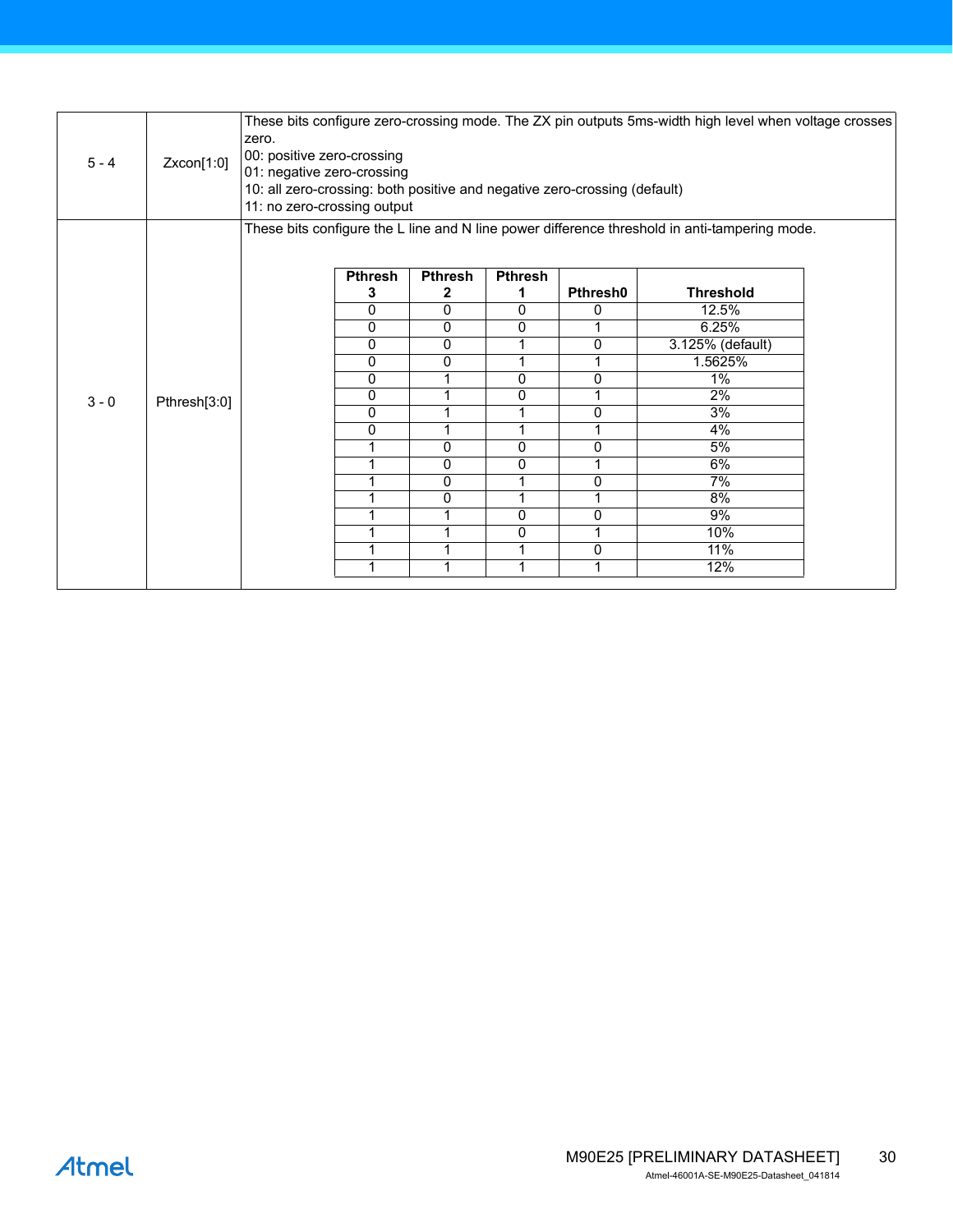| Bit | Name | Description |
|---|---|---|
| 5 - 4 | Zxcon[1:0] | These bits configure zero-crossing mode. The ZX pin outputs 5ms-width high level when voltage crosses zero.<br>00: positive zero-crossing<br>01: negative zero-crossing<br>10: all zero-crossing: both positive and negative zero-crossing (default)<br>11: no zero-crossing output |
| 3 - 0 | Pthresh[3:0] | These bits configure the L line and N line power difference threshold in anti-tampering mode. |

| Pthresh 3 | Pthresh 2 | Pthresh 1 | Pthresh0 | Threshold |
|---|---|---|---|---|
| 0 | 0 | 0 | 0 | 12.5% |
| 0 | 0 | 0 | 1 | 6.25% |
| 0 | 0 | 1 | 0 | 3.125% (default) |
| 0 | 0 | 1 | 1 | 1.5625% |
| 0 | 1 | 0 | 0 | 1% |
| 0 | 1 | 0 | 1 | 2% |
| 0 | 1 | 1 | 0 | 3% |
| 0 | 1 | 1 | 1 | 4% |
| 1 | 0 | 0 | 0 | 5% |
| 1 | 0 | 0 | 1 | 6% |
| 1 | 0 | 1 | 0 | 7% |
| 1 | 0 | 1 | 1 | 8% |
| 1 | 1 | 0 | 0 | 9% |
| 1 | 1 | 0 | 1 | 10% |
| 1 | 1 | 1 | 0 | 11% |
| 1 | 1 | 1 | 1 | 12% |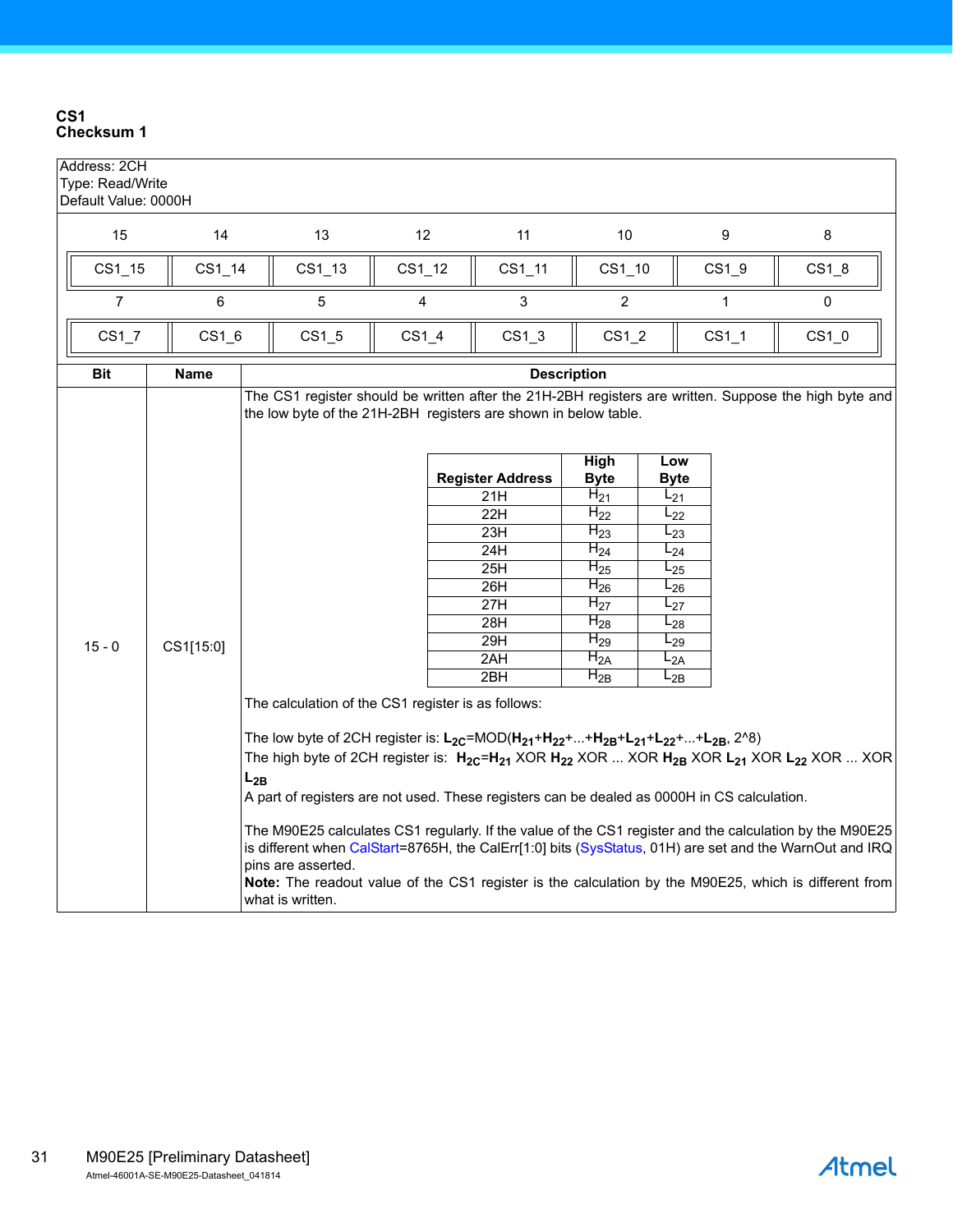## CS1
**Checksum 1**

Address: 2CH
Type: Read/Write
Default Value: 0000H

| 15 | 14 | 13 | 12 | 11 | 10 | 9 | 8 |
|---|---|---|---|---|---|---|---|
| CS1_15 | CS1_14 | CS1_13 | CS1_12 | CS1_11 | CS1_10 | CS1_9 | CS1_8 |
| **7** | **6** | **5** | **4** | **3** | **2** | **1** | **0** |
| CS1_7 | CS1_6 | CS1_5 | CS1_4 | CS1_3 | CS1_2 | CS1_1 | CS1_0 |

| Bit | Name | Description |
|---|---|---|
| 15 - 0 | CS1[15:0] | The CS1 register should be written after the 21H-2BH registers are written. Suppose the high byte and the low byte of the 21H-2BH registers are shown in below table. (see table below) |

| Register Address | High Byte | Low Byte |
|---|---|---|
| 21H | $H_{21}$ | $L_{21}$ |
| 22H | $H_{22}$ | $L_{22}$ |
| 23H | $H_{23}$ | $L_{23}$ |
| 24H | $H_{24}$ | $L_{24}$ |
| 25H | $H_{25}$ | $L_{25}$ |
| 26H | $H_{26}$ | $L_{26}$ |
| 27H | $H_{27}$ | $L_{27}$ |
| 28H | $H_{28}$ | $L_{28}$ |
| 29H | $H_{29}$ | $L_{29}$ |
| 2AH | $H_{2A}$ | $L_{2A}$ |
| 2BH | $H_{2B}$ | $L_{2B}$ |

The calculation of the CS1 register is as follows:

The low byte of 2CH register is: $L_{2C}$=MOD($H_{21}+H_{22}+...+H_{2B}+L_{21}+L_{22}+...+L_{2B}$, 2^8)

The high byte of 2CH register is: $H_{2C}=H_{21}$ XOR $H_{22}$ XOR ... XOR $H_{2B}$ XOR $L_{21}$ XOR $L_{22}$ XOR ... XOR $L_{2B}$

A part of registers are not used. These registers can be dealed as 0000H in CS calculation.

The M90E25 calculates CS1 regularly. If the value of the CS1 register and the calculation by the M90E25 is different when CalStart=8765H, the CalErr[1:0] bits (SysStatus, 01H) are set and the WarnOut and IRQ pins are asserted.

**Note:** The readout value of the CS1 register is the calculation by the M90E25, which is different from what is written.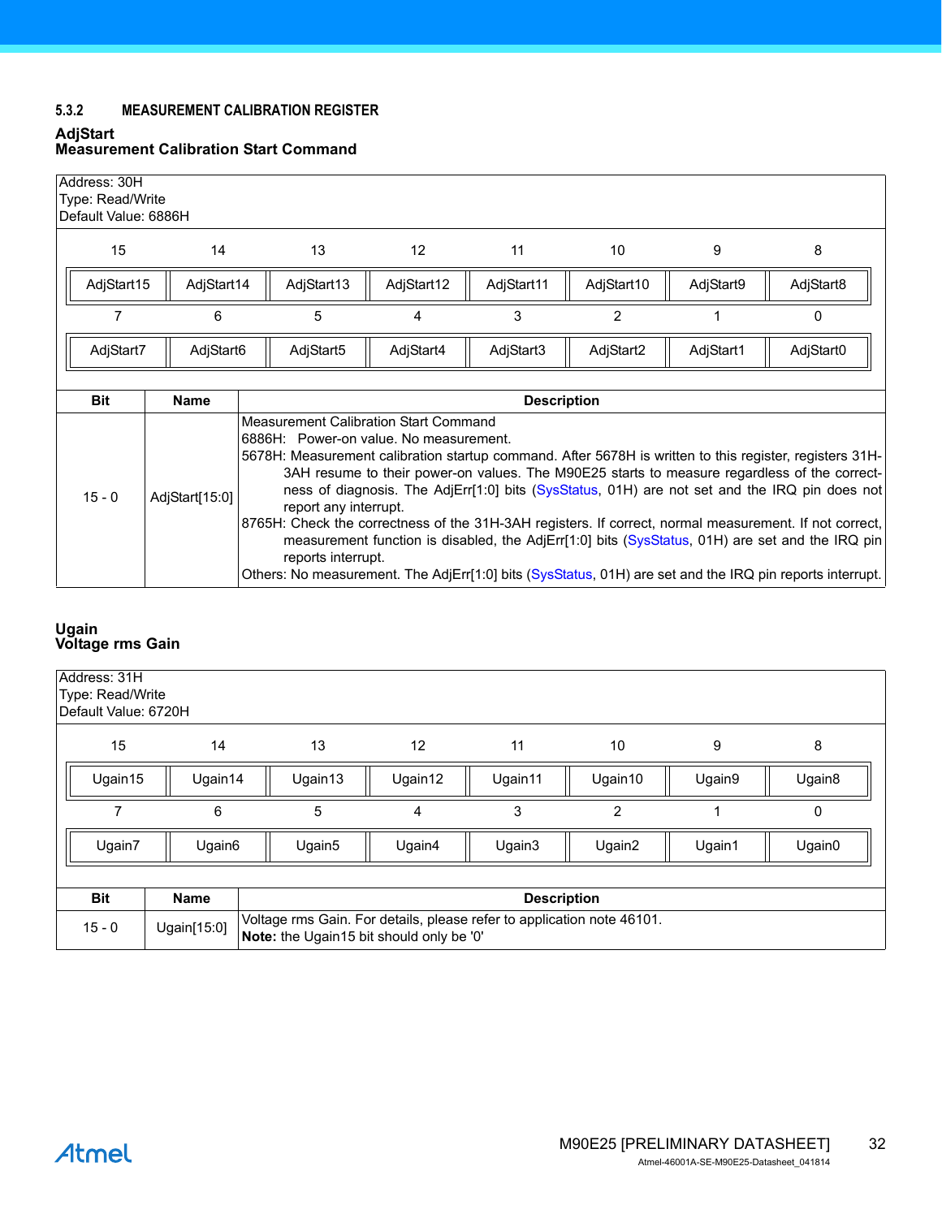### 5.3.2 MEASUREMENT CALIBRATION REGISTER

**AdjStart**
**Measurement Calibration Start Command**

Address: 30H
Type: Read/Write
Default Value: 6886H

| 15 | 14 | 13 | 12 | 11 | 10 | 9 | 8 |
|---|---|---|---|---|---|---|---|
| AdjStart15 | AdjStart14 | AdjStart13 | AdjStart12 | AdjStart11 | AdjStart10 | AdjStart9 | AdjStart8 |
| **7** | **6** | **5** | **4** | **3** | **2** | **1** | **0** |
| AdjStart7 | AdjStart6 | AdjStart5 | AdjStart4 | AdjStart3 | AdjStart2 | AdjStart1 | AdjStart0 |

| Bit | Name | Description |
|---|---|---|
| 15 - 0 | AdjStart[15:0] | Measurement Calibration Start Command<br>6886H: Power-on value. No measurement.<br>5678H: Measurement calibration startup command. After 5678H is written to this register, registers 31H-3AH resume to their power-on values. The M90E25 starts to measure regardless of the correctness of diagnosis. The AdjErr[1:0] bits (SysStatus, 01H) are not set and the IRQ pin does not report any interrupt.<br>8765H: Check the correctness of the 31H-3AH registers. If correct, normal measurement. If not correct, measurement function is disabled, the AdjErr[1:0] bits (SysStatus, 01H) are set and the IRQ pin reports interrupt.<br>Others: No measurement. The AdjErr[1:0] bits (SysStatus, 01H) are set and the IRQ pin reports interrupt. |

**Ugain**
**Voltage rms Gain**

Address: 31H
Type: Read/Write
Default Value: 6720H

| 15 | 14 | 13 | 12 | 11 | 10 | 9 | 8 |
|---|---|---|---|---|---|---|---|
| Ugain15 | Ugain14 | Ugain13 | Ugain12 | Ugain11 | Ugain10 | Ugain9 | Ugain8 |
| **7** | **6** | **5** | **4** | **3** | **2** | **1** | **0** |
| Ugain7 | Ugain6 | Ugain5 | Ugain4 | Ugain3 | Ugain2 | Ugain1 | Ugain0 |

| Bit | Name | Description |
|---|---|---|
| 15 - 0 | Ugain[15:0] | Voltage rms Gain. For details, please refer to application note 46101.<br>**Note:** the Ugain15 bit should only be '0' |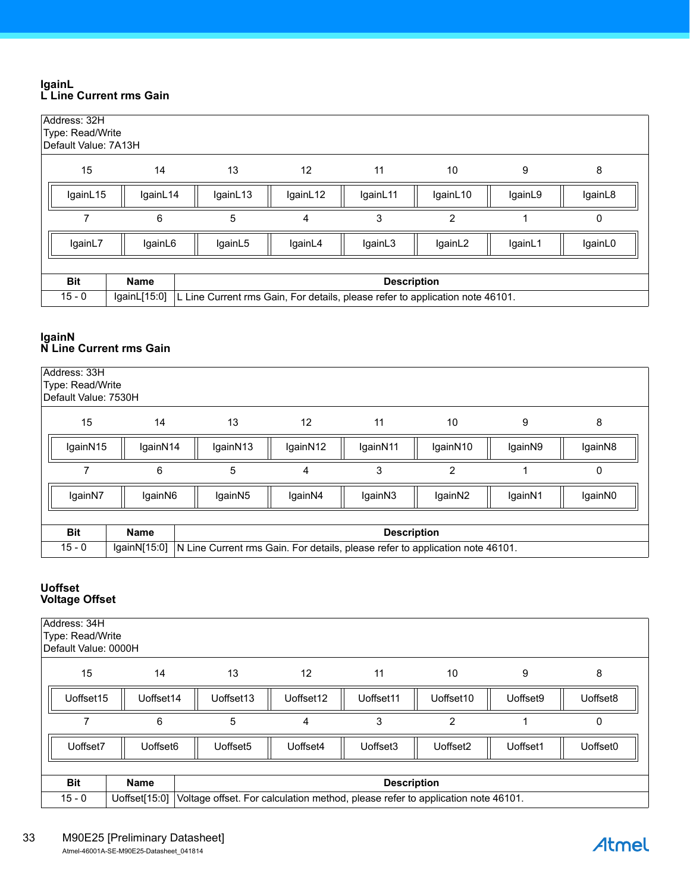### IgainL
### L Line Current rms Gain

Address: 32H
Type: Read/Write
Default Value: 7A13H

| 15 | 14 | 13 | 12 | 11 | 10 | 9 | 8 |
|---|---|---|---|---|---|---|---|
| IgainL15 | IgainL14 | IgainL13 | IgainL12 | IgainL11 | IgainL10 | IgainL9 | IgainL8 |
| **7** | **6** | **5** | **4** | **3** | **2** | **1** | **0** |
| IgainL7 | IgainL6 | IgainL5 | IgainL4 | IgainL3 | IgainL2 | IgainL1 | IgainL0 |

| Bit | Name | Description |
|---|---|---|
| 15 - 0 | IgainL[15:0] | L Line Current rms Gain, For details, please refer to application note 46101. |

### IgainN
### N Line Current rms Gain

Address: 33H
Type: Read/Write
Default Value: 7530H

| 15 | 14 | 13 | 12 | 11 | 10 | 9 | 8 |
|---|---|---|---|---|---|---|---|
| IgainN15 | IgainN14 | IgainN13 | IgainN12 | IgainN11 | IgainN10 | IgainN9 | IgainN8 |
| **7** | **6** | **5** | **4** | **3** | **2** | **1** | **0** |
| IgainN7 | IgainN6 | IgainN5 | IgainN4 | IgainN3 | IgainN2 | IgainN1 | IgainN0 |

| Bit | Name | Description |
|---|---|---|
| 15 - 0 | IgainN[15:0] | N Line Current rms Gain. For details, please refer to application note 46101. |

### Uoffset
### Voltage Offset

Address: 34H
Type: Read/Write
Default Value: 0000H

| 15 | 14 | 13 | 12 | 11 | 10 | 9 | 8 |
|---|---|---|---|---|---|---|---|
| Uoffset15 | Uoffset14 | Uoffset13 | Uoffset12 | Uoffset11 | Uoffset10 | Uoffset9 | Uoffset8 |
| **7** | **6** | **5** | **4** | **3** | **2** | **1** | **0** |
| Uoffset7 | Uoffset6 | Uoffset5 | Uoffset4 | Uoffset3 | Uoffset2 | Uoffset1 | Uoffset0 |

| Bit | Name | Description |
|---|---|---|
| 15 - 0 | Uoffset[15:0] | Voltage offset. For calculation method, please refer to application note 46101. |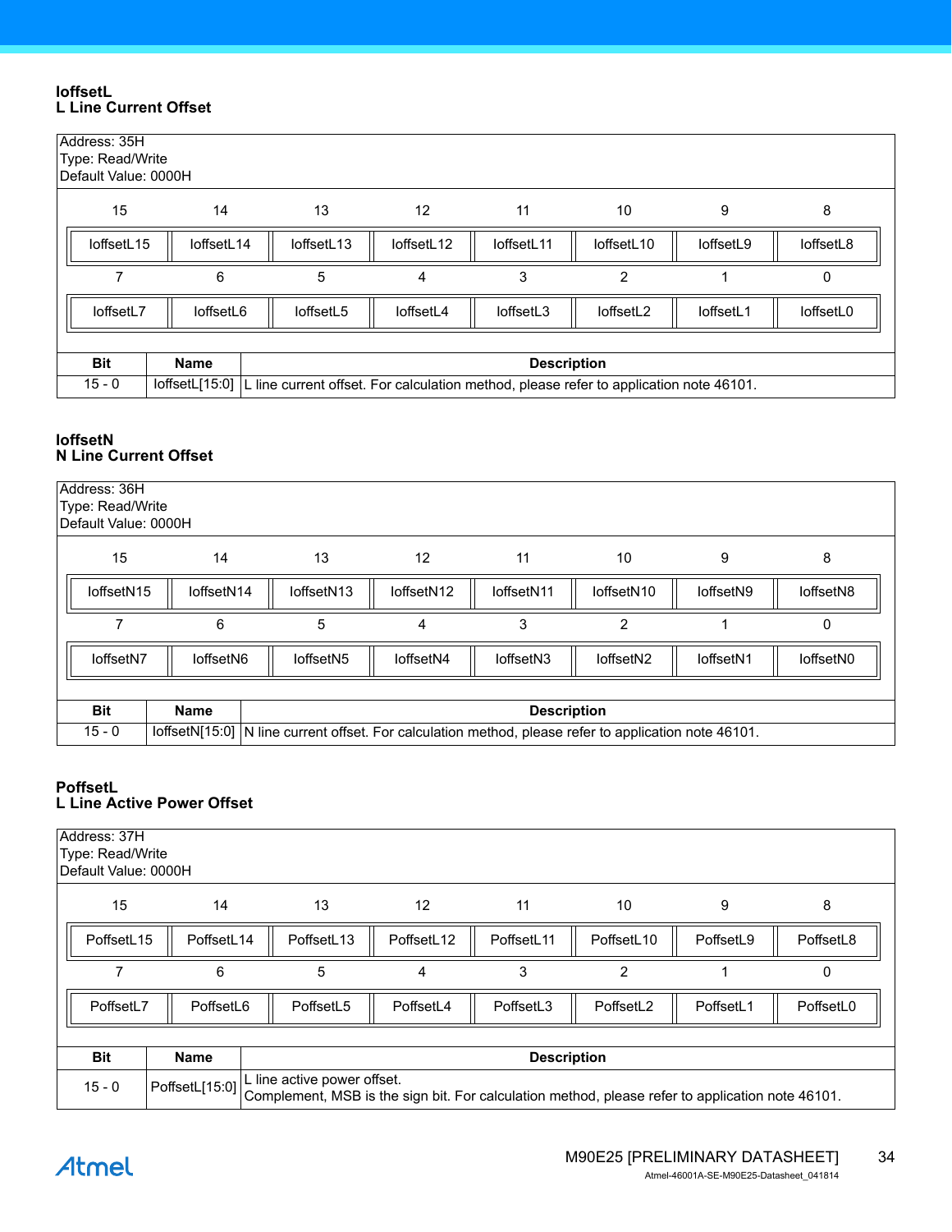### IoffsetL
### L Line Current Offset

Address: 35H
Type: Read/Write
Default Value: 0000H

| 15 | 14 | 13 | 12 | 11 | 10 | 9 | 8 |
|---|---|---|---|---|---|---|---|
| IoffsetL15 | IoffsetL14 | IoffsetL13 | IoffsetL12 | IoffsetL11 | IoffsetL10 | IoffsetL9 | IoffsetL8 |
| **7** | **6** | **5** | **4** | **3** | **2** | **1** | **0** |
| IoffsetL7 | IoffsetL6 | IoffsetL5 | IoffsetL4 | IoffsetL3 | IoffsetL2 | IoffsetL1 | IoffsetL0 |

| Bit | Name | Description |
|---|---|---|
| 15 - 0 | IoffsetL[15:0] | L line current offset. For calculation method, please refer to application note 46101. |

### IoffsetN
### N Line Current Offset

Address: 36H
Type: Read/Write
Default Value: 0000H

| 15 | 14 | 13 | 12 | 11 | 10 | 9 | 8 |
|---|---|---|---|---|---|---|---|
| IoffsetN15 | IoffsetN14 | IoffsetN13 | IoffsetN12 | IoffsetN11 | IoffsetN10 | IoffsetN9 | IoffsetN8 |
| **7** | **6** | **5** | **4** | **3** | **2** | **1** | **0** |
| IoffsetN7 | IoffsetN6 | IoffsetN5 | IoffsetN4 | IoffsetN3 | IoffsetN2 | IoffsetN1 | IoffsetN0 |

| Bit | Name | Description |
|---|---|---|
| 15 - 0 | IoffsetN[15:0] | N line current offset. For calculation method, please refer to application note 46101. |

### PoffsetL
### L Line Active Power Offset

Address: 37H
Type: Read/Write
Default Value: 0000H

| 15 | 14 | 13 | 12 | 11 | 10 | 9 | 8 |
|---|---|---|---|---|---|---|---|
| PoffsetL15 | PoffsetL14 | PoffsetL13 | PoffsetL12 | PoffsetL11 | PoffsetL10 | PoffsetL9 | PoffsetL8 |
| **7** | **6** | **5** | **4** | **3** | **2** | **1** | **0** |
| PoffsetL7 | PoffsetL6 | PoffsetL5 | PoffsetL4 | PoffsetL3 | PoffsetL2 | PoffsetL1 | PoffsetL0 |

| Bit | Name | Description |
|---|---|---|
| 15 - 0 | PoffsetL[15:0] | L line active power offset.<br>Complement, MSB is the sign bit. For calculation method, please refer to application note 46101. |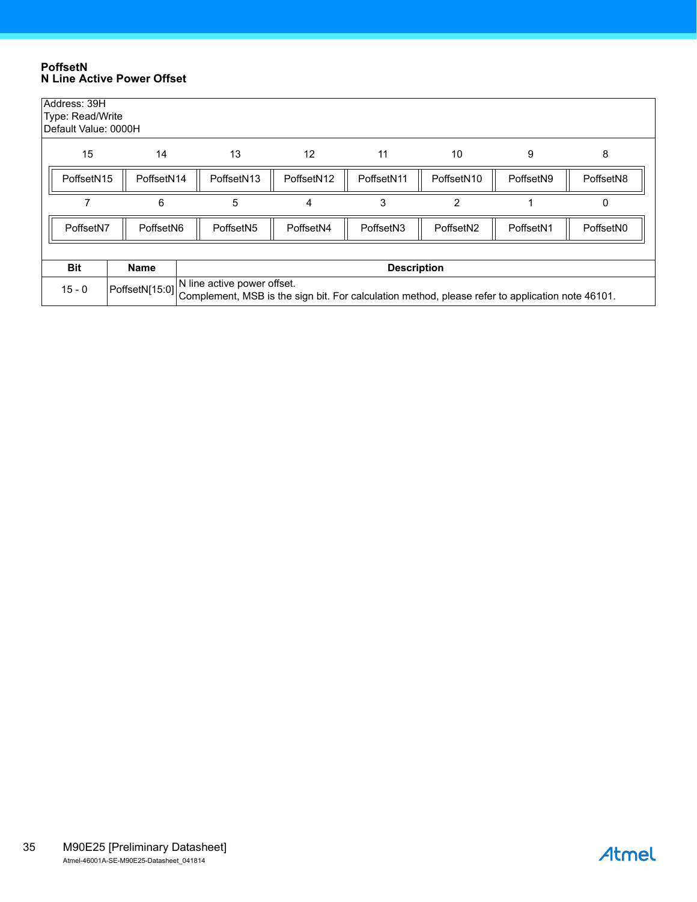**PoffsetN**
**N Line Active Power Offset**

Address: 39H
Type: Read/Write
Default Value: 0000H

| 15 | 14 | 13 | 12 | 11 | 10 | 9 | 8 |
|---|---|---|---|---|---|---|---|
| PoffsetN15 | PoffsetN14 | PoffsetN13 | PoffsetN12 | PoffsetN11 | PoffsetN10 | PoffsetN9 | PoffsetN8 |

| 7 | 6 | 5 | 4 | 3 | 2 | 1 | 0 |
|---|---|---|---|---|---|---|---|
| PoffsetN7 | PoffsetN6 | PoffsetN5 | PoffsetN4 | PoffsetN3 | PoffsetN2 | PoffsetN1 | PoffsetN0 |

| Bit | Name | Description |
|---|---|---|
| 15 - 0 | PoffsetN[15:0] | N line active power offset.<br>Complement, MSB is the sign bit. For calculation method, please refer to application note 46101. |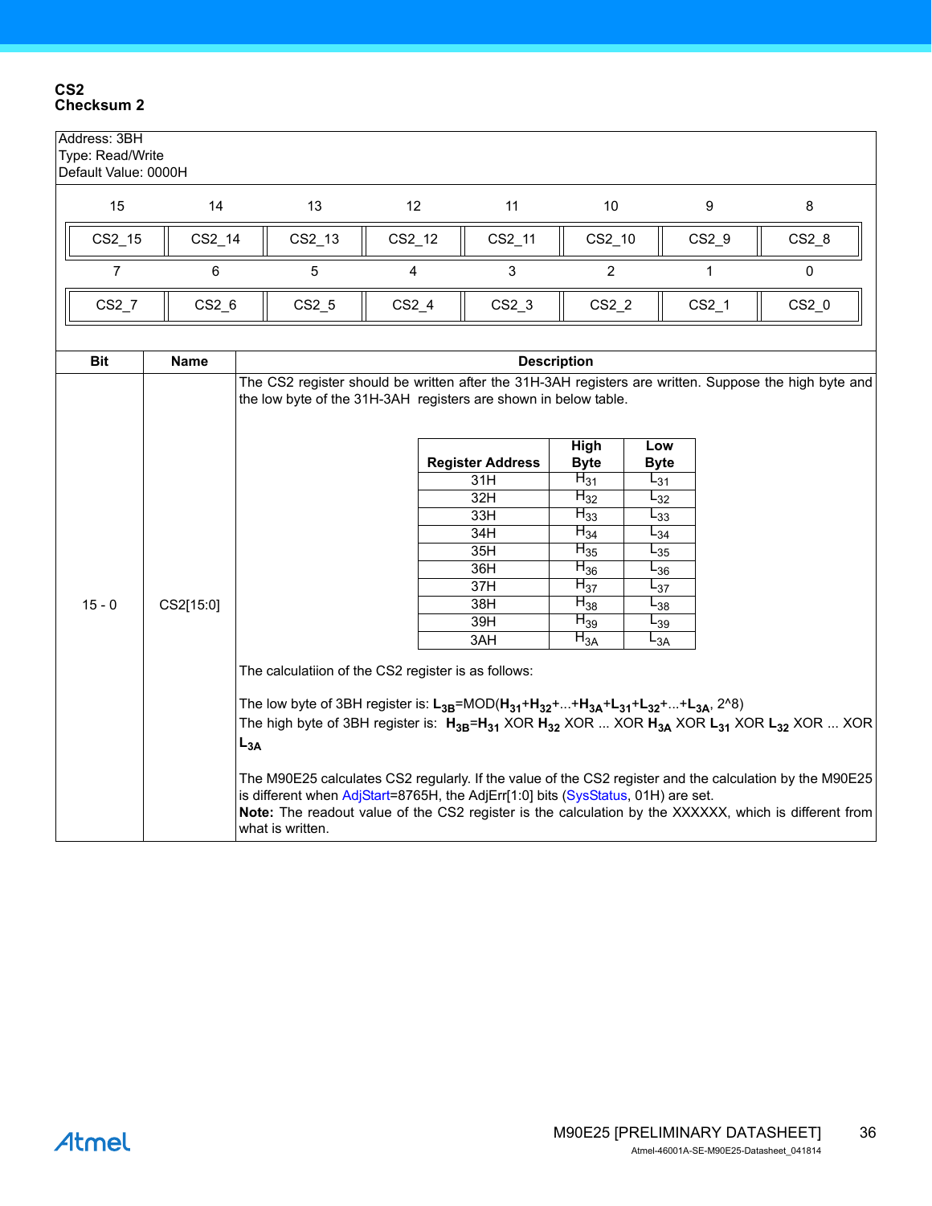## CS2
## Checksum 2

Address: 3BH
Type: Read/Write
Default Value: 0000H

| 15 | 14 | 13 | 12 | 11 | 10 | 9 | 8 |
|---|---|---|---|---|---|---|---|
| CS2_15 | CS2_14 | CS2_13 | CS2_12 | CS2_11 | CS2_10 | CS2_9 | CS2_8 |

| 7 | 6 | 5 | 4 | 3 | 2 | 1 | 0 |
|---|---|---|---|---|---|---|---|
| CS2_7 | CS2_6 | CS2_5 | CS2_4 | CS2_3 | CS2_2 | CS2_1 | CS2_0 |

| Bit | Name | Description |
|---|---|---|
| 15 - 0 | CS2[15:0] | The CS2 register should be written after the 31H-3AH registers are written. Suppose the high byte and the low byte of the 31H-3AH registers are shown in below table. (see table below) The calculatiion of the CS2 register is as follows: The low byte of 3BH register is: $\mathbf{L_{3B}}$=MOD($\mathbf{H_{31}}$+$\mathbf{H_{32}}$+...+$\mathbf{H_{3A}}$+$\mathbf{L_{31}}$+$\mathbf{L_{32}}$+...+$\mathbf{L_{3A}}$, 2^8) The high byte of 3BH register is: $\mathbf{H_{3B}}$=$\mathbf{H_{31}}$ XOR $\mathbf{H_{32}}$ XOR ... XOR $\mathbf{H_{3A}}$ XOR $\mathbf{L_{31}}$ XOR $\mathbf{L_{32}}$ XOR ... XOR $\mathbf{L_{3A}}$ The M90E25 calculates CS2 regularly. If the value of the CS2 register and the calculation by the M90E25 is different when AdjStart=8765H, the AdjErr[1:0] bits (SysStatus, 01H) are set. **Note:** The readout value of the CS2 register is the calculation by the XXXXXX, which is different from what is written. |

| Register Address | High Byte | Low Byte |
|---|---|---|
| 31H | $H_{31}$ | $L_{31}$ |
| 32H | $H_{32}$ | $L_{32}$ |
| 33H | $H_{33}$ | $L_{33}$ |
| 34H | $H_{34}$ | $L_{34}$ |
| 35H | $H_{35}$ | $L_{35}$ |
| 36H | $H_{36}$ | $L_{36}$ |
| 37H | $H_{37}$ | $L_{37}$ |
| 38H | $H_{38}$ | $L_{38}$ |
| 39H | $H_{39}$ | $L_{39}$ |
| 3AH | $H_{3A}$ | $L_{3A}$ |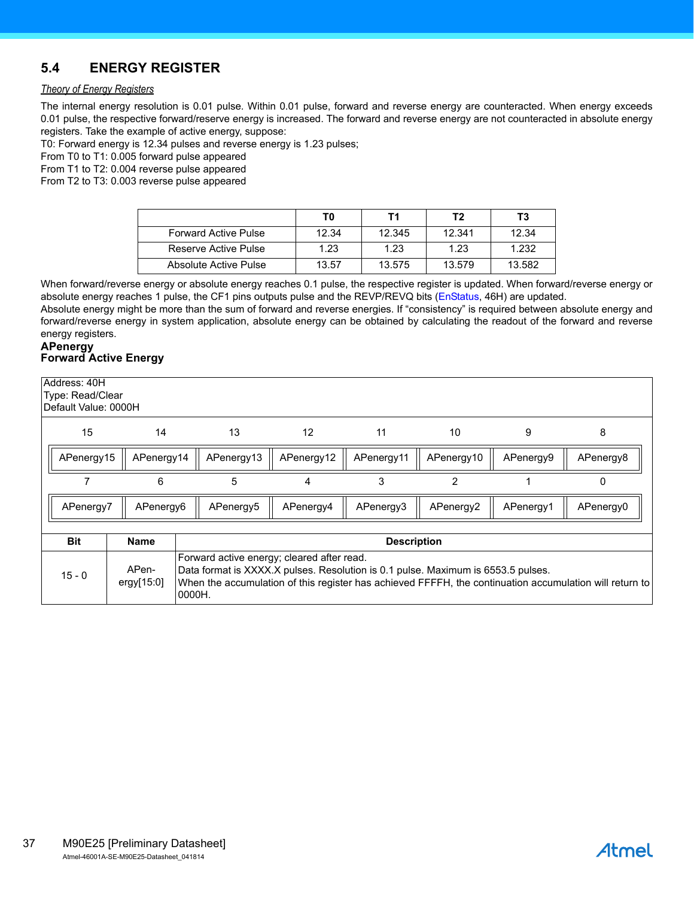## 5.4 ENERGY REGISTER

*Theory of Energy Registers*

The internal energy resolution is 0.01 pulse. Within 0.01 pulse, forward and reverse energy are counteracted. When energy exceeds 0.01 pulse, the respective forward/reserve energy is increased. The forward and reverse energy are not counteracted in absolute energy registers. Take the example of active energy, suppose:
T0: Forward energy is 12.34 pulses and reverse energy is 1.23 pulses;
From T0 to T1: 0.005 forward pulse appeared
From T1 to T2: 0.004 reverse pulse appeared
From T2 to T3: 0.003 reverse pulse appeared

| | T0 | T1 | T2 | T3 |
|---|---|---|---|---|
| Forward Active Pulse | 12.34 | 12.345 | 12.341 | 12.34 |
| Reserve Active Pulse | 1.23 | 1.23 | 1.23 | 1.232 |
| Absolute Active Pulse | 13.57 | 13.575 | 13.579 | 13.582 |

When forward/reverse energy or absolute energy reaches 0.1 pulse, the respective register is updated. When forward/reverse energy or absolute energy reaches 1 pulse, the CF1 pins outputs pulse and the REVP/REVQ bits (EnStatus, 46H) are updated.
Absolute energy might be more than the sum of forward and reverse energies. If "consistency" is required between absolute energy and forward/reverse energy in system application, absolute energy can be obtained by calculating the readout of the forward and reverse energy registers.

**APenergy**
**Forward Active Energy**

Address: 40H
Type: Read/Clear
Default Value: 0000H

| 15 | 14 | 13 | 12 | 11 | 10 | 9 | 8 |
|---|---|---|---|---|---|---|---|
| APenergy15 | APenergy14 | APenergy13 | APenergy12 | APenergy11 | APenergy10 | APenergy9 | APenergy8 |
| **7** | **6** | **5** | **4** | **3** | **2** | **1** | **0** |
| APenergy7 | APenergy6 | APenergy5 | APenergy4 | APenergy3 | APenergy2 | APenergy1 | APenergy0 |

| Bit | Name | Description |
|---|---|---|
| 15 - 0 | APenergy[15:0] | Forward active energy; cleared after read.<br>Data format is XXXX.X pulses. Resolution is 0.1 pulse. Maximum is 6553.5 pulses.<br>When the accumulation of this register has achieved FFFFH, the continuation accumulation will return to 0000H. |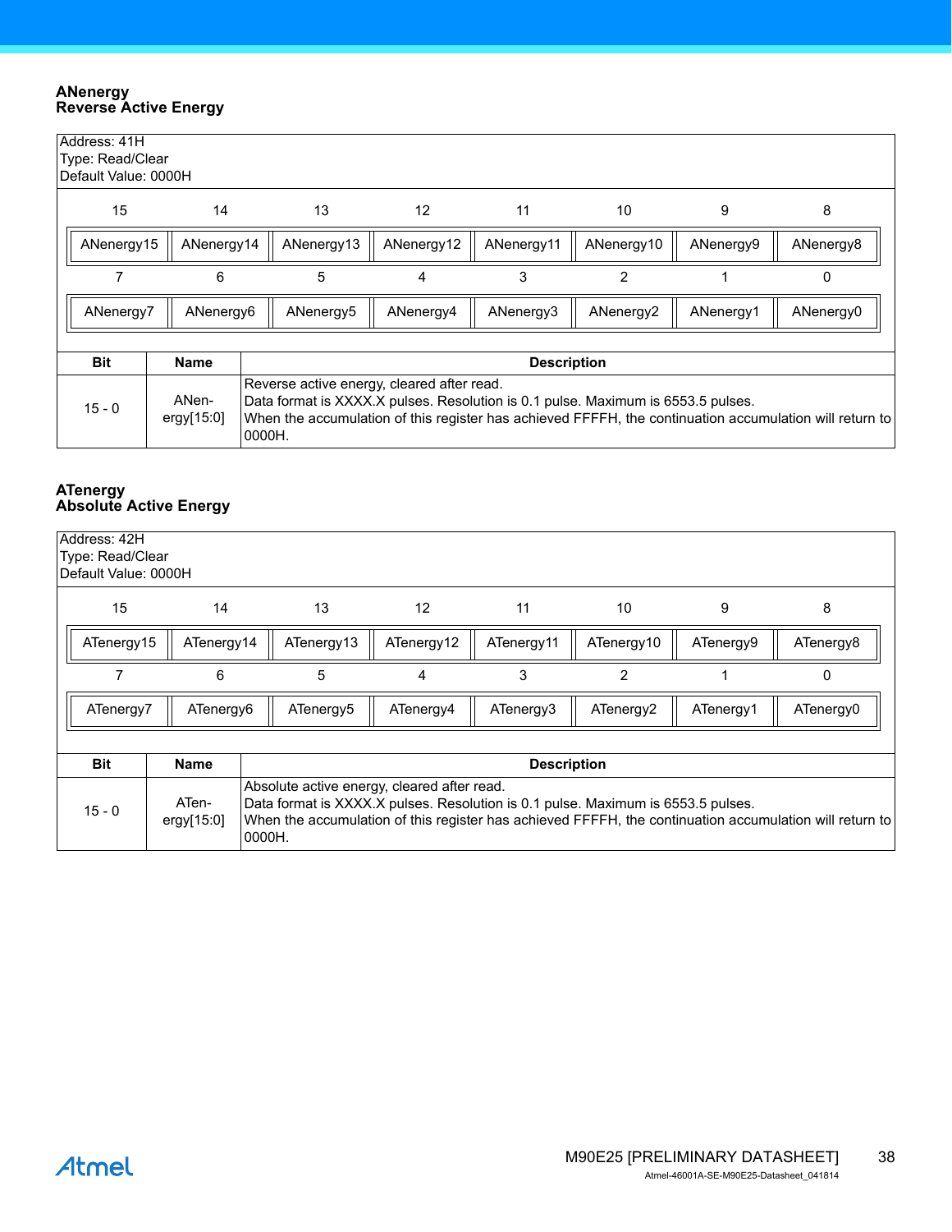### ANenergy
### Reverse Active Energy

Address: 41H
Type: Read/Clear
Default Value: 0000H

| 15 | 14 | 13 | 12 | 11 | 10 | 9 | 8 |
|---|---|---|---|---|---|---|---|
| ANenergy15 | ANenergy14 | ANenergy13 | ANenergy12 | ANenergy11 | ANenergy10 | ANenergy9 | ANenergy8 |

| 7 | 6 | 5 | 4 | 3 | 2 | 1 | 0 |
|---|---|---|---|---|---|---|---|
| ANenergy7 | ANenergy6 | ANenergy5 | ANenergy4 | ANenergy3 | ANenergy2 | ANenergy1 | ANenergy0 |

| Bit | Name | Description |
|---|---|---|
| 15 - 0 | ANenergy[15:0] | Reverse active energy, cleared after read.<br>Data format is XXXX.X pulses. Resolution is 0.1 pulse. Maximum is 6553.5 pulses.<br>When the accumulation of this register has achieved FFFFH, the continuation accumulation will return to 0000H. |

### ATenergy
### Absolute Active Energy

Address: 42H
Type: Read/Clear
Default Value: 0000H

| 15 | 14 | 13 | 12 | 11 | 10 | 9 | 8 |
|---|---|---|---|---|---|---|---|
| ATenergy15 | ATenergy14 | ATenergy13 | ATenergy12 | ATenergy11 | ATenergy10 | ATenergy9 | ATenergy8 |

| 7 | 6 | 5 | 4 | 3 | 2 | 1 | 0 |
|---|---|---|---|---|---|---|---|
| ATenergy7 | ATenergy6 | ATenergy5 | ATenergy4 | ATenergy3 | ATenergy2 | ATenergy1 | ATenergy0 |

| Bit | Name | Description |
|---|---|---|
| 15 - 0 | ATenergy[15:0] | Absolute active energy, cleared after read.<br>Data format is XXXX.X pulses. Resolution is 0.1 pulse. Maximum is 6553.5 pulses.<br>When the accumulation of this register has achieved FFFFH, the continuation accumulation will return to 0000H. |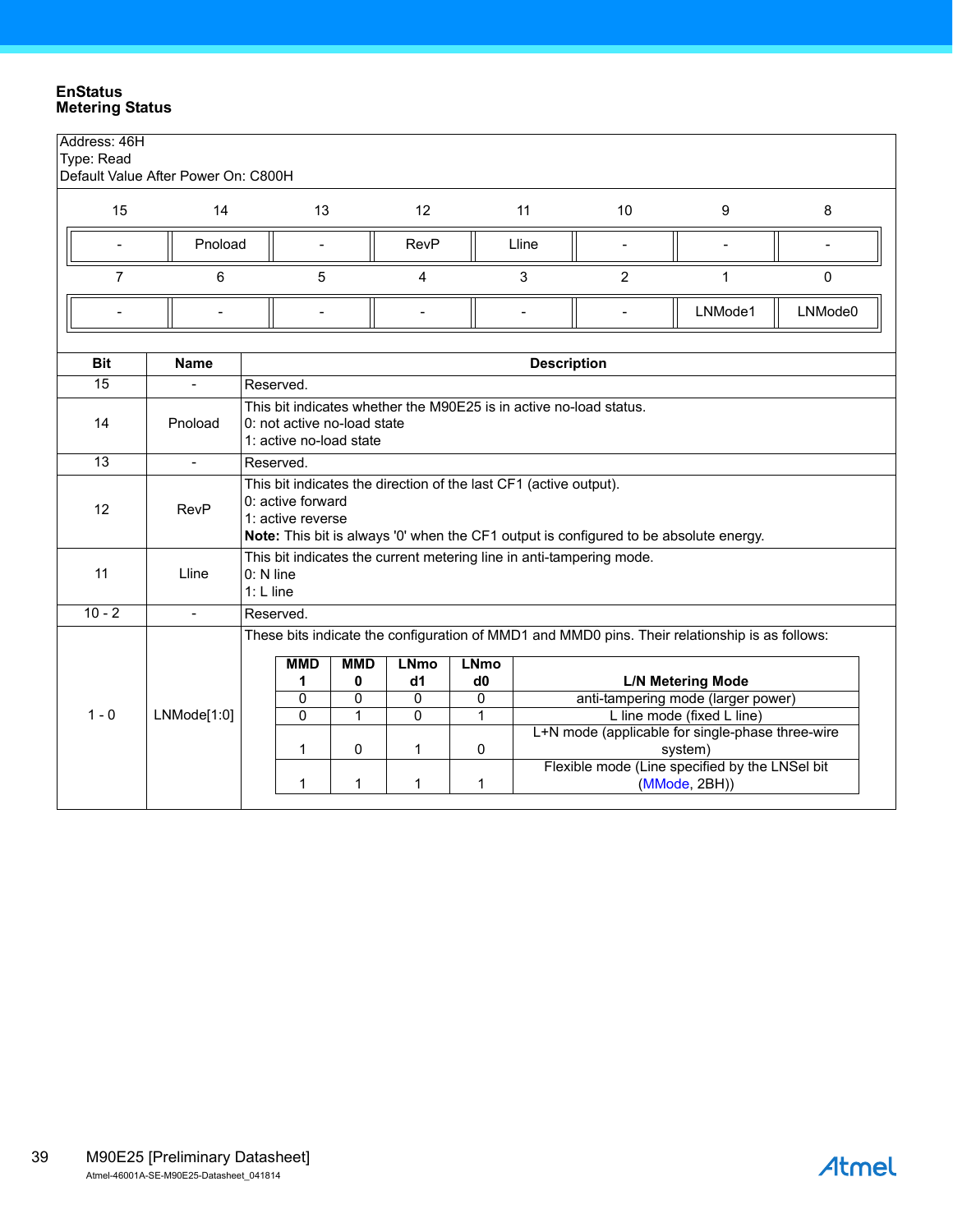**EnStatus**
**Metering Status**

Address: 46H
Type: Read
Default Value After Power On: C800H

| 15 | 14 | 13 | 12 | 11 | 10 | 9 | 8 |
|---|---|---|---|---|---|---|---|
| - | Pnoload | - | RevP | Lline | - | - | - |

| 7 | 6 | 5 | 4 | 3 | 2 | 1 | 0 |
|---|---|---|---|---|---|---|---|
| - | - | - | - | - | - | LNMode1 | LNMode0 |

| Bit | Name | Description |
|---|---|---|
| 15 | - | Reserved. |
| 14 | Pnoload | This bit indicates whether the M90E25 is in active no-load status.<br>0: not active no-load state<br>1: active no-load state |
| 13 | - | Reserved. |
| 12 | RevP | This bit indicates the direction of the last CF1 (active output).<br>0: active forward<br>1: active reverse<br>**Note:** This bit is always '0' when the CF1 output is configured to be absolute energy. |
| 11 | Lline | This bit indicates the current metering line in anti-tampering mode.<br>0: N line<br>1: L line |
| 10 - 2 | - | Reserved. |
| 1 - 0 | LNMode[1:0] | These bits indicate the configuration of MMD1 and MMD0 pins. Their relationship is as follows: (see table below) |

| MMD1 | MMD0 | LNmod1 | LNmod0 | L/N Metering Mode |
|---|---|---|---|---|
| 0 | 0 | 0 | 0 | anti-tampering mode (larger power) |
| 0 | 1 | 0 | 1 | L line mode (fixed L line) |
| 1 | 0 | 1 | 0 | L+N mode (applicable for single-phase three-wire system) |
| 1 | 1 | 1 | 1 | Flexible mode (Line specified by the LNSel bit (MMode, 2BH)) |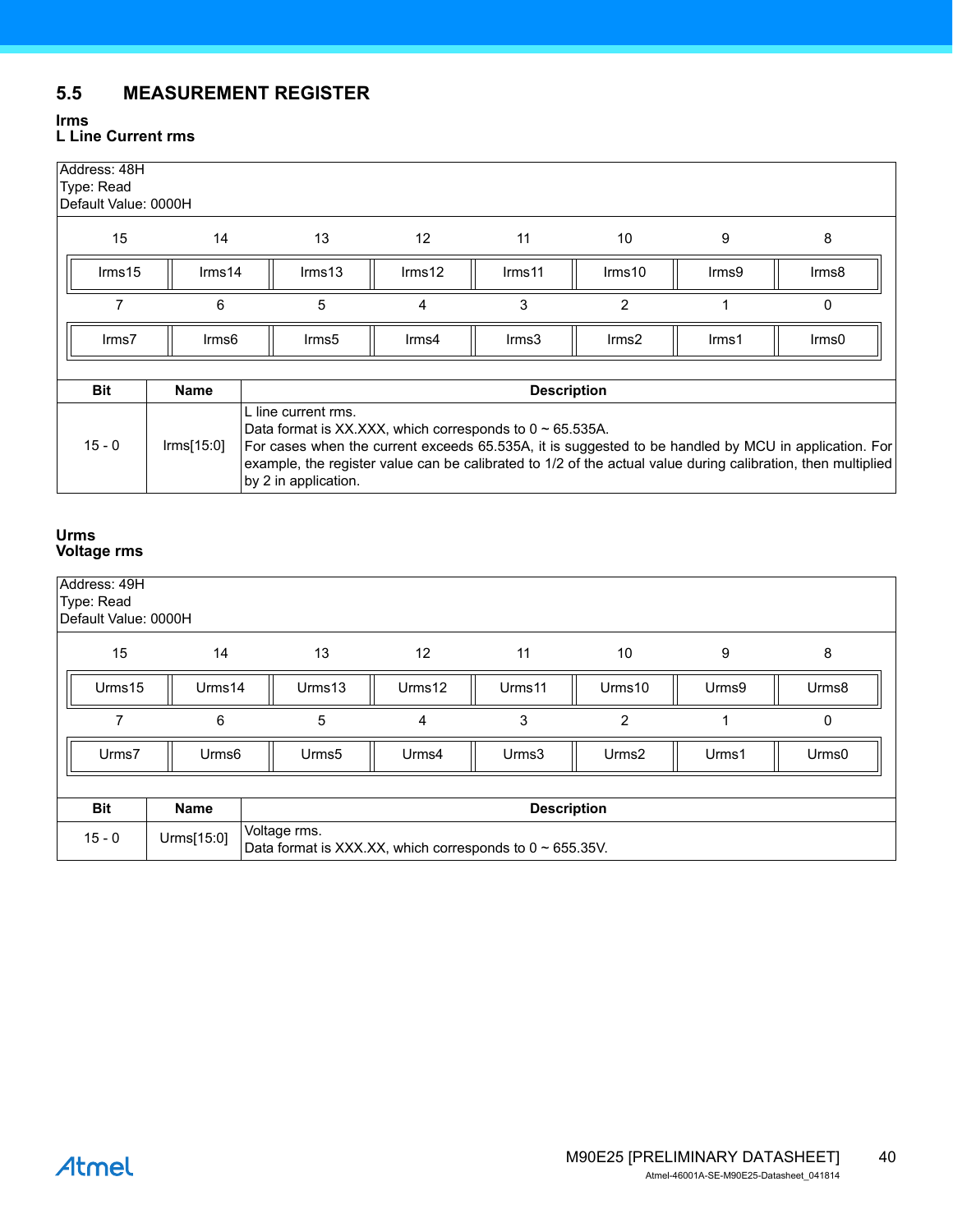## 5.5 MEASUREMENT REGISTER

**Irms**
**L Line Current rms**

Address: 48H
Type: Read
Default Value: 0000H

| 15 | 14 | 13 | 12 | 11 | 10 | 9 | 8 |
|---|---|---|---|---|---|---|---|
| Irms15 | Irms14 | Irms13 | Irms12 | Irms11 | Irms10 | Irms9 | Irms8 |
| **7** | **6** | **5** | **4** | **3** | **2** | **1** | **0** |
| Irms7 | Irms6 | Irms5 | Irms4 | Irms3 | Irms2 | Irms1 | Irms0 |

| Bit | Name | Description |
|---|---|---|
| 15 - 0 | Irms[15:0] | L line current rms.<br>Data format is XX.XXX, which corresponds to 0 ~ 65.535A.<br>For cases when the current exceeds 65.535A, it is suggested to be handled by MCU in application. For example, the register value can be calibrated to 1/2 of the actual value during calibration, then multiplied by 2 in application. |

**Urms**
**Voltage rms**

Address: 49H
Type: Read
Default Value: 0000H

| 15 | 14 | 13 | 12 | 11 | 10 | 9 | 8 |
|---|---|---|---|---|---|---|---|
| Urms15 | Urms14 | Urms13 | Urms12 | Urms11 | Urms10 | Urms9 | Urms8 |
| **7** | **6** | **5** | **4** | **3** | **2** | **1** | **0** |
| Urms7 | Urms6 | Urms5 | Urms4 | Urms3 | Urms2 | Urms1 | Urms0 |

| Bit | Name | Description |
|---|---|---|
| 15 - 0 | Urms[15:0] | Voltage rms.<br>Data format is XXX.XX, which corresponds to 0 ~ 655.35V. |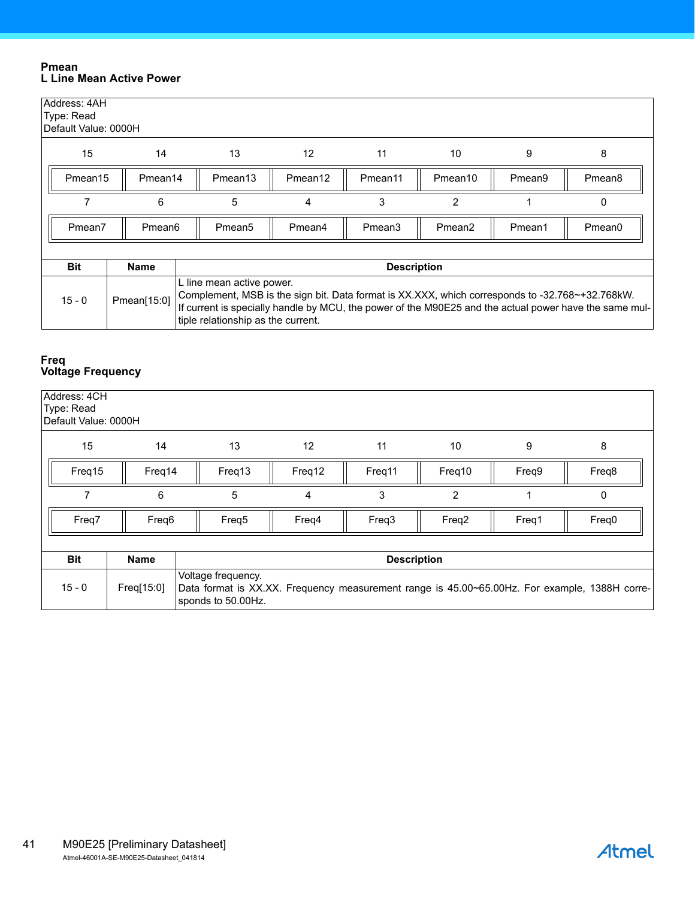### Pmean
### L Line Mean Active Power

Address: 4AH
Type: Read
Default Value: 0000H

| 15 | 14 | 13 | 12 | 11 | 10 | 9 | 8 |
|---|---|---|---|---|---|---|---|
| Pmean15 | Pmean14 | Pmean13 | Pmean12 | Pmean11 | Pmean10 | Pmean9 | Pmean8 |

| 7 | 6 | 5 | 4 | 3 | 2 | 1 | 0 |
|---|---|---|---|---|---|---|---|
| Pmean7 | Pmean6 | Pmean5 | Pmean4 | Pmean3 | Pmean2 | Pmean1 | Pmean0 |

| Bit | Name | Description |
|---|---|---|
| 15 - 0 | Pmean[15:0] | L line mean active power.<br>Complement, MSB is the sign bit. Data format is XX.XXX, which corresponds to -32.768~+32.768kW.<br>If current is specially handle by MCU, the power of the M90E25 and the actual power have the same multiple relationship as the current. |

### Freq
### Voltage Frequency

Address: 4CH
Type: Read
Default Value: 0000H

| 15 | 14 | 13 | 12 | 11 | 10 | 9 | 8 |
|---|---|---|---|---|---|---|---|
| Freq15 | Freq14 | Freq13 | Freq12 | Freq11 | Freq10 | Freq9 | Freq8 |

| 7 | 6 | 5 | 4 | 3 | 2 | 1 | 0 |
|---|---|---|---|---|---|---|---|
| Freq7 | Freq6 | Freq5 | Freq4 | Freq3 | Freq2 | Freq1 | Freq0 |

| Bit | Name | Description |
|---|---|---|
| 15 - 0 | Freq[15:0] | Voltage frequency.<br>Data format is XX.XX. Frequency measurement range is 45.00~65.00Hz. For example, 1388H corresponds to 50.00Hz. |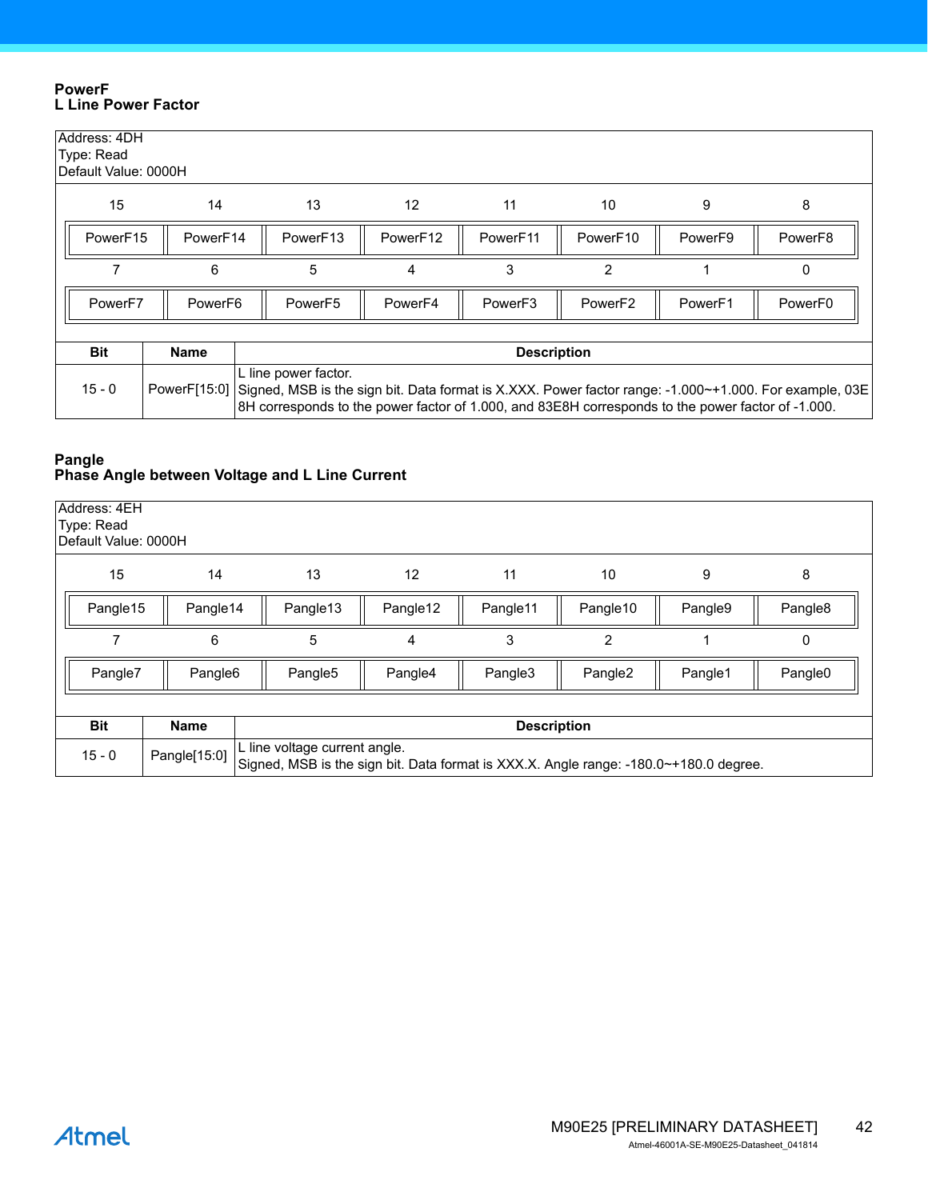### PowerF
### L Line Power Factor

Address: 4DH
Type: Read
Default Value: 0000H

| 15 | 14 | 13 | 12 | 11 | 10 | 9 | 8 |
|---|---|---|---|---|---|---|---|
| PowerF15 | PowerF14 | PowerF13 | PowerF12 | PowerF11 | PowerF10 | PowerF9 | PowerF8 |

| 7 | 6 | 5 | 4 | 3 | 2 | 1 | 0 |
|---|---|---|---|---|---|---|---|
| PowerF7 | PowerF6 | PowerF5 | PowerF4 | PowerF3 | PowerF2 | PowerF1 | PowerF0 |

| Bit | Name | Description |
|---|---|---|
| 15 - 0 | PowerF[15:0] | L line power factor.<br>Signed, MSB is the sign bit. Data format is X.XXX. Power factor range: -1.000~+1.000. For example, 03E8H corresponds to the power factor of 1.000, and 83E8H corresponds to the power factor of -1.000. |

### Pangle
### Phase Angle between Voltage and L Line Current

Address: 4EH
Type: Read
Default Value: 0000H

| 15 | 14 | 13 | 12 | 11 | 10 | 9 | 8 |
|---|---|---|---|---|---|---|---|
| Pangle15 | Pangle14 | Pangle13 | Pangle12 | Pangle11 | Pangle10 | Pangle9 | Pangle8 |

| 7 | 6 | 5 | 4 | 3 | 2 | 1 | 0 |
|---|---|---|---|---|---|---|---|
| Pangle7 | Pangle6 | Pangle5 | Pangle4 | Pangle3 | Pangle2 | Pangle1 | Pangle0 |

| Bit | Name | Description |
|---|---|---|
| 15 - 0 | Pangle[15:0] | L line voltage current angle.<br>Signed, MSB is the sign bit. Data format is XXX.X. Angle range: -180.0~+180.0 degree. |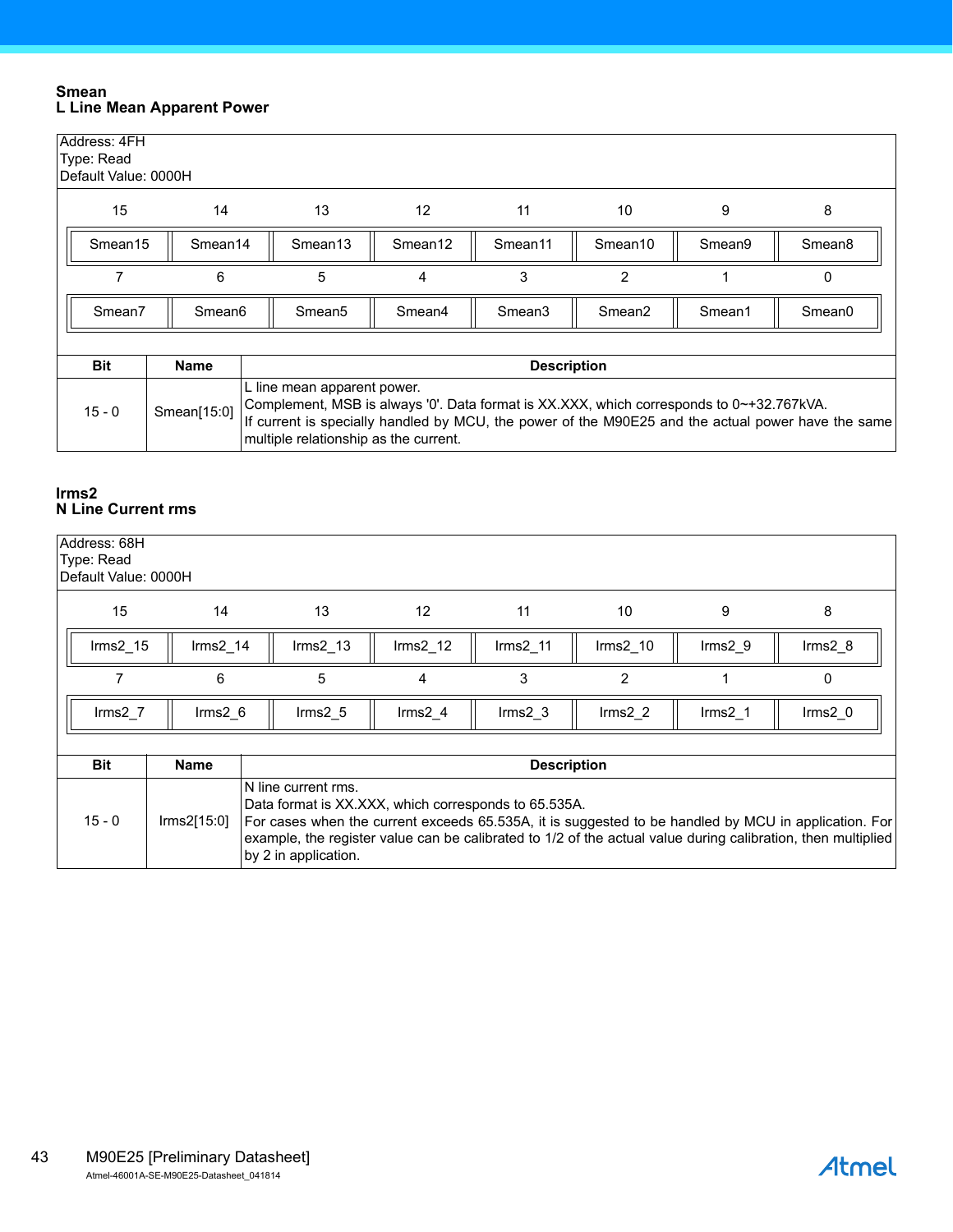### Smean
### L Line Mean Apparent Power

Address: 4FH
Type: Read
Default Value: 0000H

| 15 | 14 | 13 | 12 | 11 | 10 | 9 | 8 |
|---|---|---|---|---|---|---|---|
| Smean15 | Smean14 | Smean13 | Smean12 | Smean11 | Smean10 | Smean9 | Smean8 |
| **7** | **6** | **5** | **4** | **3** | **2** | **1** | **0** |
| Smean7 | Smean6 | Smean5 | Smean4 | Smean3 | Smean2 | Smean1 | Smean0 |

| Bit | Name | Description |
|---|---|---|
| 15 - 0 | Smean[15:0] | L line mean apparent power.<br>Complement, MSB is always '0'. Data format is XX.XXX, which corresponds to 0~+32.767kVA.<br>If current is specially handled by MCU, the power of the M90E25 and the actual power have the same multiple relationship as the current. |

### Irms2
### N Line Current rms

Address: 68H
Type: Read
Default Value: 0000H

| 15 | 14 | 13 | 12 | 11 | 10 | 9 | 8 |
|---|---|---|---|---|---|---|---|
| Irms2_15 | Irms2_14 | Irms2_13 | Irms2_12 | Irms2_11 | Irms2_10 | Irms2_9 | Irms2_8 |
| **7** | **6** | **5** | **4** | **3** | **2** | **1** | **0** |
| Irms2_7 | Irms2_6 | Irms2_5 | Irms2_4 | Irms2_3 | Irms2_2 | Irms2_1 | Irms2_0 |

| Bit | Name | Description |
|---|---|---|
| 15 - 0 | Irms2[15:0] | N line current rms.<br>Data format is XX.XXX, which corresponds to 65.535A.<br>For cases when the current exceeds 65.535A, it is suggested to be handled by MCU in application. For example, the register value can be calibrated to 1/2 of the actual value during calibration, then multiplied by 2 in application. |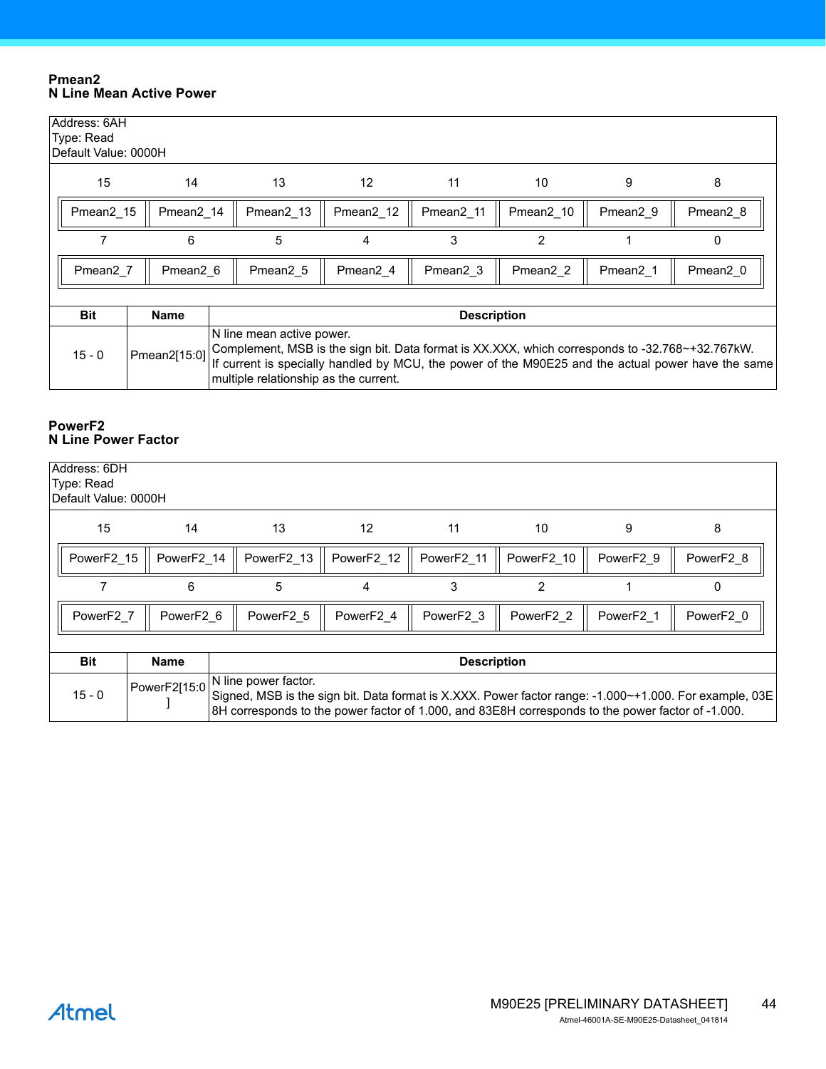### Pmean2
### N Line Mean Active Power

Address: 6AH
Type: Read
Default Value: 0000H

| 15 | 14 | 13 | 12 | 11 | 10 | 9 | 8 |
|---|---|---|---|---|---|---|---|
| Pmean2_15 | Pmean2_14 | Pmean2_13 | Pmean2_12 | Pmean2_11 | Pmean2_10 | Pmean2_9 | Pmean2_8 |
| **7** | **6** | **5** | **4** | **3** | **2** | **1** | **0** |
| Pmean2_7 | Pmean2_6 | Pmean2_5 | Pmean2_4 | Pmean2_3 | Pmean2_2 | Pmean2_1 | Pmean2_0 |

| Bit | Name | Description |
|---|---|---|
| 15 - 0 | Pmean2[15:0] | N line mean active power.<br>Complement, MSB is the sign bit. Data format is XX.XXX, which corresponds to -32.768~+32.767kW.<br>If current is specially handled by MCU, the power of the M90E25 and the actual power have the same multiple relationship as the current. |

### PowerF2
### N Line Power Factor

Address: 6DH
Type: Read
Default Value: 0000H

| 15 | 14 | 13 | 12 | 11 | 10 | 9 | 8 |
|---|---|---|---|---|---|---|---|
| PowerF2_15 | PowerF2_14 | PowerF2_13 | PowerF2_12 | PowerF2_11 | PowerF2_10 | PowerF2_9 | PowerF2_8 |
| **7** | **6** | **5** | **4** | **3** | **2** | **1** | **0** |
| PowerF2_7 | PowerF2_6 | PowerF2_5 | PowerF2_4 | PowerF2_3 | PowerF2_2 | PowerF2_1 | PowerF2_0 |

| Bit | Name | Description |
|---|---|---|
| 15 - 0 | PowerF2[15:0] | N line power factor.<br>Signed, MSB is the sign bit. Data format is X.XXX. Power factor range: -1.000~+1.000. For example, 03E8H corresponds to the power factor of 1.000, and 83E8H corresponds to the power factor of -1.000. |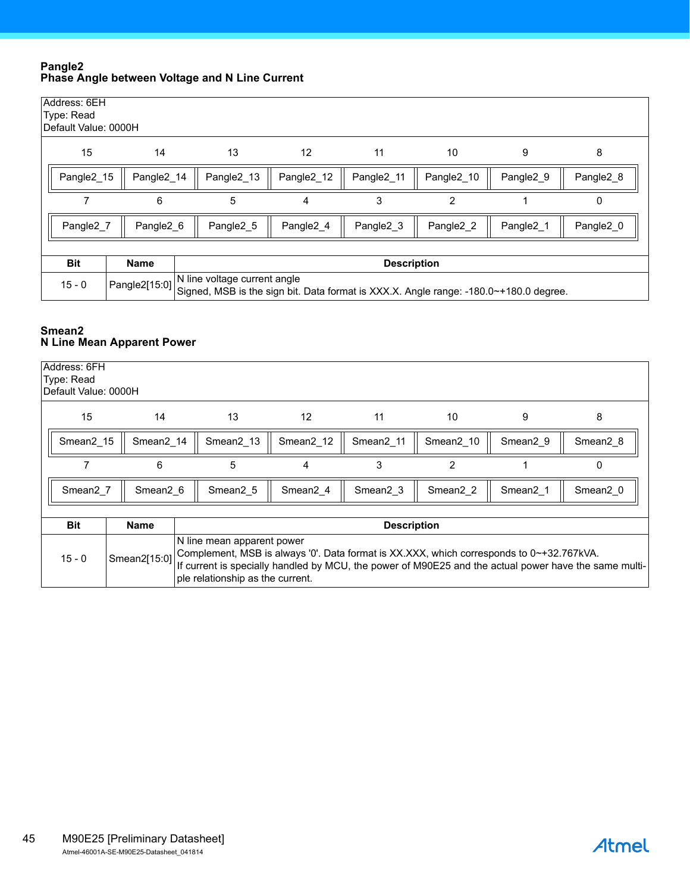### Pangle2
### Phase Angle between Voltage and N Line Current

Address: 6EH
Type: Read
Default Value: 0000H

| 15 | 14 | 13 | 12 | 11 | 10 | 9 | 8 |
|---|---|---|---|---|---|---|---|
| Pangle2_15 | Pangle2_14 | Pangle2_13 | Pangle2_12 | Pangle2_11 | Pangle2_10 | Pangle2_9 | Pangle2_8 |
| **7** | **6** | **5** | **4** | **3** | **2** | **1** | **0** |
| Pangle2_7 | Pangle2_6 | Pangle2_5 | Pangle2_4 | Pangle2_3 | Pangle2_2 | Pangle2_1 | Pangle2_0 |

| Bit | Name | Description |
|---|---|---|
| 15 - 0 | Pangle2[15:0] | N line voltage current angle<br>Signed, MSB is the sign bit. Data format is XXX.X. Angle range: -180.0~+180.0 degree. |

### Smean2
### N Line Mean Apparent Power

Address: 6FH
Type: Read
Default Value: 0000H

| 15 | 14 | 13 | 12 | 11 | 10 | 9 | 8 |
|---|---|---|---|---|---|---|---|
| Smean2_15 | Smean2_14 | Smean2_13 | Smean2_12 | Smean2_11 | Smean2_10 | Smean2_9 | Smean2_8 |
| **7** | **6** | **5** | **4** | **3** | **2** | **1** | **0** |
| Smean2_7 | Smean2_6 | Smean2_5 | Smean2_4 | Smean2_3 | Smean2_2 | Smean2_1 | Smean2_0 |

| Bit | Name | Description |
|---|---|---|
| 15 - 0 | Smean2[15:0] | N line mean apparent power<br>Complement, MSB is always '0'. Data format is XX.XXX, which corresponds to 0~+32.767kVA.<br>If current is specially handled by MCU, the power of M90E25 and the actual power have the same multiple relationship as the current. |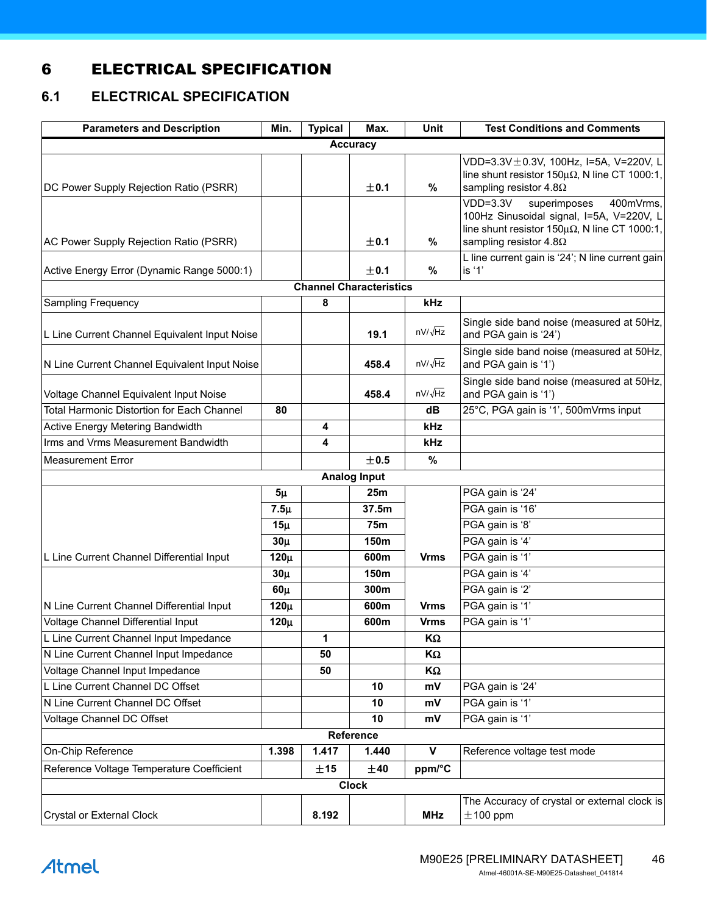# 6 ELECTRICAL SPECIFICATION

## 6.1 ELECTRICAL SPECIFICATION

| Parameters and Description | Min. | Typical | Max. | Unit | Test Conditions and Comments |
|---|---|---|---|---|---|
| **Accuracy** | | | | | |
| DC Power Supply Rejection Ratio (PSRR) | | | **±0.1** | **%** | VDD=3.3V±0.3V, 100Hz, I=5A, V=220V, L line shunt resistor 150μΩ, N line CT 1000:1, sampling resistor 4.8Ω |
| AC Power Supply Rejection Ratio (PSRR) | | | **±0.1** | **%** | VDD=3.3V superimposes 400mVrms, 100Hz Sinusoidal signal, I=5A, V=220V, L line shunt resistor 150μΩ, N line CT 1000:1, sampling resistor 4.8Ω |
| Active Energy Error (Dynamic Range 5000:1) | | | **±0.1** | **%** | L line current gain is '24'; N line current gain is '1' |
| **Channel Characteristics** | | | | | |
| Sampling Frequency | | **8** | | **kHz** | |
| L Line Current Channel Equivalent Input Noise | | | **19.1** | $nV/\sqrt{Hz}$ | Single side band noise (measured at 50Hz, and PGA gain is '24') |
| N Line Current Channel Equivalent Input Noise | | | **458.4** | $nV/\sqrt{Hz}$ | Single side band noise (measured at 50Hz, and PGA gain is '1') |
| Voltage Channel Equivalent Input Noise | | | **458.4** | $nV/\sqrt{Hz}$ | Single side band noise (measured at 50Hz, and PGA gain is '1') |
| Total Harmonic Distortion for Each Channel | **80** | | | **dB** | 25°C, PGA gain is '1', 500mVrms input |
| Active Energy Metering Bandwidth | | **4** | | **kHz** | |
| Irms and Vrms Measurement Bandwidth | | **4** | | **kHz** | |
| Measurement Error | | | **±0.5** | **%** | |
| **Analog Input** | | | | | |
| L Line Current Channel Differential Input | **5μ** | | **25m** | **Vrms** | PGA gain is '24' |
| | **7.5μ** | | **37.5m** | | PGA gain is '16' |
| | **15μ** | | **75m** | | PGA gain is '8' |
| | **30μ** | | **150m** | | PGA gain is '4' |
| | **120μ** | | **600m** | | PGA gain is '1' |
| N Line Current Channel Differential Input | **30μ** | | **150m** | **Vrms** | PGA gain is '4' |
| | **60μ** | | **300m** | | PGA gain is '2' |
| | **120μ** | | **600m** | | PGA gain is '1' |
| Voltage Channel Differential Input | **120μ** | | **600m** | **Vrms** | PGA gain is '1' |
| L Line Current Channel Input Impedance | | **1** | | **KΩ** | |
| N Line Current Channel Input Impedance | | **50** | | **KΩ** | |
| Voltage Channel Input Impedance | | **50** | | **KΩ** | |
| L Line Current Channel DC Offset | | | **10** | **mV** | PGA gain is '24' |
| N Line Current Channel DC Offset | | | **10** | **mV** | PGA gain is '1' |
| Voltage Channel DC Offset | | | **10** | **mV** | PGA gain is '1' |
| **Reference** | | | | | |
| On-Chip Reference | **1.398** | **1.417** | **1.440** | **V** | Reference voltage test mode |
| Reference Voltage Temperature Coefficient | | **±15** | **±40** | **ppm/°C** | |
| **Clock** | | | | | |
| Crystal or External Clock | | **8.192** | | **MHz** | The Accuracy of crystal or external clock is ±100 ppm |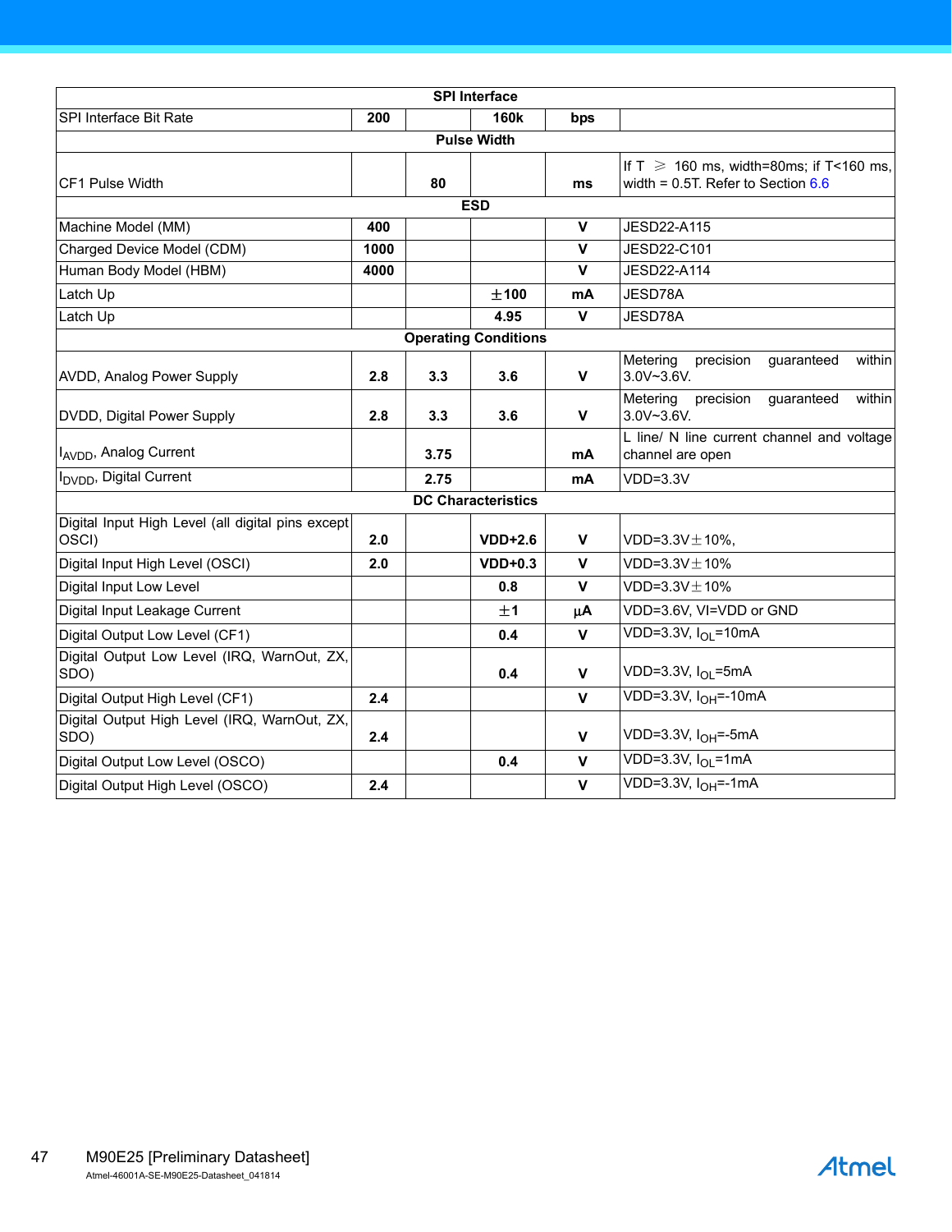| | | | | | |
|---|---|---|---|---|---|
| **SPI Interface** | | | | | |
| SPI Interface Bit Rate | **200** | | **160k** | **bps** | |
| **Pulse Width** | | | | | |
| CF1 Pulse Width | | **80** | | **ms** | If T ⩾ 160 ms, width=80ms; if T<160 ms, width = 0.5T. Refer to Section 6.6 |
| **ESD** | | | | | |
| Machine Model (MM) | **400** | | | **V** | JESD22-A115 |
| Charged Device Model (CDM) | **1000** | | | **V** | JESD22-C101 |
| Human Body Model (HBM) | **4000** | | | **V** | JESD22-A114 |
| Latch Up | | | **±100** | **mA** | JESD78A |
| Latch Up | | | **4.95** | **V** | JESD78A |
| **Operating Conditions** | | | | | |
| AVDD, Analog Power Supply | **2.8** | **3.3** | **3.6** | **V** | Metering precision guaranteed within 3.0V~3.6V. |
| DVDD, Digital Power Supply | **2.8** | **3.3** | **3.6** | **V** | Metering precision guaranteed within 3.0V~3.6V. |
| $I_{AVDD}$, Analog Current | | **3.75** | | **mA** | L line/ N line current channel and voltage channel are open |
| $I_{DVDD}$, Digital Current | | **2.75** | | **mA** | VDD=3.3V |
| **DC Characteristics** | | | | | |
| Digital Input High Level (all digital pins except OSCI) | **2.0** | | **VDD+2.6** | **V** | VDD=3.3V±10%, |
| Digital Input High Level (OSCI) | **2.0** | | **VDD+0.3** | **V** | VDD=3.3V±10% |
| Digital Input Low Level | | | **0.8** | **V** | VDD=3.3V±10% |
| Digital Input Leakage Current | | | **±1** | **μA** | VDD=3.6V, VI=VDD or GND |
| Digital Output Low Level (CF1) | | | **0.4** | **V** | VDD=3.3V, $I_{OL}$=10mA |
| Digital Output Low Level (IRQ, WarnOut, ZX, SDO) | | | **0.4** | **V** | VDD=3.3V, $I_{OL}$=5mA |
| Digital Output High Level (CF1) | **2.4** | | | **V** | VDD=3.3V, $I_{OH}$=-10mA |
| Digital Output High Level (IRQ, WarnOut, ZX, SDO) | **2.4** | | | **V** | VDD=3.3V, $I_{OH}$=-5mA |
| Digital Output Low Level (OSCO) | | | **0.4** | **V** | VDD=3.3V, $I_{OL}$=1mA |
| Digital Output High Level (OSCO) | **2.4** | | | **V** | VDD=3.3V, $I_{OH}$=-1mA |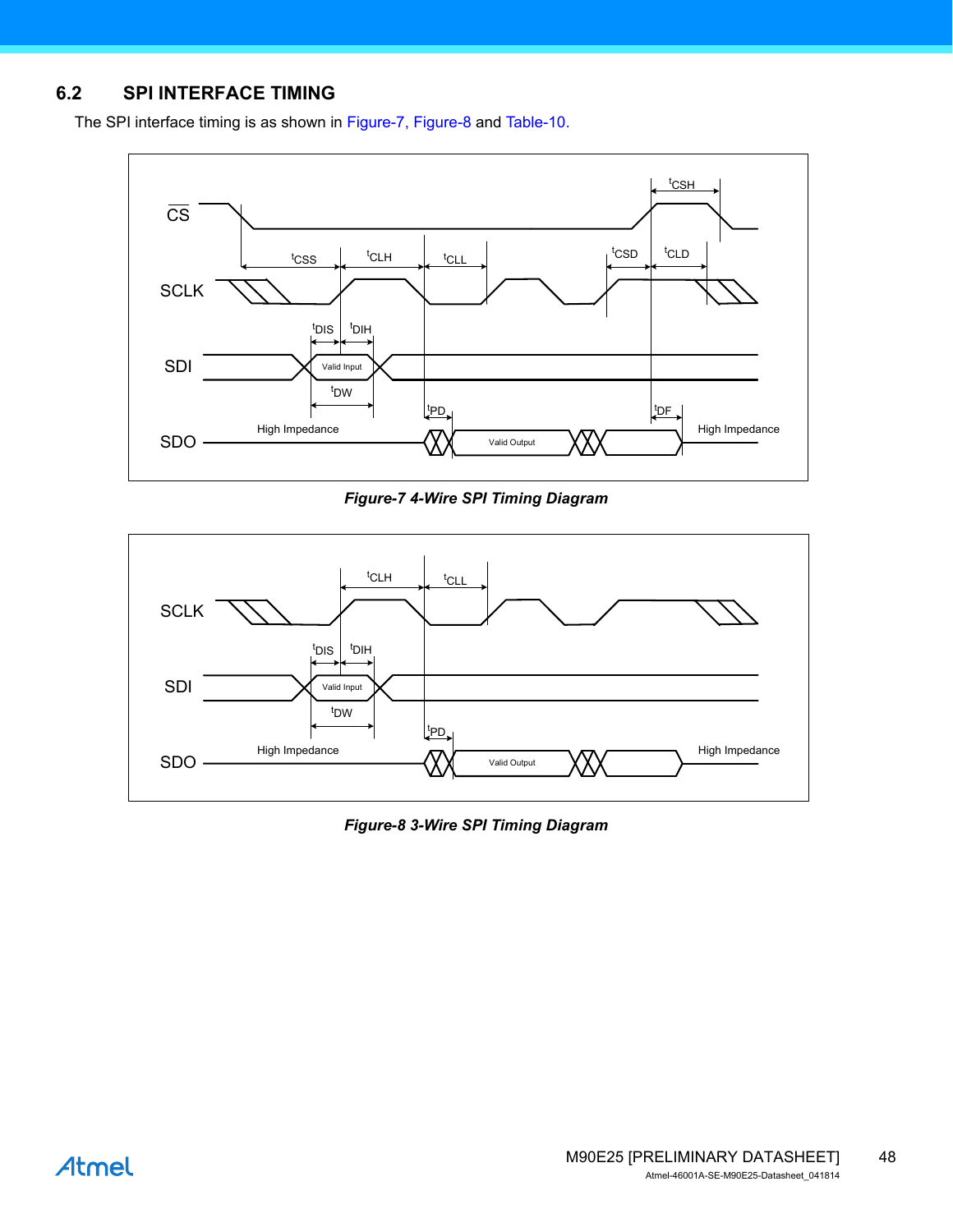## 6.2 SPI INTERFACE TIMING

The SPI interface timing is as shown in Figure-7, Figure-8 and Table-10.

*Figure-7 4-Wire SPI Timing Diagram*

*Figure-8 3-Wire SPI Timing Diagram*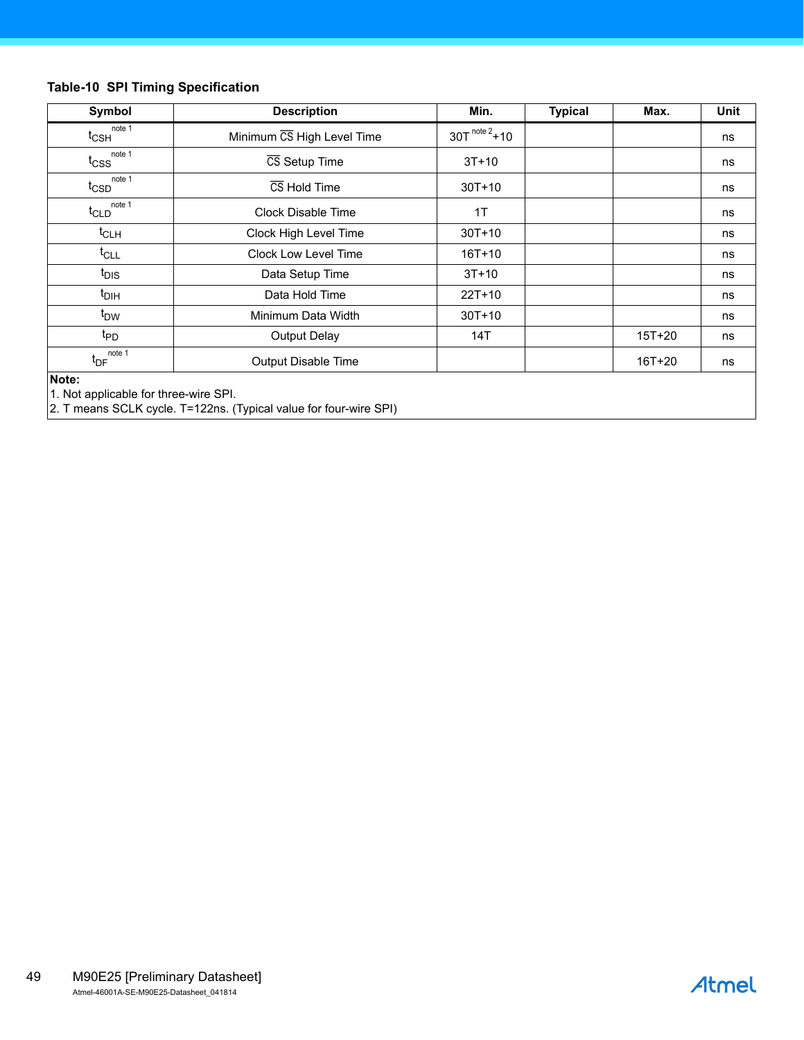**Table-10 SPI Timing Specification**

| Symbol | Description | Min. | Typical | Max. | Unit |
|---|---|---|---|---|---|
| $t_{CSH}$ note 1 | Minimum $\overline{CS}$ High Level Time | 30T note 2 +10 | | | ns |
| $t_{CSS}$ note 1 | $\overline{CS}$ Setup Time | 3T+10 | | | ns |
| $t_{CSD}$ note 1 | $\overline{CS}$ Hold Time | 30T+10 | | | ns |
| $t_{CLD}$ note 1 | Clock Disable Time | 1T | | | ns |
| $t_{CLH}$ | Clock High Level Time | 30T+10 | | | ns |
| $t_{CLL}$ | Clock Low Level Time | 16T+10 | | | ns |
| $t_{DIS}$ | Data Setup Time | 3T+10 | | | ns |
| $t_{DIH}$ | Data Hold Time | 22T+10 | | | ns |
| $t_{DW}$ | Minimum Data Width | 30T+10 | | | ns |
| $t_{PD}$ | Output Delay | 14T | | 15T+20 | ns |
| $t_{DF}$ note 1 | Output Disable Time | | | 16T+20 | ns |

**Note:**
1. Not applicable for three-wire SPI.
2. T means SCLK cycle. T=122ns. (Typical value for four-wire SPI)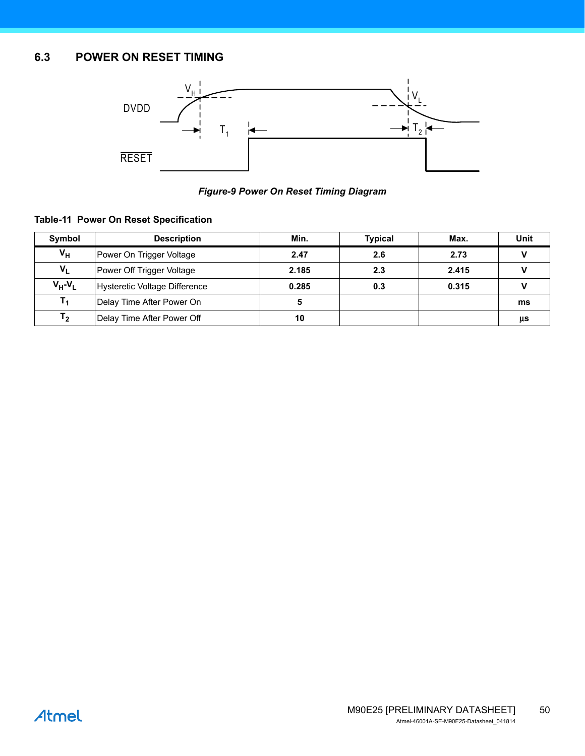## 6.3 POWER ON RESET TIMING

*Figure-9 Power On Reset Timing Diagram*

**Table-11 Power On Reset Specification**

| Symbol | Description | Min. | Typical | Max. | Unit |
|---|---|---|---|---|---|
| $V_H$ | Power On Trigger Voltage | 2.47 | 2.6 | 2.73 | V |
| $V_L$ | Power Off Trigger Voltage | 2.185 | 2.3 | 2.415 | V |
| $V_H$-$V_L$ | Hysteretic Voltage Difference | 0.285 | 0.3 | 0.315 | V |
| $T_1$ | Delay Time After Power On | 5 | | | ms |
| $T_2$ | Delay Time After Power Off | 10 | | | µs |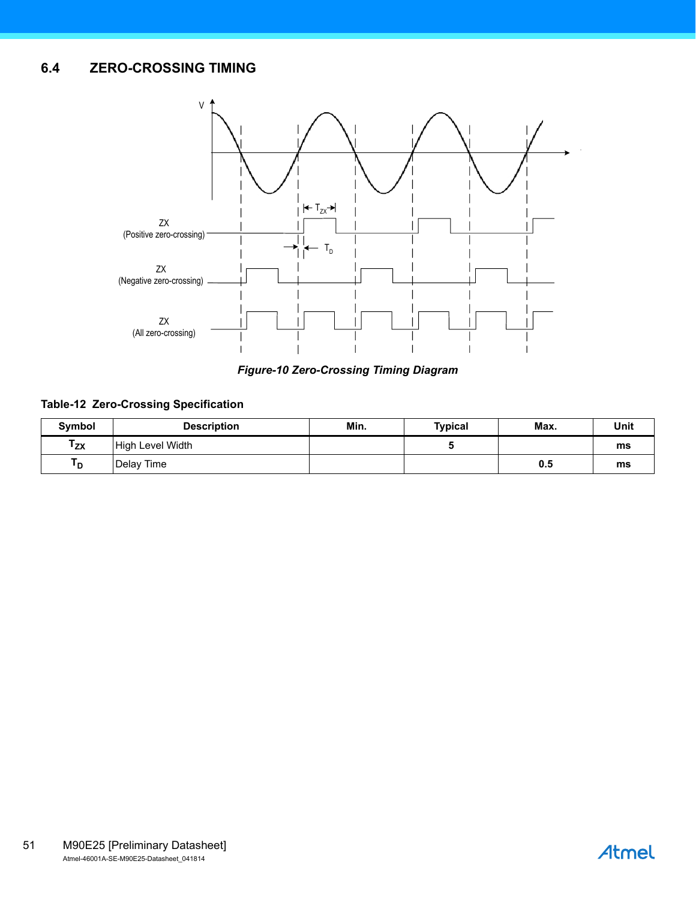## 6.4 ZERO-CROSSING TIMING

*Figure-10 Zero-Crossing Timing Diagram*

**Table-12 Zero-Crossing Specification**

| Symbol | Description | Min. | Typical | Max. | Unit |
|---|---|---|---|---|---|
| $T_{ZX}$ | High Level Width | | 5 | | ms |
| $T_D$ | Delay Time | | | 0.5 | ms |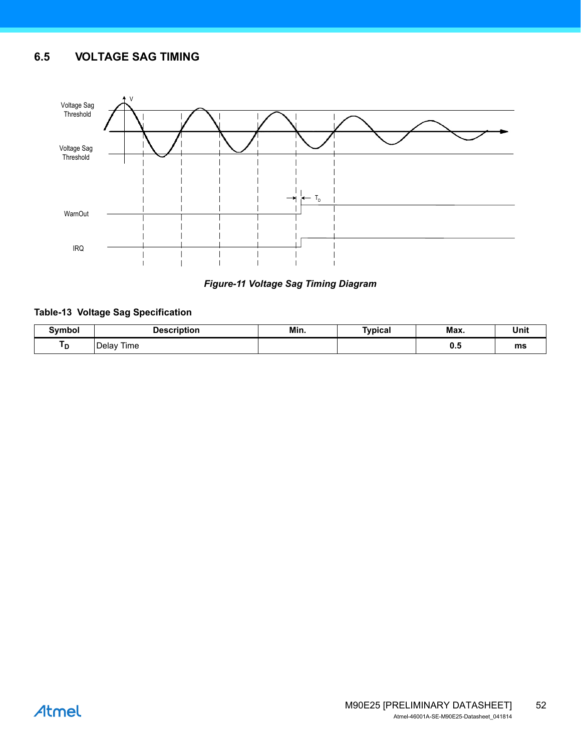## 6.5 VOLTAGE SAG TIMING

*Figure-11 Voltage Sag Timing Diagram*

**Table-13 Voltage Sag Specification**

| Symbol | Description | Min. | Typical | Max. | Unit |
|---|---|---|---|---|---|
| $T_D$ | Delay Time | | | **0.5** | **ms** |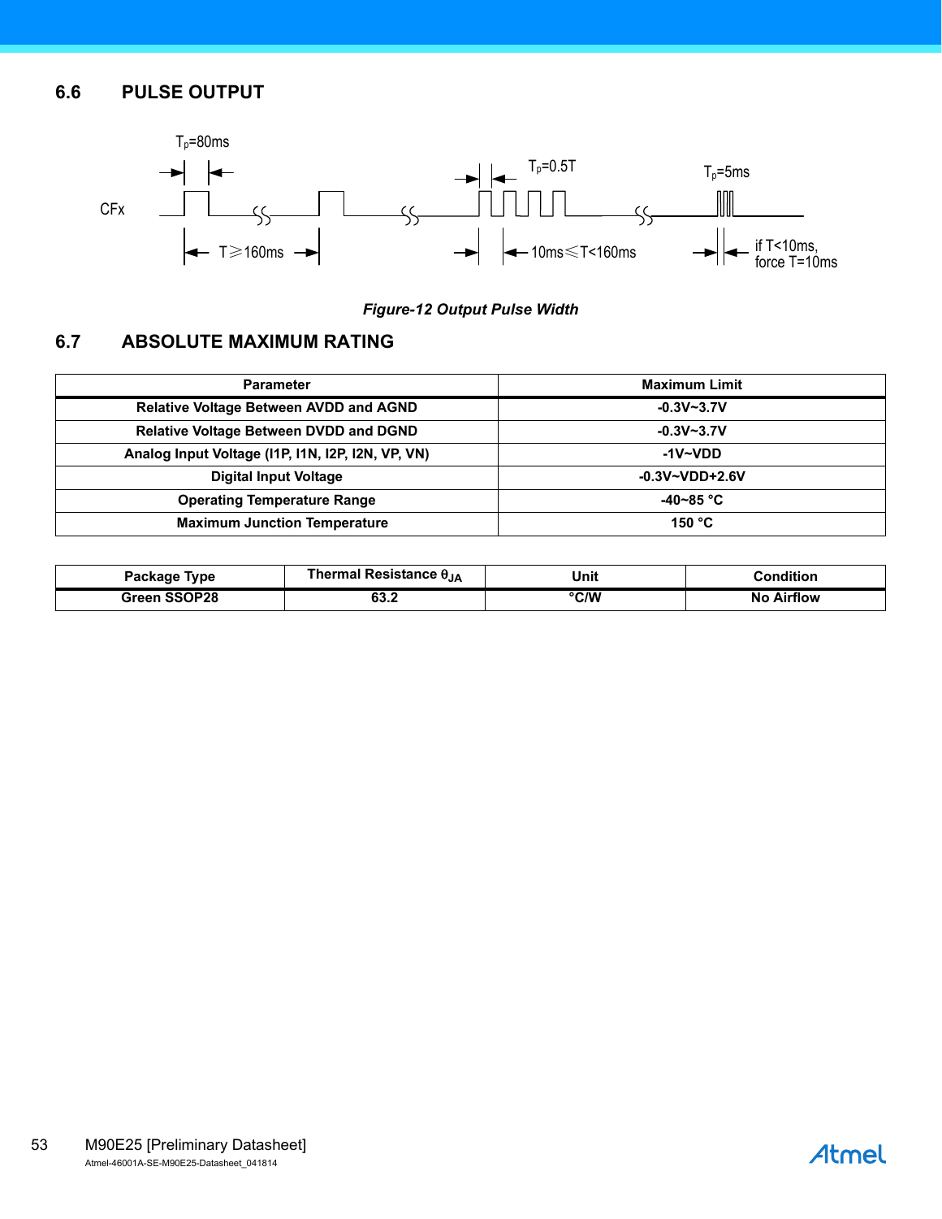## 6.6 PULSE OUTPUT

*Figure-12 Output Pulse Width*

## 6.7 ABSOLUTE MAXIMUM RATING

| Parameter | Maximum Limit |
|---|---|
| Relative Voltage Between AVDD and AGND | -0.3V~3.7V |
| Relative Voltage Between DVDD and DGND | -0.3V~3.7V |
| Analog Input Voltage (I1P, I1N, I2P, I2N, VP, VN) | -1V~VDD |
| Digital Input Voltage | -0.3V~VDD+2.6V |
| Operating Temperature Range | -40~85 °C |
| Maximum Junction Temperature | 150 °C |

| Package Type | Thermal Resistance $\theta_{JA}$ | Unit | Condition |
|---|---|---|---|
| Green SSOP28 | 63.2 | °C/W | No Airflow |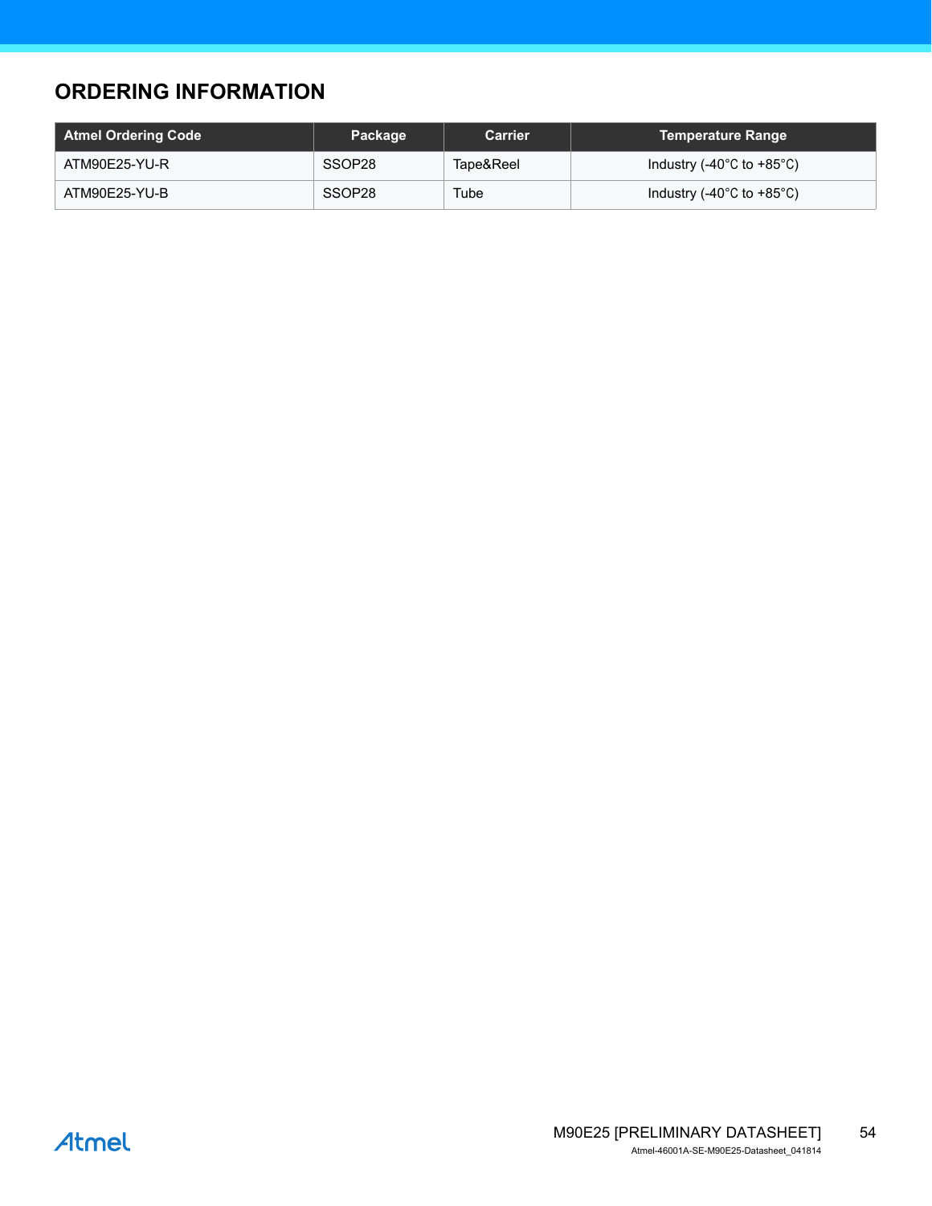## ORDERING INFORMATION

| Atmel Ordering Code | Package | Carrier | Temperature Range |
|---|---|---|---|
| ATM90E25-YU-R | SSOP28 | Tape&Reel | Industry (-40°C to +85°C) |
| ATM90E25-YU-B | SSOP28 | Tube | Industry (-40°C to +85°C) |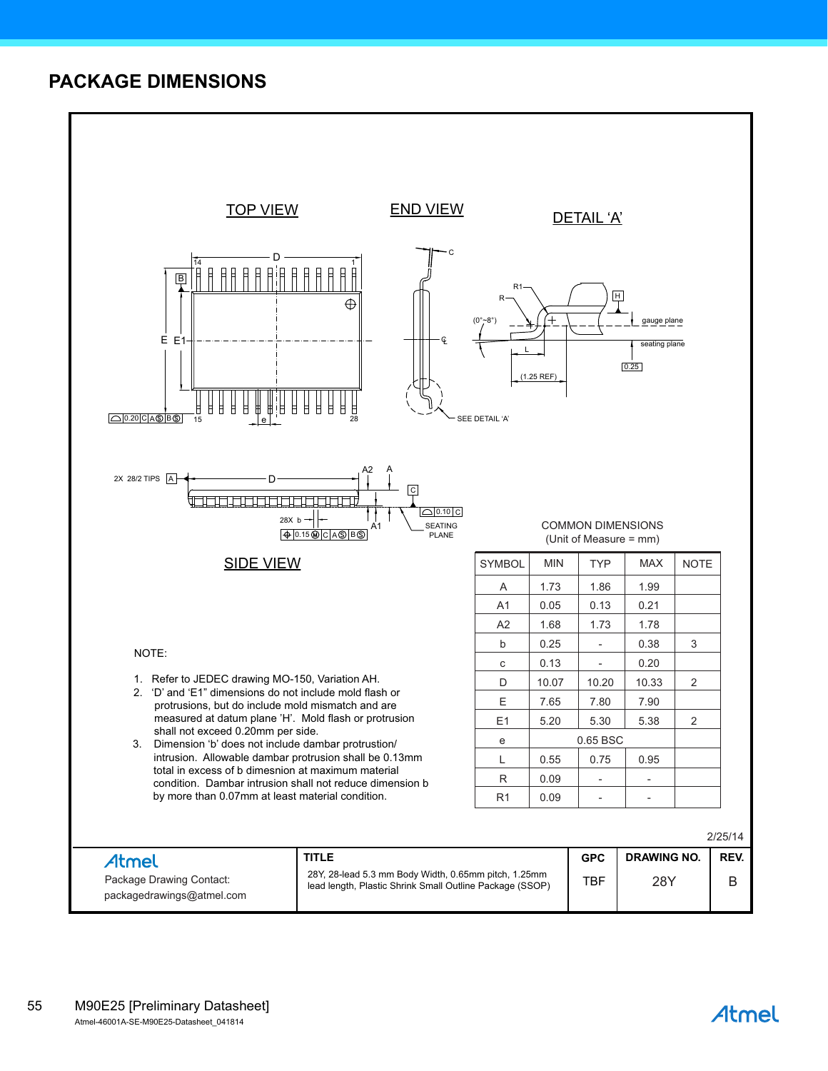## PACKAGE DIMENSIONS

TOP VIEW

END VIEW

DETAIL 'A'

SIDE VIEW

COMMON DIMENSIONS
(Unit of Measure = mm)

| SYMBOL | MIN | TYP | MAX | NOTE |
|---|---|---|---|---|
| A | 1.73 | 1.86 | 1.99 | |
| A1 | 0.05 | 0.13 | 0.21 | |
| A2 | 1.68 | 1.73 | 1.78 | |
| b | 0.25 | - | 0.38 | 3 |
| c | 0.13 | - | 0.20 | |
| D | 10.07 | 10.20 | 10.33 | 2 |
| E | 7.65 | 7.80 | 7.90 | |
| E1 | 5.20 | 5.30 | 5.38 | 2 |
| e | | 0.65 BSC | | |
| L | 0.55 | 0.75 | 0.95 | |
| R | 0.09 | - | - | |
| R1 | 0.09 | - | - | |

NOTE:

1. Refer to JEDEC drawing MO-150, Variation AH.
2. 'D' and 'E1" dimensions do not include mold flash or protrusions, but do include mold mismatch and are measured at datum plane 'H'. Mold flash or protrusion shall not exceed 0.20mm per side.
3. Dimension 'b' does not include dambar protrusion/ intrusion. Allowable dambar protrusion shall be 0.13mm total in excess of b dimesnion at maximum material condition. Dambar intrusion shall not reduce dimension b by more than 0.07mm at least material condition.

2/25/14

| Atmel<br>Package Drawing Contact:<br>packagedrawings@atmel.com | TITLE<br>28Y, 28-lead 5.3 mm Body Width, 0.65mm pitch, 1.25mm lead length, Plastic Shrink Small Outline Package (SSOP) | GPC<br>TBF | DRAWING NO.<br>28Y | REV.<br>B |
|---|---|---|---|---|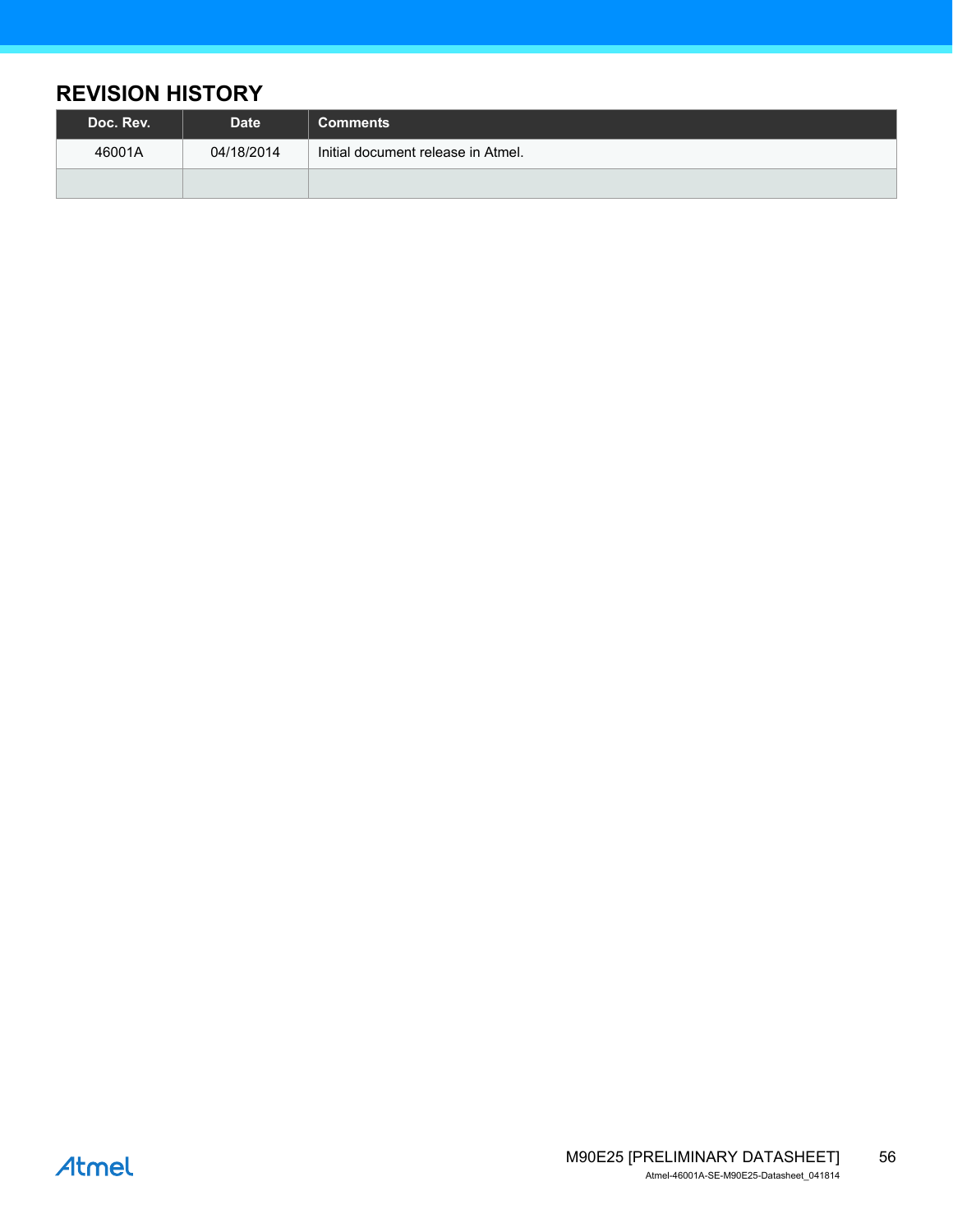# REVISION HISTORY

| Doc. Rev. | Date | Comments |
| --- | --- | --- |
| 46001A | 04/18/2014 | Initial document release in Atmel. |
| | | |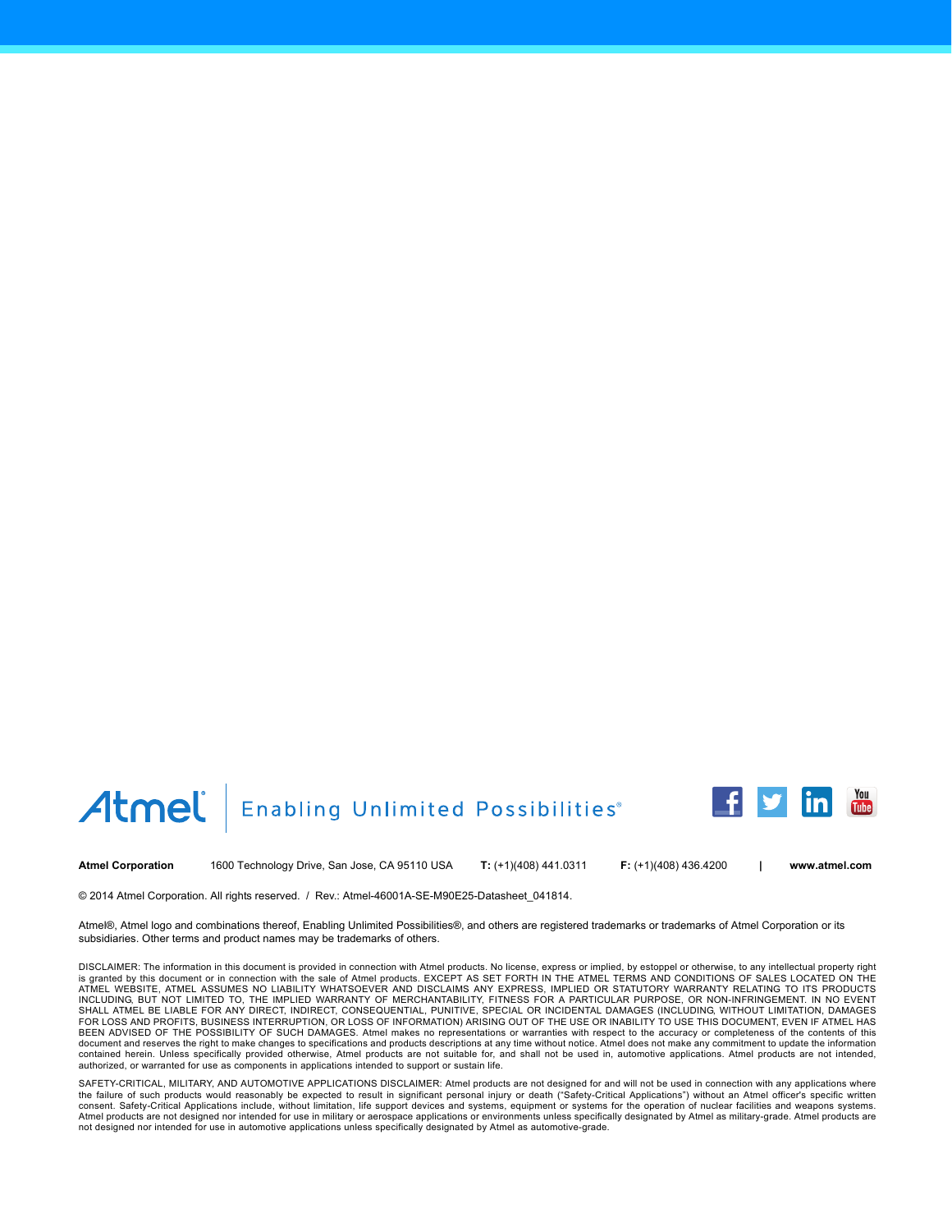Atmel | Enabling Unlimited Possibilities®

**Atmel Corporation** 1600 Technology Drive, San Jose, CA 95110 USA **T:** (+1)(408) 441.0311 **F:** (+1)(408) 436.4200 | **www.atmel.com**

© 2014 Atmel Corporation. All rights reserved. / Rev.: Atmel-46001A-SE-M90E25-Datasheet_041814.

Atmel®, Atmel logo and combinations thereof, Enabling Unlimited Possibilities®, and others are registered trademarks or trademarks of Atmel Corporation or its subsidiaries. Other terms and product names may be trademarks of others.

DISCLAIMER: The information in this document is provided in connection with Atmel products. No license, express or implied, by estoppel or otherwise, to any intellectual property right is granted by this document or in connection with the sale of Atmel products. EXCEPT AS SET FORTH IN THE ATMEL TERMS AND CONDITIONS OF SALES LOCATED ON THE ATMEL WEBSITE, ATMEL ASSUMES NO LIABILITY WHATSOEVER AND DISCLAIMS ANY EXPRESS, IMPLIED OR STATUTORY WARRANTY RELATING TO ITS PRODUCTS INCLUDING, BUT NOT LIMITED TO, THE IMPLIED WARRANTY OF MERCHANTABILITY, FITNESS FOR A PARTICULAR PURPOSE, OR NON-INFRINGEMENT. IN NO EVENT SHALL ATMEL BE LIABLE FOR ANY DIRECT, INDIRECT, CONSEQUENTIAL, PUNITIVE, SPECIAL OR INCIDENTAL DAMAGES (INCLUDING, WITHOUT LIMITATION, DAMAGES FOR LOSS AND PROFITS, BUSINESS INTERRUPTION, OR LOSS OF INFORMATION) ARISING OUT OF THE USE OR INABILITY TO USE THIS DOCUMENT, EVEN IF ATMEL HAS BEEN ADVISED OF THE POSSIBILITY OF SUCH DAMAGES. Atmel makes no representations or warranties with respect to the accuracy or completeness of the contents of this document and reserves the right to make changes to specifications and products descriptions at any time without notice. Atmel does not make any commitment to update the information contained herein. Unless specifically provided otherwise, Atmel products are not suitable for, and shall not be used in, automotive applications. Atmel products are not intended, authorized, or warranted for use as components in applications intended to support or sustain life.

SAFETY-CRITICAL, MILITARY, AND AUTOMOTIVE APPLICATIONS DISCLAIMER: Atmel products are not designed for and will not be used in connection with any applications where the failure of such products would reasonably be expected to result in significant personal injury or death ("Safety-Critical Applications") without an Atmel officer's specific written consent. Safety-Critical Applications include, without limitation, life support devices and systems, equipment or systems for the operation of nuclear facilities and weapons systems. Atmel products are not designed nor intended for use in military or aerospace applications or environments unless specifically designated by Atmel as military-grade. Atmel products are not designed nor intended for use in automotive applications unless specifically designated by Atmel as automotive-grade.